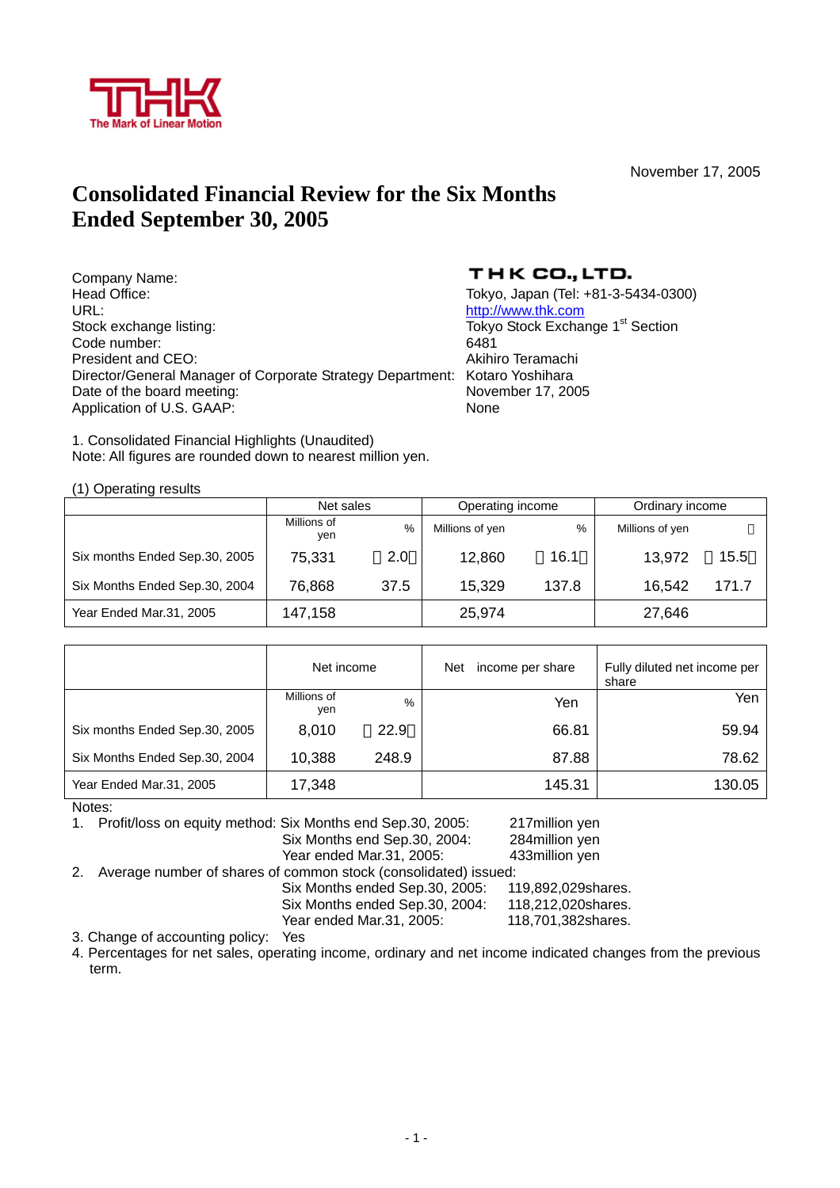THK

The Mark of Linear Motion

November 17, 2005

# Consolidated Financial Review for the Six Months Ended September 30, 2005

| | |
|---|---|
| Company Name: | THK CO., LTD. |
| Head Office: | Tokyo, Japan (Tel: +81-3-5434-0300) |
| URL: | http://www.thk.com |
| Stock exchange listing: | Tokyo Stock Exchange 1st Section |
| Code number: | 6481 |
| President and CEO: | Akihiro Teramachi |
| Director/General Manager of Corporate Strategy Department: | Kotaro Yoshihara |
| Date of the board meeting: | November 17, 2005 |
| Application of U.S. GAAP: | None |

1. Consolidated Financial Highlights (Unaudited)
Note: All figures are rounded down to nearest million yen.

(1) Operating results

| | Net sales | | Operating income | | Ordinary income | |
|---|---|---|---|---|---|---|
| | Millions of yen | % | Millions of yen | % | Millions of yen | % |
| Six months Ended Sep.30, 2005 | 75,331 | （2.0） | 12,860 | （16.1） | 13,972 | （15.5） |
| Six Months Ended Sep.30, 2004 | 76,868 | 37.5 | 15,329 | 137.8 | 16,542 | 171.7 |
| Year Ended Mar.31, 2005 | 147,158 | | 25,974 | | 27,646 | |

| | Net income | | Net income per share | Fully diluted net income per share |
|---|---|---|---|---|
| | Millions of yen | % | Yen | Yen |
| Six months Ended Sep.30, 2005 | 8,010 | （22.9） | 66.81 | 59.94 |
| Six Months Ended Sep.30, 2004 | 10,388 | 248.9 | 87.88 | 78.62 |
| Year Ended Mar.31, 2005 | 17,348 | | 145.31 | 130.05 |

Notes:

1. Profit/loss on equity method: Six Months end Sep.30, 2005: 217million yen
   Six Months end Sep.30, 2004: 284million yen
   Year ended Mar.31, 2005: 433million yen
2. Average number of shares of common stock (consolidated) issued:
   Six Months ended Sep.30, 2005: 119,892,029shares.
   Six Months ended Sep.30, 2004: 118,212,020shares.
   Year ended Mar.31, 2005: 118,701,382shares.
3. Change of accounting policy: Yes
4. Percentages for net sales, operating income, ordinary and net income indicated changes from the previous term.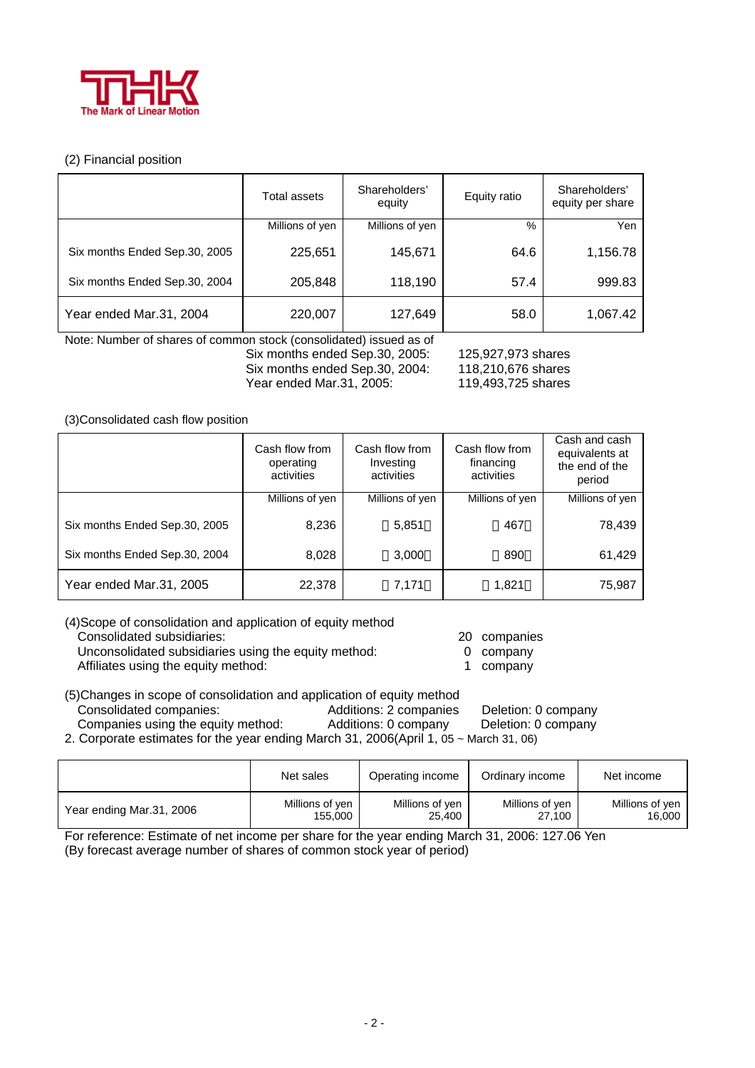(2) Financial position

| | Total assets | Shareholders' equity | Equity ratio | Shareholders' equity per share |
|---|---|---|---|---|
| | Millions of yen | Millions of yen | % | Yen |
| Six months Ended Sep.30, 2005 | 225,651 | 145,671 | 64.6 | 1,156.78 |
| Six months Ended Sep.30, 2004 | 205,848 | 118,190 | 57.4 | 999.83 |
| Year ended Mar.31, 2004 | 220,007 | 127,649 | 58.0 | 1,067.42 |

Note: Number of shares of common stock (consolidated) issued as of
- Six months ended Sep.30, 2005: 125,927,973 shares
- Six months ended Sep.30, 2004: 118,210,676 shares
- Year ended Mar.31, 2005: 119,493,725 shares

(3)Consolidated cash flow position

| | Cash flow from operating activities | Cash flow from Investing activities | Cash flow from financing activities | Cash and cash equivalents at the end of the period |
|---|---|---|---|---|
| | Millions of yen | Millions of yen | Millions of yen | Millions of yen |
| Six months Ended Sep.30, 2005 | 8,236 | (5,851) | (467) | 78,439 |
| Six months Ended Sep.30, 2004 | 8,028 | (3,000) | (890) | 61,429 |
| Year ended Mar.31, 2005 | 22,378 | (7,171) | (1,821) | 75,987 |

(4)Scope of consolidation and application of equity method
- Consolidated subsidiaries: 20 companies
- Unconsolidated subsidiaries using the equity method: 0 company
- Affiliates using the equity method: 1 company

(5)Changes in scope of consolidation and application of equity method
- Consolidated companies: Additions: 2 companies Deletion: 0 company
- Companies using the equity method: Additions: 0 company Deletion: 0 company

2. Corporate estimates for the year ending March 31, 2006(April 1, 05 ~ March 31, 06)

| | Net sales | Operating income | Ordinary income | Net income |
|---|---|---|---|---|
| | Millions of yen | Millions of yen | Millions of yen | Millions of yen |
| Year ending Mar.31, 2006 | 155,000 | 25,400 | 27,100 | 16,000 |

For reference: Estimate of net income per share for the year ending March 31, 2006: 127.06 Yen
(By forecast average number of shares of common stock year of period)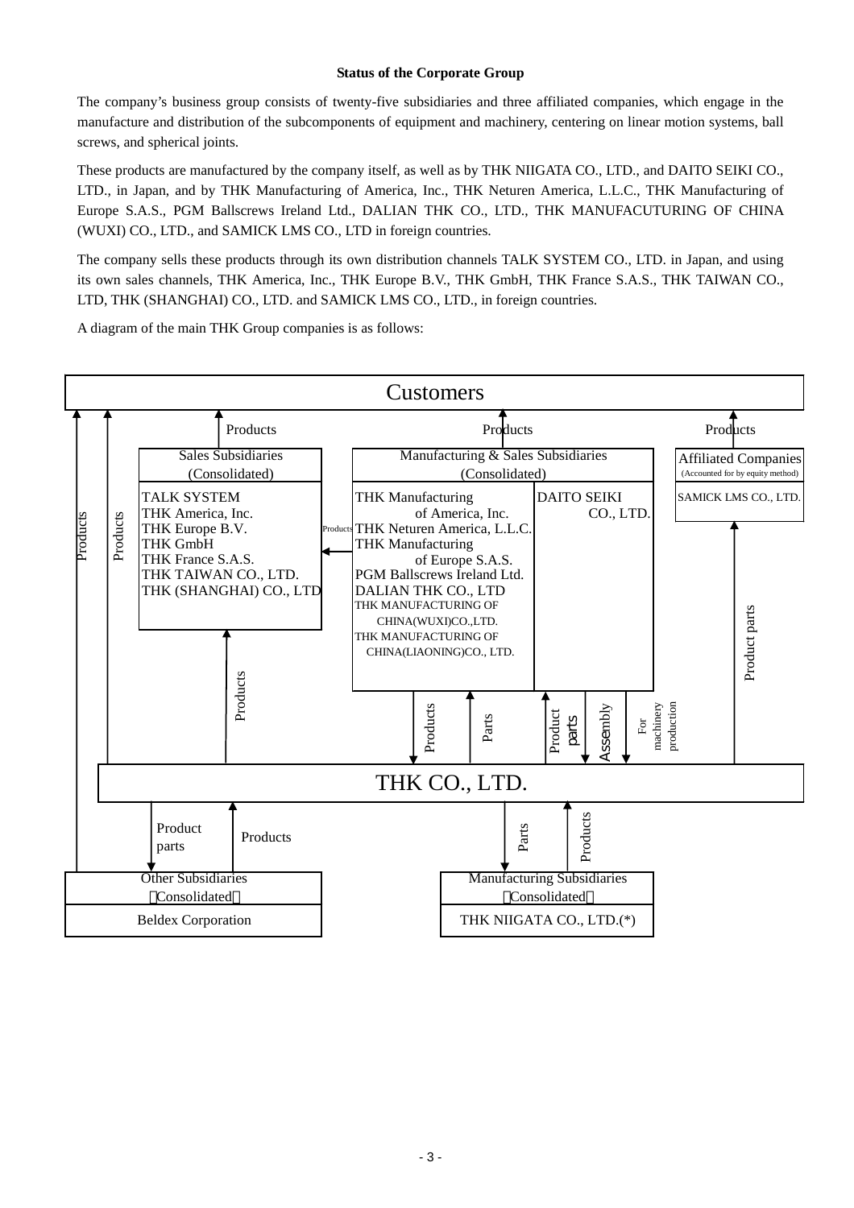**Status of the Corporate Group**

The company's business group consists of twenty-five subsidiaries and three affiliated companies, which engage in the manufacture and distribution of the subcomponents of equipment and machinery, centering on linear motion systems, ball screws, and spherical joints.

These products are manufactured by the company itself, as well as by THK NIIGATA CO., LTD., and DAITO SEIKI CO., LTD., in Japan, and by THK Manufacturing of America, Inc., THK Neturen America, L.L.C., THK Manufacturing of Europe S.A.S., PGM Ballscrews Ireland Ltd., DALIAN THK CO., LTD., THK MANUFACUTURING OF CHINA (WUXI) CO., LTD., and SAMICK LMS CO., LTD in foreign countries.

The company sells these products through its own distribution channels TALK SYSTEM CO., LTD. in Japan, and using its own sales channels, THK America, Inc., THK Europe B.V., THK GmbH, THK France S.A.S., THK TAIWAN CO., LTD, THK (SHANGHAI) CO., LTD. and SAMICK LMS CO., LTD., in foreign countries.

A diagram of the main THK Group companies is as follows:

Customers

Products | Products | Products

Sales Subsidiaries (Consolidated)
- TALK SYSTEM
- THK America, Inc.
- THK Europe B.V.
- THK GmbH
- THK France S.A.S.
- THK TAIWAN CO., LTD.
- THK (SHANGHAI) CO., LTD

Manufacturing & Sales Subsidiaries (Consolidated)
- THK Manufacturing of America, Inc.
- THK Neturen America, L.L.C.
- THK Manufacturing of Europe S.A.S.
- PGM Ballscrews Ireland Ltd.
- DALIAN THK CO., LTD
- THK MANUFACTURING OF CHINA(WUXI)CO.,LTD.
- THK MANUFACTURING OF CHINA(LIAONING)CO., LTD.
- DAITO SEIKI CO., LTD.

Affiliated Companies (Accounted for by equity method)
- SAMICK LMS CO., LTD.

Products | Products | Products | Parts | Product parts | Assembly | For machinery production | Product parts

THK CO., LTD.

Product parts | Products | Parts | Products

Other Subsidiaries (Consolidated)
- Beldex Corporation

Manufacturing Subsidiaries (Consolidated)
- THK NIIGATA CO., LTD.(*)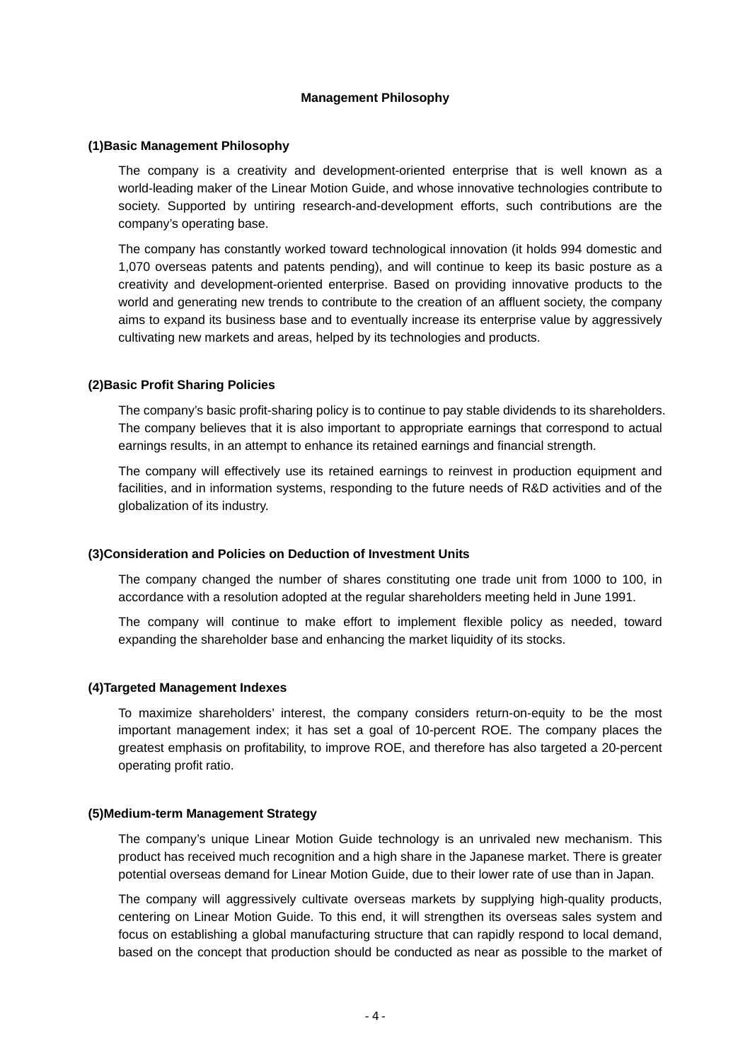# Management Philosophy

## (1)Basic Management Philosophy

The company is a creativity and development-oriented enterprise that is well known as a world-leading maker of the Linear Motion Guide, and whose innovative technologies contribute to society. Supported by untiring research-and-development efforts, such contributions are the company's operating base.

The company has constantly worked toward technological innovation (it holds 994 domestic and 1,070 overseas patents and patents pending), and will continue to keep its basic posture as a creativity and development-oriented enterprise. Based on providing innovative products to the world and generating new trends to contribute to the creation of an affluent society, the company aims to expand its business base and to eventually increase its enterprise value by aggressively cultivating new markets and areas, helped by its technologies and products.

## (2)Basic Profit Sharing Policies

The company's basic profit-sharing policy is to continue to pay stable dividends to its shareholders. The company believes that it is also important to appropriate earnings that correspond to actual earnings results, in an attempt to enhance its retained earnings and financial strength.

The company will effectively use its retained earnings to reinvest in production equipment and facilities, and in information systems, responding to the future needs of R&D activities and of the globalization of its industry.

## (3)Consideration and Policies on Deduction of Investment Units

The company changed the number of shares constituting one trade unit from 1000 to 100, in accordance with a resolution adopted at the regular shareholders meeting held in June 1991.

The company will continue to make effort to implement flexible policy as needed, toward expanding the shareholder base and enhancing the market liquidity of its stocks.

## (4)Targeted Management Indexes

To maximize shareholders' interest, the company considers return-on-equity to be the most important management index; it has set a goal of 10-percent ROE. The company places the greatest emphasis on profitability, to improve ROE, and therefore has also targeted a 20-percent operating profit ratio.

## (5)Medium-term Management Strategy

The company's unique Linear Motion Guide technology is an unrivaled new mechanism. This product has received much recognition and a high share in the Japanese market. There is greater potential overseas demand for Linear Motion Guide, due to their lower rate of use than in Japan.

The company will aggressively cultivate overseas markets by supplying high-quality products, centering on Linear Motion Guide. To this end, it will strengthen its overseas sales system and focus on establishing a global manufacturing structure that can rapidly respond to local demand, based on the concept that production should be conducted as near as possible to the market of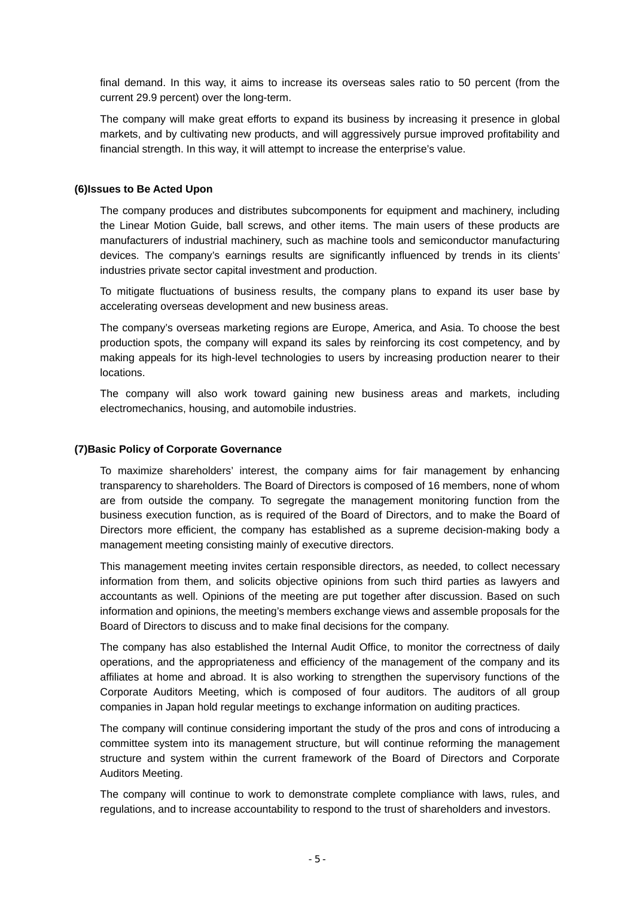final demand. In this way, it aims to increase its overseas sales ratio to 50 percent (from the current 29.9 percent) over the long-term.

The company will make great efforts to expand its business by increasing it presence in global markets, and by cultivating new products, and will aggressively pursue improved profitability and financial strength. In this way, it will attempt to increase the enterprise's value.

### (6)Issues to Be Acted Upon

The company produces and distributes subcomponents for equipment and machinery, including the Linear Motion Guide, ball screws, and other items. The main users of these products are manufacturers of industrial machinery, such as machine tools and semiconductor manufacturing devices. The company's earnings results are significantly influenced by trends in its clients' industries private sector capital investment and production.

To mitigate fluctuations of business results, the company plans to expand its user base by accelerating overseas development and new business areas.

The company's overseas marketing regions are Europe, America, and Asia. To choose the best production spots, the company will expand its sales by reinforcing its cost competency, and by making appeals for its high-level technologies to users by increasing production nearer to their locations.

The company will also work toward gaining new business areas and markets, including electromechanics, housing, and automobile industries.

### (7)Basic Policy of Corporate Governance

To maximize shareholders' interest, the company aims for fair management by enhancing transparency to shareholders. The Board of Directors is composed of 16 members, none of whom are from outside the company. To segregate the management monitoring function from the business execution function, as is required of the Board of Directors, and to make the Board of Directors more efficient, the company has established as a supreme decision-making body a management meeting consisting mainly of executive directors.

This management meeting invites certain responsible directors, as needed, to collect necessary information from them, and solicits objective opinions from such third parties as lawyers and accountants as well. Opinions of the meeting are put together after discussion. Based on such information and opinions, the meeting's members exchange views and assemble proposals for the Board of Directors to discuss and to make final decisions for the company.

The company has also established the Internal Audit Office, to monitor the correctness of daily operations, and the appropriateness and efficiency of the management of the company and its affiliates at home and abroad. It is also working to strengthen the supervisory functions of the Corporate Auditors Meeting, which is composed of four auditors. The auditors of all group companies in Japan hold regular meetings to exchange information on auditing practices.

The company will continue considering important the study of the pros and cons of introducing a committee system into its management structure, but will continue reforming the management structure and system within the current framework of the Board of Directors and Corporate Auditors Meeting.

The company will continue to work to demonstrate complete compliance with laws, rules, and regulations, and to increase accountability to respond to the trust of shareholders and investors.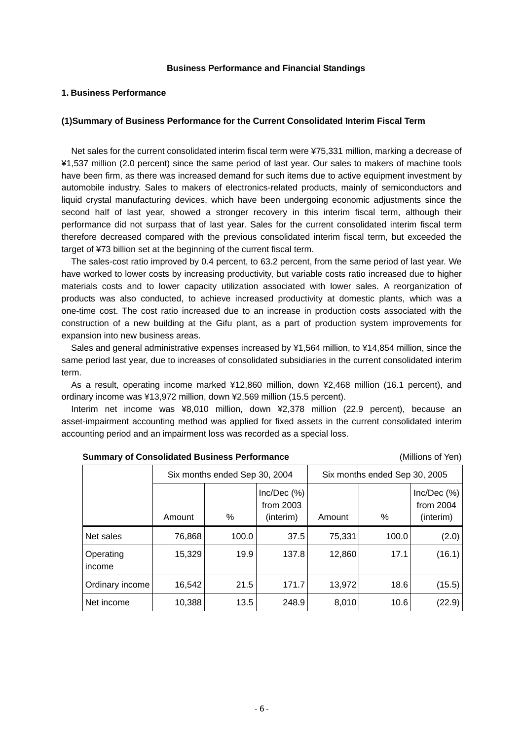# Business Performance and Financial Standings

## 1. Business Performance

### (1)Summary of Business Performance for the Current Consolidated Interim Fiscal Term

Net sales for the current consolidated interim fiscal term were ¥75,331 million, marking a decrease of ¥1,537 million (2.0 percent) since the same period of last year. Our sales to makers of machine tools have been firm, as there was increased demand for such items due to active equipment investment by automobile industry. Sales to makers of electronics-related products, mainly of semiconductors and liquid crystal manufacturing devices, which have been undergoing economic adjustments since the second half of last year, showed a stronger recovery in this interim fiscal term, although their performance did not surpass that of last year. Sales for the current consolidated interim fiscal term therefore decreased compared with the previous consolidated interim fiscal term, but exceeded the target of ¥73 billion set at the beginning of the current fiscal term.

The sales-cost ratio improved by 0.4 percent, to 63.2 percent, from the same period of last year. We have worked to lower costs by increasing productivity, but variable costs ratio increased due to higher materials costs and to lower capacity utilization associated with lower sales. A reorganization of products was also conducted, to achieve increased productivity at domestic plants, which was a one-time cost. The cost ratio increased due to an increase in production costs associated with the construction of a new building at the Gifu plant, as a part of production system improvements for expansion into new business areas.

Sales and general administrative expenses increased by ¥1,564 million, to ¥14,854 million, since the same period last year, due to increases of consolidated subsidiaries in the current consolidated interim term.

As a result, operating income marked ¥12,860 million, down ¥2,468 million (16.1 percent), and ordinary income was ¥13,972 million, down ¥2,569 million (15.5 percent).

Interim net income was ¥8,010 million, down ¥2,378 million (22.9 percent), because an asset-impairment accounting method was applied for fixed assets in the current consolidated interim accounting period and an impairment loss was recorded as a special loss.

**Summary of Consolidated Business Performance** (Millions of Yen)

| | Six months ended Sep 30, 2004 | | | Six months ended Sep 30, 2005 | | |
|---|---|---|---|---|---|---|
| | Amount | % | Inc/Dec (%) from 2003 (interim) | Amount | % | Inc/Dec (%) from 2004 (interim) |
| Net sales | 76,868 | 100.0 | 37.5 | 75,331 | 100.0 | (2.0) |
| Operating income | 15,329 | 19.9 | 137.8 | 12,860 | 17.1 | (16.1) |
| Ordinary income | 16,542 | 21.5 | 171.7 | 13,972 | 18.6 | (15.5) |
| Net income | 10,388 | 13.5 | 248.9 | 8,010 | 10.6 | (22.9) |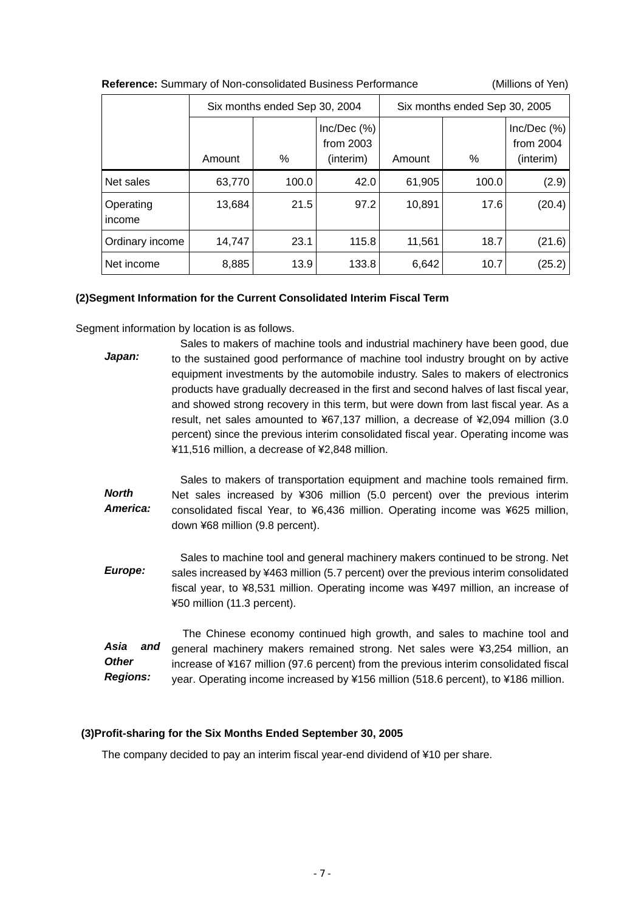**Reference:** Summary of Non-consolidated Business Performance (Millions of Yen)

| | Six months ended Sep 30, 2004 | | | Six months ended Sep 30, 2005 | | |
|---|---|---|---|---|---|---|
| | Amount | % | Inc/Dec (%) from 2003 (interim) | Amount | % | Inc/Dec (%) from 2004 (interim) |
| Net sales | 63,770 | 100.0 | 42.0 | 61,905 | 100.0 | (2.9) |
| Operating income | 13,684 | 21.5 | 97.2 | 10,891 | 17.6 | (20.4) |
| Ordinary income | 14,747 | 23.1 | 115.8 | 11,561 | 18.7 | (21.6) |
| Net income | 8,885 | 13.9 | 133.8 | 6,642 | 10.7 | (25.2) |

### (2)Segment Information for the Current Consolidated Interim Fiscal Term

Segment information by location is as follows.

***Japan:*** Sales to makers of machine tools and industrial machinery have been good, due to the sustained good performance of machine tool industry brought on by active equipment investments by the automobile industry. Sales to makers of electronics products have gradually decreased in the first and second halves of last fiscal year, and showed strong recovery in this term, but were down from last fiscal year. As a result, net sales amounted to ¥67,137 million, a decrease of ¥2,094 million (3.0 percent) since the previous interim consolidated fiscal year. Operating income was ¥11,516 million, a decrease of ¥2,848 million.

***North America:*** Sales to makers of transportation equipment and machine tools remained firm. Net sales increased by ¥306 million (5.0 percent) over the previous interim consolidated fiscal Year, to ¥6,436 million. Operating income was ¥625 million, down ¥68 million (9.8 percent).

***Europe:*** Sales to machine tool and general machinery makers continued to be strong. Net sales increased by ¥463 million (5.7 percent) over the previous interim consolidated fiscal year, to ¥8,531 million. Operating income was ¥497 million, an increase of ¥50 million (11.3 percent).

***Asia and Other Regions:*** The Chinese economy continued high growth, and sales to machine tool and general machinery makers remained strong. Net sales were ¥3,254 million, an increase of ¥167 million (97.6 percent) from the previous interim consolidated fiscal year. Operating income increased by ¥156 million (518.6 percent), to ¥186 million.

### (3)Profit-sharing for the Six Months Ended September 30, 2005

The company decided to pay an interim fiscal year-end dividend of ¥10 per share.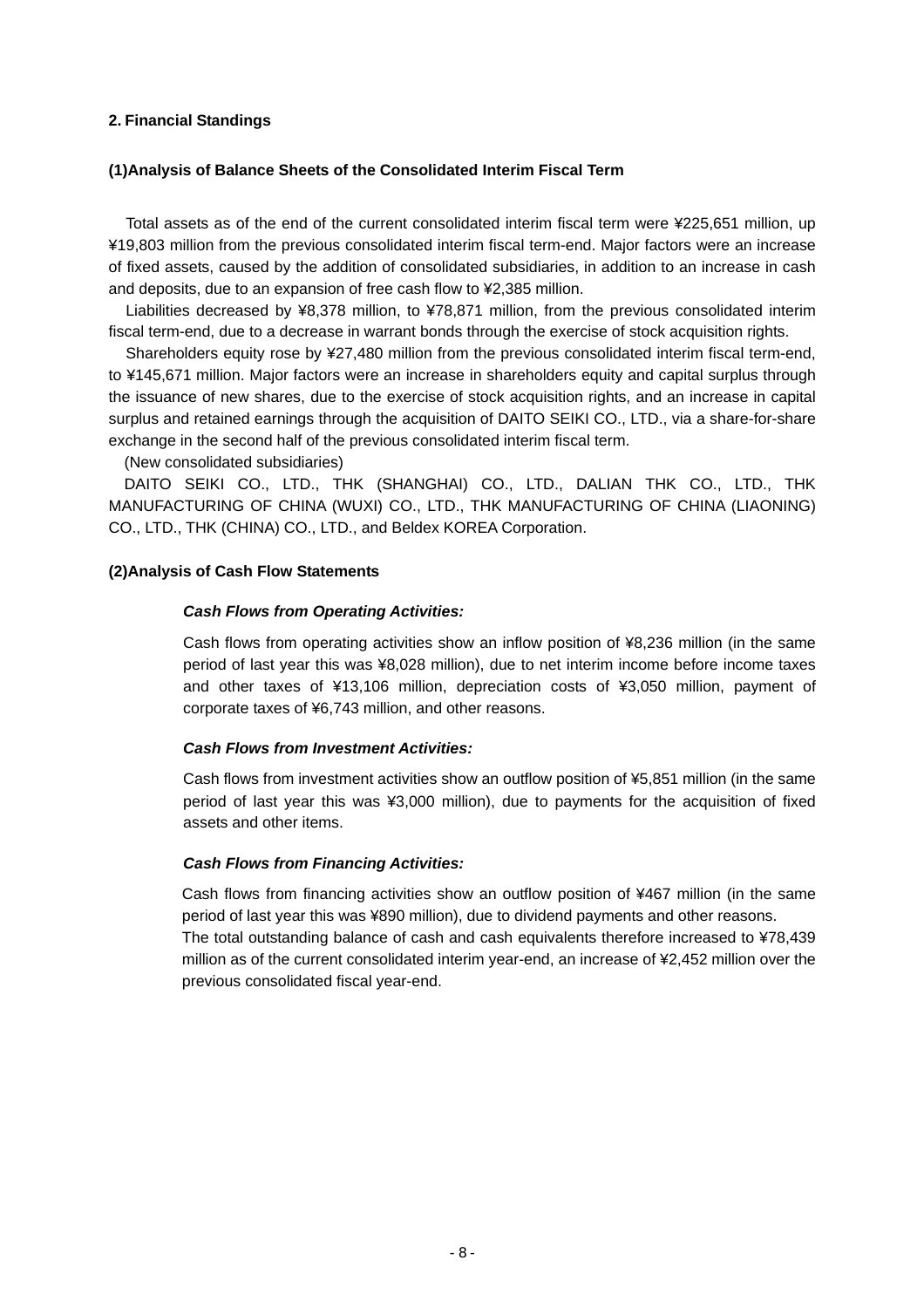## 2. Financial Standings

### (1)Analysis of Balance Sheets of the Consolidated Interim Fiscal Term

Total assets as of the end of the current consolidated interim fiscal term were ¥225,651 million, up ¥19,803 million from the previous consolidated interim fiscal term-end. Major factors were an increase of fixed assets, caused by the addition of consolidated subsidiaries, in addition to an increase in cash and deposits, due to an expansion of free cash flow to ¥2,385 million.

Liabilities decreased by ¥8,378 million, to ¥78,871 million, from the previous consolidated interim fiscal term-end, due to a decrease in warrant bonds through the exercise of stock acquisition rights.

Shareholders equity rose by ¥27,480 million from the previous consolidated interim fiscal term-end, to ¥145,671 million. Major factors were an increase in shareholders equity and capital surplus through the issuance of new shares, due to the exercise of stock acquisition rights, and an increase in capital surplus and retained earnings through the acquisition of DAITO SEIKI CO., LTD., via a share-for-share exchange in the second half of the previous consolidated interim fiscal term.

(New consolidated subsidiaries)

DAITO SEIKI CO., LTD., THK (SHANGHAI) CO., LTD., DALIAN THK CO., LTD., THK MANUFACTURING OF CHINA (WUXI) CO., LTD., THK MANUFACTURING OF CHINA (LIAONING) CO., LTD., THK (CHINA) CO., LTD., and Beldex KOREA Corporation.

### (2)Analysis of Cash Flow Statements

***Cash Flows from Operating Activities:***

Cash flows from operating activities show an inflow position of ¥8,236 million (in the same period of last year this was ¥8,028 million), due to net interim income before income taxes and other taxes of ¥13,106 million, depreciation costs of ¥3,050 million, payment of corporate taxes of ¥6,743 million, and other reasons.

***Cash Flows from Investment Activities:***

Cash flows from investment activities show an outflow position of ¥5,851 million (in the same period of last year this was ¥3,000 million), due to payments for the acquisition of fixed assets and other items.

***Cash Flows from Financing Activities:***

Cash flows from financing activities show an outflow position of ¥467 million (in the same period of last year this was ¥890 million), due to dividend payments and other reasons.

The total outstanding balance of cash and cash equivalents therefore increased to ¥78,439 million as of the current consolidated interim year-end, an increase of ¥2,452 million over the previous consolidated fiscal year-end.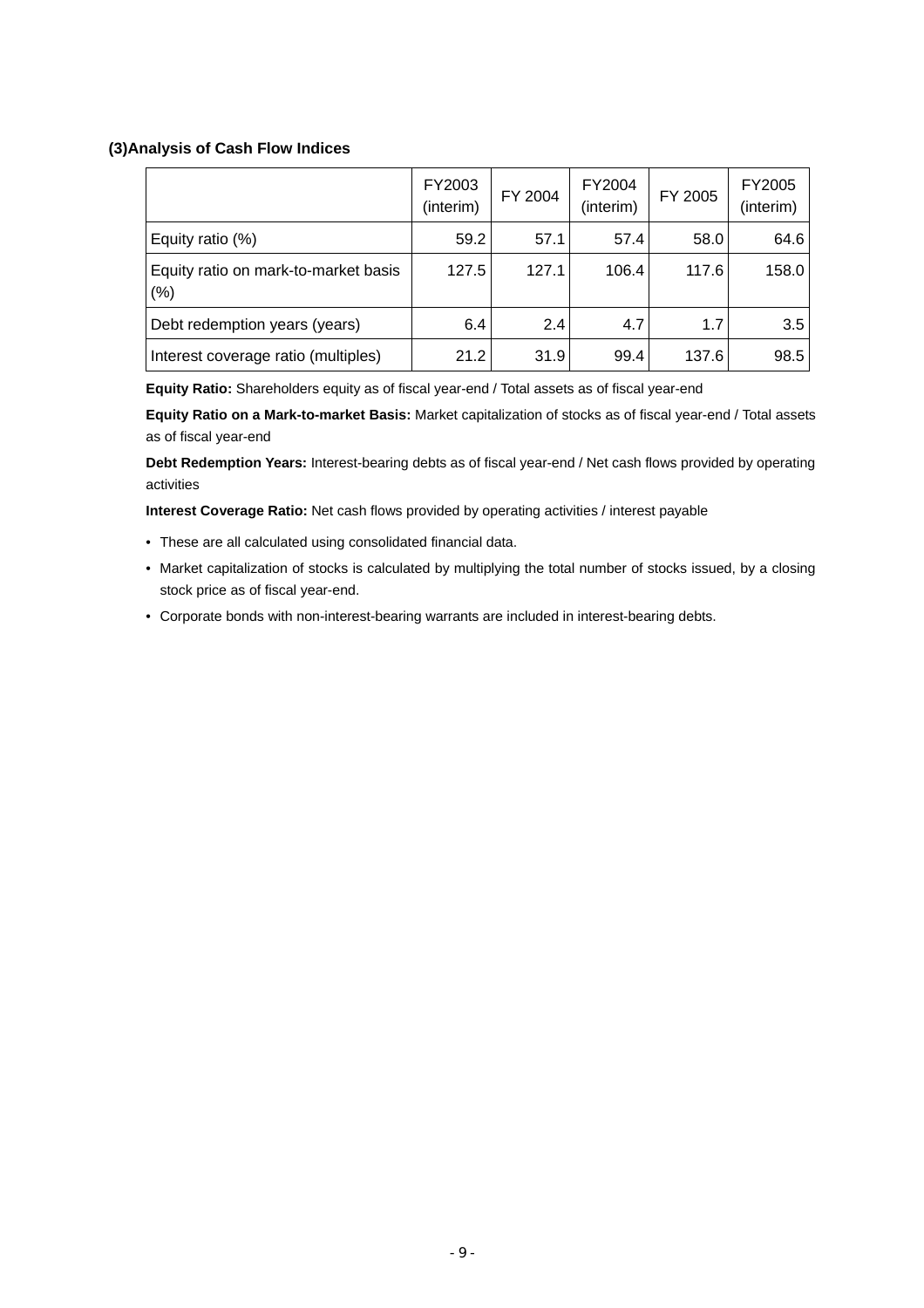### (3)Analysis of Cash Flow Indices

| | FY2003 (interim) | FY 2004 | FY2004 (interim) | FY 2005 | FY2005 (interim) |
|---|---|---|---|---|---|
| Equity ratio (%) | 59.2 | 57.1 | 57.4 | 58.0 | 64.6 |
| Equity ratio on mark-to-market basis (%) | 127.5 | 127.1 | 106.4 | 117.6 | 158.0 |
| Debt redemption years (years) | 6.4 | 2.4 | 4.7 | 1.7 | 3.5 |
| Interest coverage ratio (multiples) | 21.2 | 31.9 | 99.4 | 137.6 | 98.5 |

**Equity Ratio:** Shareholders equity as of fiscal year-end / Total assets as of fiscal year-end

**Equity Ratio on a Mark-to-market Basis:** Market capitalization of stocks as of fiscal year-end / Total assets as of fiscal year-end

**Debt Redemption Years:** Interest-bearing debts as of fiscal year-end / Net cash flows provided by operating activities

**Interest Coverage Ratio:** Net cash flows provided by operating activities / interest payable

- These are all calculated using consolidated financial data.
- Market capitalization of stocks is calculated by multiplying the total number of stocks issued, by a closing stock price as of fiscal year-end.
- Corporate bonds with non-interest-bearing warrants are included in interest-bearing debts.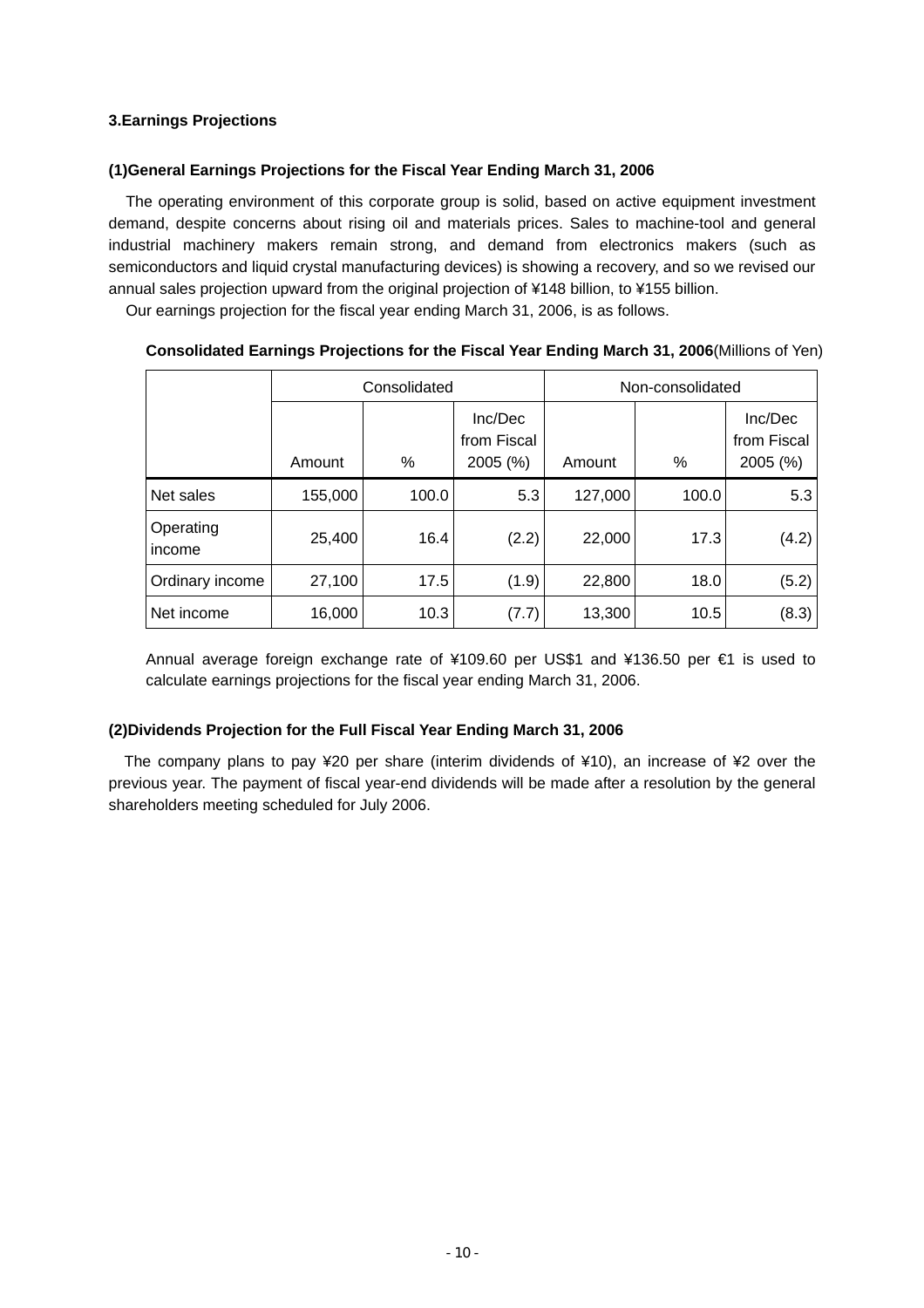### 3.Earnings Projections

#### (1)General Earnings Projections for the Fiscal Year Ending March 31, 2006

The operating environment of this corporate group is solid, based on active equipment investment demand, despite concerns about rising oil and materials prices. Sales to machine-tool and general industrial machinery makers remain strong, and demand from electronics makers (such as semiconductors and liquid crystal manufacturing devices) is showing a recovery, and so we revised our annual sales projection upward from the original projection of ¥148 billion, to ¥155 billion.

Our earnings projection for the fiscal year ending March 31, 2006, is as follows.

**Consolidated Earnings Projections for the Fiscal Year Ending March 31, 2006**(Millions of Yen)

| | Consolidated | | | Non-consolidated | | |
|---|---|---|---|---|---|---|
| | Amount | % | Inc/Dec from Fiscal 2005 (%) | Amount | % | Inc/Dec from Fiscal 2005 (%) |
| Net sales | 155,000 | 100.0 | 5.3 | 127,000 | 100.0 | 5.3 |
| Operating income | 25,400 | 16.4 | (2.2) | 22,000 | 17.3 | (4.2) |
| Ordinary income | 27,100 | 17.5 | (1.9) | 22,800 | 18.0 | (5.2) |
| Net income | 16,000 | 10.3 | (7.7) | 13,300 | 10.5 | (8.3) |

Annual average foreign exchange rate of ¥109.60 per US$1 and ¥136.50 per €1 is used to calculate earnings projections for the fiscal year ending March 31, 2006.

#### (2)Dividends Projection for the Full Fiscal Year Ending March 31, 2006

The company plans to pay ¥20 per share (interim dividends of ¥10), an increase of ¥2 over the previous year. The payment of fiscal year-end dividends will be made after a resolution by the general shareholders meeting scheduled for July 2006.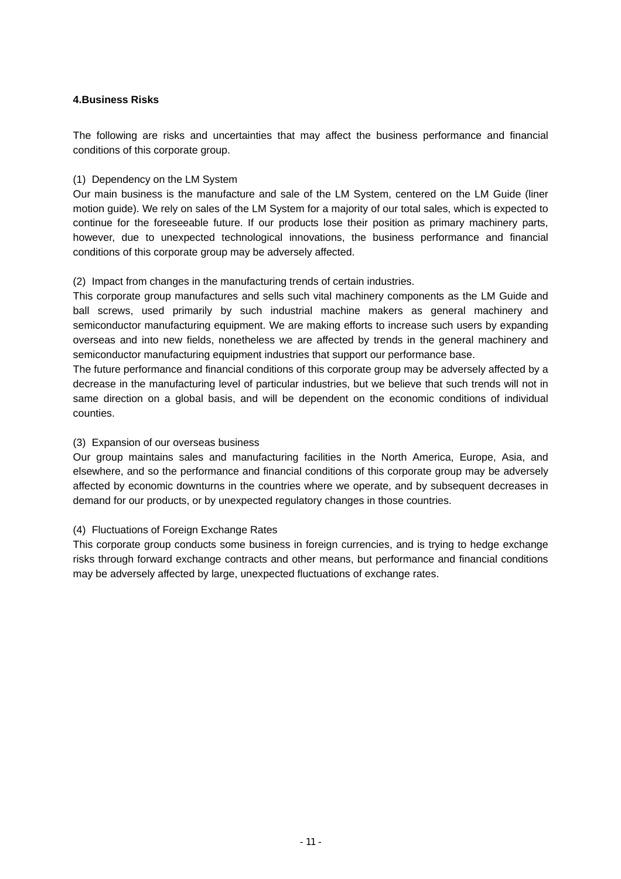## 4.Business Risks

The following are risks and uncertainties that may affect the business performance and financial conditions of this corporate group.

(1) Dependency on the LM System

Our main business is the manufacture and sale of the LM System, centered on the LM Guide (liner motion guide). We rely on sales of the LM System for a majority of our total sales, which is expected to continue for the foreseeable future. If our products lose their position as primary machinery parts, however, due to unexpected technological innovations, the business performance and financial conditions of this corporate group may be adversely affected.

(2) Impact from changes in the manufacturing trends of certain industries.

This corporate group manufactures and sells such vital machinery components as the LM Guide and ball screws, used primarily by such industrial machine makers as general machinery and semiconductor manufacturing equipment. We are making efforts to increase such users by expanding overseas and into new fields, nonetheless we are affected by trends in the general machinery and semiconductor manufacturing equipment industries that support our performance base.

The future performance and financial conditions of this corporate group may be adversely affected by a decrease in the manufacturing level of particular industries, but we believe that such trends will not in same direction on a global basis, and will be dependent on the economic conditions of individual counties.

(3) Expansion of our overseas business

Our group maintains sales and manufacturing facilities in the North America, Europe, Asia, and elsewhere, and so the performance and financial conditions of this corporate group may be adversely affected by economic downturns in the countries where we operate, and by subsequent decreases in demand for our products, or by unexpected regulatory changes in those countries.

(4) Fluctuations of Foreign Exchange Rates

This corporate group conducts some business in foreign currencies, and is trying to hedge exchange risks through forward exchange contracts and other means, but performance and financial conditions may be adversely affected by large, unexpected fluctuations of exchange rates.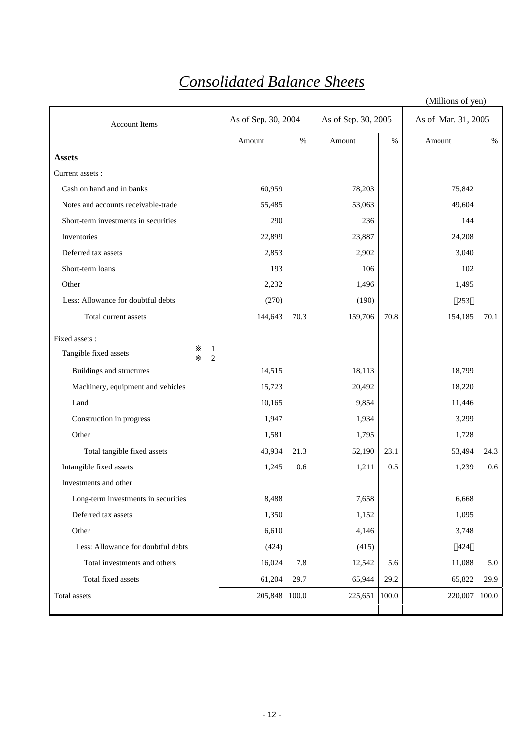# Consolidated Balance Sheets

(Millions of yen)

| Account Items | As of Sep. 30, 2004 | | As of Sep. 30, 2005 | | As of Mar. 31, 2005 | |
|---|---|---|---|---|---|---|
| | Amount | % | Amount | % | Amount | % |
| **Assets** | | | | | | |
| Current assets : | | | | | | |
| Cash on hand and in banks | 60,959 | | 78,203 | | 75,842 | |
| Notes and accounts receivable-trade | 55,485 | | 53,063 | | 49,604 | |
| Short-term investments in securities | 290 | | 236 | | 144 | |
| Inventories | 22,899 | | 23,887 | | 24,208 | |
| Deferred tax assets | 2,853 | | 2,902 | | 3,040 | |
| Short-term loans | 193 | | 106 | | 102 | |
| Other | 2,232 | | 1,496 | | 1,495 | |
| Less: Allowance for doubtful debts | (270) | | (190) | | (253) | |
| Total current assets | 144,643 | 70.3 | 159,706 | 70.8 | 154,185 | 70.1 |
| Fixed assets : | | | | | | |
| Tangible fixed assets ※1 ※2 | | | | | | |
| Buildings and structures | 14,515 | | 18,113 | | 18,799 | |
| Machinery, equipment and vehicles | 15,723 | | 20,492 | | 18,220 | |
| Land | 10,165 | | 9,854 | | 11,446 | |
| Construction in progress | 1,947 | | 1,934 | | 3,299 | |
| Other | 1,581 | | 1,795 | | 1,728 | |
| Total tangible fixed assets | 43,934 | 21.3 | 52,190 | 23.1 | 53,494 | 24.3 |
| Intangible fixed assets | 1,245 | 0.6 | 1,211 | 0.5 | 1,239 | 0.6 |
| Investments and other | | | | | | |
| Long-term investments in securities | 8,488 | | 7,658 | | 6,668 | |
| Deferred tax assets | 1,350 | | 1,152 | | 1,095 | |
| Other | 6,610 | | 4,146 | | 3,748 | |
| Less: Allowance for doubtful debts | (424) | | (415) | | (424) | |
| Total investments and others | 16,024 | 7.8 | 12,542 | 5.6 | 11,088 | 5.0 |
| Total fixed assets | 61,204 | 29.7 | 65,944 | 29.2 | 65,822 | 29.9 |
| Total assets | 205,848 | 100.0 | 225,651 | 100.0 | 220,007 | 100.0 |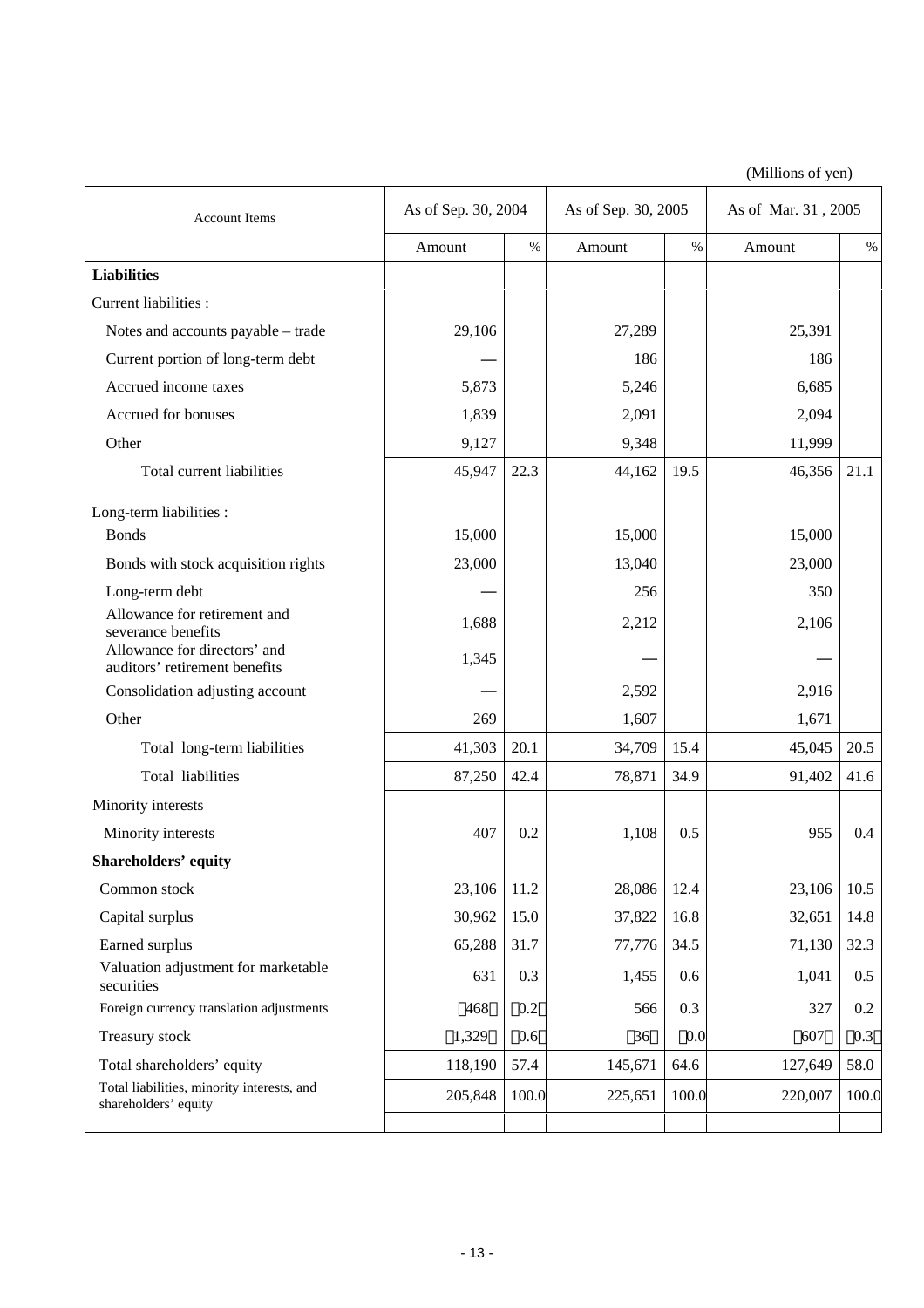(Millions of yen)

| Account Items | As of Sep. 30, 2004 | | As of Sep. 30, 2005 | | As of Mar. 31 , 2005 | |
|---|---|---|---|---|---|---|
| | Amount | % | Amount | % | Amount | % |
| **Liabilities** | | | | | | |
| Current liabilities : | | | | | | |
| Notes and accounts payable – trade | 29,106 | | 27,289 | | 25,391 | |
| Current portion of long-term debt | — | | 186 | | 186 | |
| Accrued income taxes | 5,873 | | 5,246 | | 6,685 | |
| Accrued for bonuses | 1,839 | | 2,091 | | 2,094 | |
| Other | 9,127 | | 9,348 | | 11,999 | |
| Total current liabilities | 45,947 | 22.3 | 44,162 | 19.5 | 46,356 | 21.1 |
| Long-term liabilities : | | | | | | |
| Bonds | 15,000 | | 15,000 | | 15,000 | |
| Bonds with stock acquisition rights | 23,000 | | 13,040 | | 23,000 | |
| Long-term debt | — | | 256 | | 350 | |
| Allowance for retirement and severance benefits | 1,688 | | 2,212 | | 2,106 | |
| Allowance for directors' and auditors' retirement benefits | 1,345 | | — | | — | |
| Consolidation adjusting account | — | | 2,592 | | 2,916 | |
| Other | 269 | | 1,607 | | 1,671 | |
| Total long-term liabilities | 41,303 | 20.1 | 34,709 | 15.4 | 45,045 | 20.5 |
| Total liabilities | 87,250 | 42.4 | 78,871 | 34.9 | 91,402 | 41.6 |
| Minority interests | | | | | | |
| Minority interests | 407 | 0.2 | 1,108 | 0.5 | 955 | 0.4 |
| **Shareholders' equity** | | | | | | |
| Common stock | 23,106 | 11.2 | 28,086 | 12.4 | 23,106 | 10.5 |
| Capital surplus | 30,962 | 15.0 | 37,822 | 16.8 | 32,651 | 14.8 |
| Earned surplus | 65,288 | 31.7 | 77,776 | 34.5 | 71,130 | 32.3 |
| Valuation adjustment for marketable securities | 631 | 0.3 | 1,455 | 0.6 | 1,041 | 0.5 |
| Foreign currency translation adjustments | △468 | △0.2 | 566 | 0.3 | 327 | 0.2 |
| Treasury stock | △1,329 | △0.6 | △36 | △0.0 | △607 | △0.3 |
| Total shareholders' equity | 118,190 | 57.4 | 145,671 | 64.6 | 127,649 | 58.0 |
| Total liabilities, minority interests, and shareholders' equity | 205,848 | 100.0 | 225,651 | 100.0 | 220,007 | 100.0 |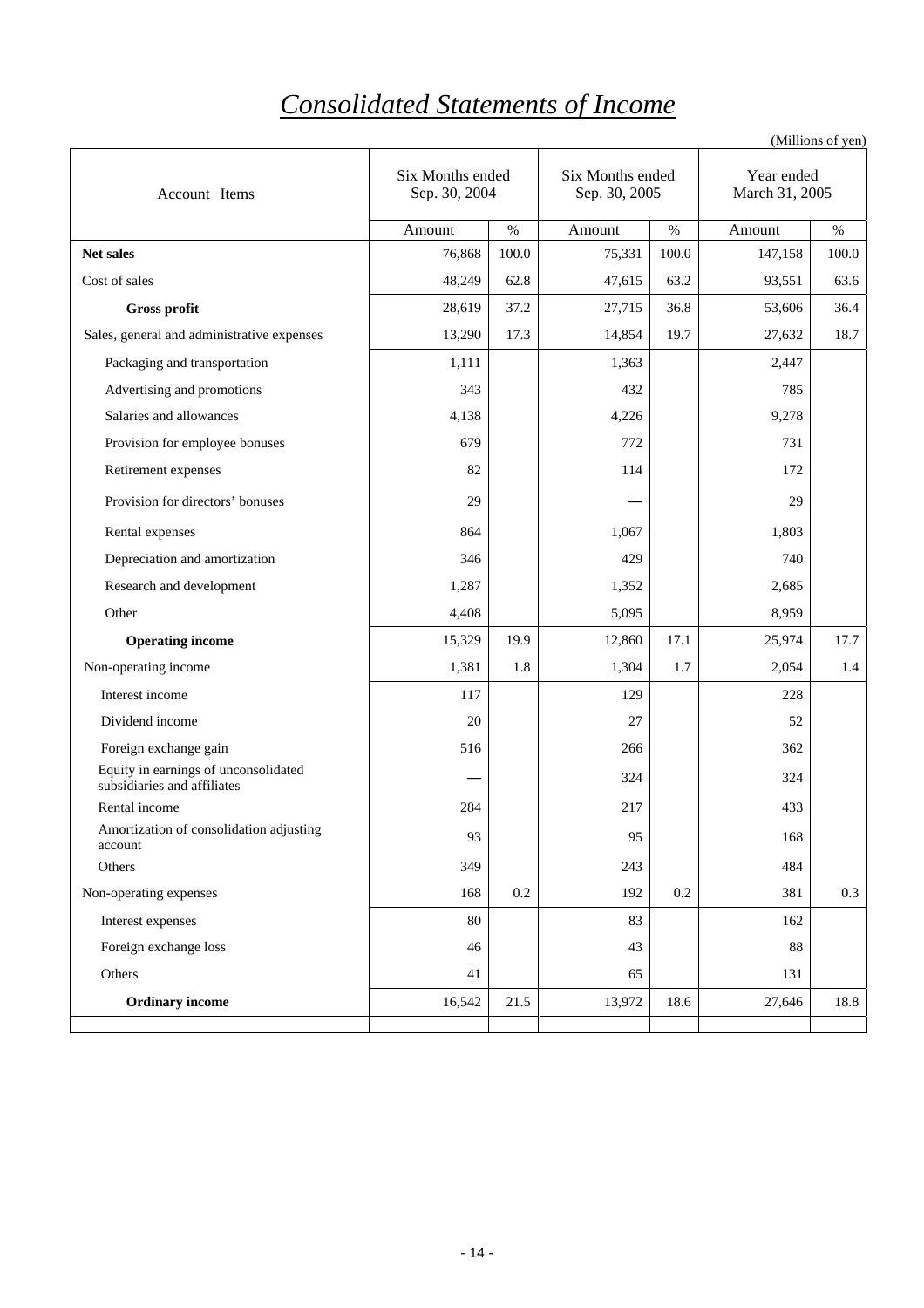# *Consolidated Statements of Income*

(Millions of yen)

| Account Items | Six Months ended Sep. 30, 2004 | | Six Months ended Sep. 30, 2005 | | Year ended March 31, 2005 | |
|---|---|---|---|---|---|---|
| | Amount | % | Amount | % | Amount | % |
| **Net sales** | 76,868 | 100.0 | 75,331 | 100.0 | 147,158 | 100.0 |
| Cost of sales | 48,249 | 62.8 | 47,615 | 63.2 | 93,551 | 63.6 |
| **Gross profit** | 28,619 | 37.2 | 27,715 | 36.8 | 53,606 | 36.4 |
| Sales, general and administrative expenses | 13,290 | 17.3 | 14,854 | 19.7 | 27,632 | 18.7 |
| Packaging and transportation | 1,111 | | 1,363 | | 2,447 | |
| Advertising and promotions | 343 | | 432 | | 785 | |
| Salaries and allowances | 4,138 | | 4,226 | | 9,278 | |
| Provision for employee bonuses | 679 | | 772 | | 731 | |
| Retirement expenses | 82 | | 114 | | 172 | |
| Provision for directors' bonuses | 29 | | — | | 29 | |
| Rental expenses | 864 | | 1,067 | | 1,803 | |
| Depreciation and amortization | 346 | | 429 | | 740 | |
| Research and development | 1,287 | | 1,352 | | 2,685 | |
| Other | 4,408 | | 5,095 | | 8,959 | |
| **Operating income** | 15,329 | 19.9 | 12,860 | 17.1 | 25,974 | 17.7 |
| Non-operating income | 1,381 | 1.8 | 1,304 | 1.7 | 2,054 | 1.4 |
| Interest income | 117 | | 129 | | 228 | |
| Dividend income | 20 | | 27 | | 52 | |
| Foreign exchange gain | 516 | | 266 | | 362 | |
| Equity in earnings of unconsolidated subsidiaries and affiliates | — | | 324 | | 324 | |
| Rental income | 284 | | 217 | | 433 | |
| Amortization of consolidation adjusting account | 93 | | 95 | | 168 | |
| Others | 349 | | 243 | | 484 | |
| Non-operating expenses | 168 | 0.2 | 192 | 0.2 | 381 | 0.3 |
| Interest expenses | 80 | | 83 | | 162 | |
| Foreign exchange loss | 46 | | 43 | | 88 | |
| Others | 41 | | 65 | | 131 | |
| **Ordinary income** | 16,542 | 21.5 | 13,972 | 18.6 | 27,646 | 18.8 |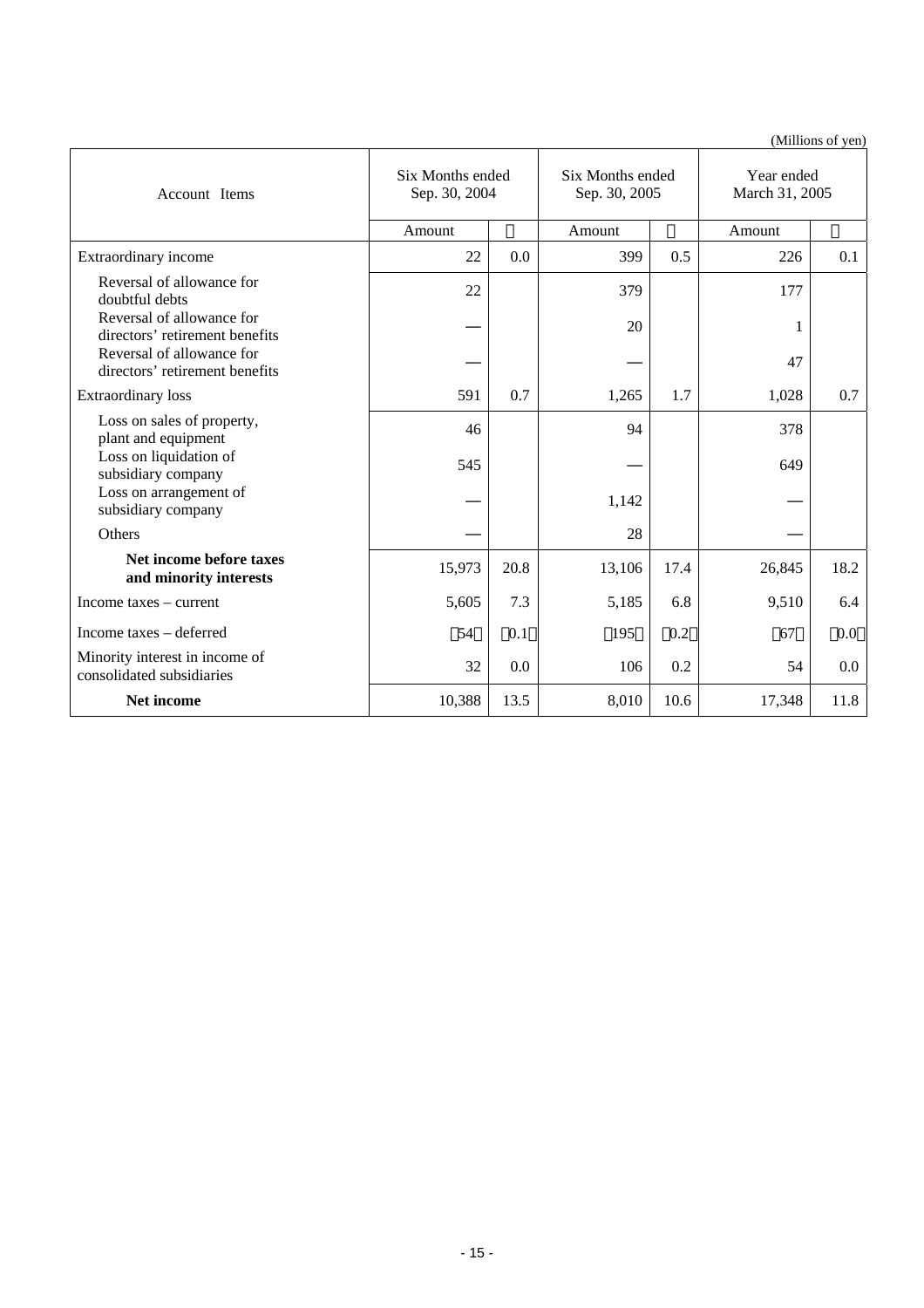(Millions of yen)

| Account Items | Six Months ended Sep. 30, 2004 | | Six Months ended Sep. 30, 2005 | | Year ended March 31, 2005 | |
|---|---|---|---|---|---|---|
| | Amount | % | Amount | % | Amount | % |
| Extraordinary income | 22 | 0.0 | 399 | 0.5 | 226 | 0.1 |
| Reversal of allowance for doubtful debts | 22 | | 379 | | 177 | |
| Reversal of allowance for directors' retirement benefits | — | | 20 | | 1 | |
| Reversal of allowance for directors' retirement benefits | — | | — | | 47 | |
| Extraordinary loss | 591 | 0.7 | 1,265 | 1.7 | 1,028 | 0.7 |
| Loss on sales of property, plant and equipment | 46 | | 94 | | 378 | |
| Loss on liquidation of subsidiary company | 545 | | — | | 649 | |
| Loss on arrangement of subsidiary company | — | | 1,142 | | — | |
| Others | — | | 28 | | — | |
| **Net income before taxes and minority interests** | 15,973 | 20.8 | 13,106 | 17.4 | 26,845 | 18.2 |
| Income taxes – current | 5,605 | 7.3 | 5,185 | 6.8 | 9,510 | 6.4 |
| Income taxes – deferred | (54) | (0.1) | (195) | (0.2) | (67) | (0.0) |
| Minority interest in income of consolidated subsidiaries | 32 | 0.0 | 106 | 0.2 | 54 | 0.0 |
| **Net income** | 10,388 | 13.5 | 8,010 | 10.6 | 17,348 | 11.8 |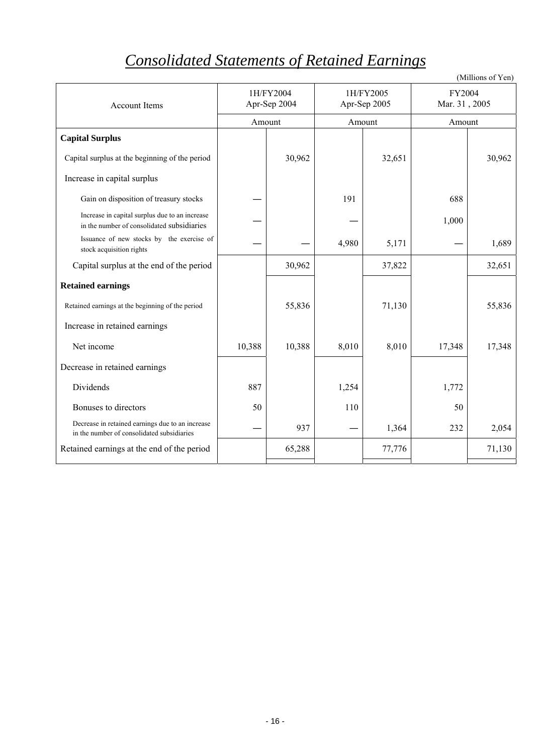# *Consolidated Statements of Retained Earnings*

(Millions of Yen)

| Account Items | 1H/FY2004 Apr-Sep 2004 | | 1H/FY2005 Apr-Sep 2005 | | FY2004 Mar. 31 , 2005 | |
|---|---|---|---|---|---|---|
| | Amount | | Amount | | Amount | |
| **Capital Surplus** | | | | | | |
| Capital surplus at the beginning of the period | | 30,962 | | 32,651 | | 30,962 |
| Increase in capital surplus | | | | | | |
| Gain on disposition of treasury stocks | — | | 191 | | 688 | |
| Increase in capital surplus due to an increase in the number of consolidated subsidiaries | — | | — | | 1,000 | |
| Issuance of new stocks by the exercise of stock acquisition rights | — | — | 4,980 | 5,171 | — | 1,689 |
| Capital surplus at the end of the period | | 30,962 | | 37,822 | | 32,651 |
| **Retained earnings** | | | | | | |
| Retained earnings at the beginning of the period | | 55,836 | | 71,130 | | 55,836 |
| Increase in retained earnings | | | | | | |
| Net income | 10,388 | 10,388 | 8,010 | 8,010 | 17,348 | 17,348 |
| Decrease in retained earnings | | | | | | |
| Dividends | 887 | | 1,254 | | 1,772 | |
| Bonuses to directors | 50 | | 110 | | 50 | |
| Decrease in retained earnings due to an increase in the number of consolidated subsidiaries | — | 937 | — | 1,364 | 232 | 2,054 |
| Retained earnings at the end of the period | | 65,288 | | 77,776 | | 71,130 |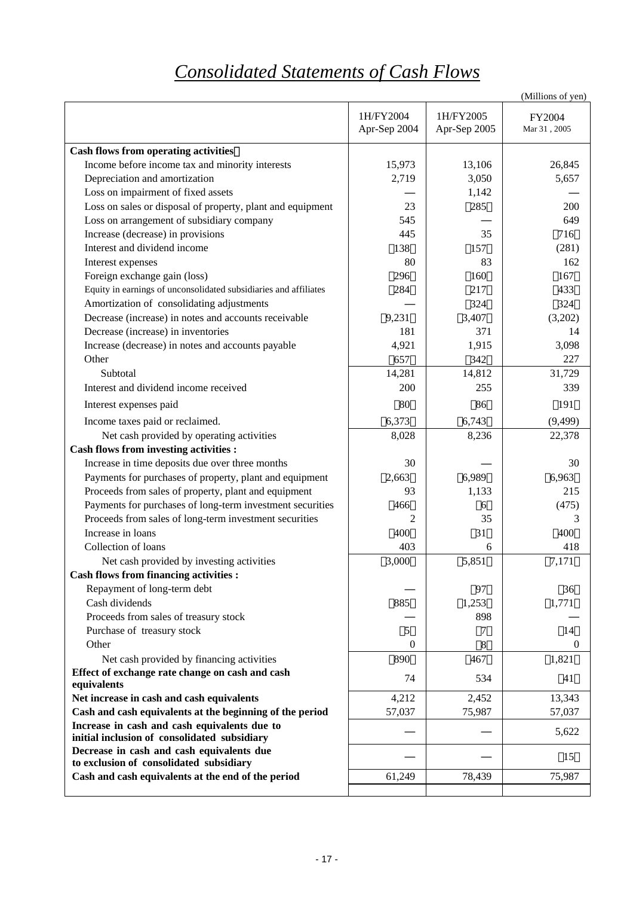# *Consolidated Statements of Cash Flows*

(Millions of yen)

| | 1H/FY2004 Apr-Sep 2004 | 1H/FY2005 Apr-Sep 2005 | FY2004 Mar 31 , 2005 |
|---|---|---|---|
| **Cash flows from operating activities:** | | | |
| Income before income tax and minority interests | 15,973 | 13,106 | 26,845 |
| Depreciation and amortization | 2,719 | 3,050 | 5,657 |
| Loss on impairment of fixed assets | — | 1,142 | — |
| Loss on sales or disposal of property, plant and equipment | 23 | (285) | 200 |
| Loss on arrangement of subsidiary company | 545 | — | 649 |
| Increase (decrease) in provisions | 445 | 35 | (716) |
| Interest and dividend income | (138) | (157) | (281) |
| Interest expenses | 80 | 83 | 162 |
| Foreign exchange gain (loss) | (296) | (160) | (167) |
| Equity in earnings of unconsolidated subsidiaries and affiliates | (284) | (217) | (433) |
| Amortization of consolidating adjustments | — | (324) | (324) |
| Decrease (increase) in notes and accounts receivable | (9,231) | (3,407) | (3,202) |
| Decrease (increase) in inventories | 181 | 371 | 14 |
| Increase (decrease) in notes and accounts payable | 4,921 | 1,915 | 3,098 |
| Other | (657) | (342) | 227 |
| Subtotal | 14,281 | 14,812 | 31,729 |
| Interest and dividend income received | 200 | 255 | 339 |
| Interest expenses paid | (80) | (86) | (191) |
| Income taxes paid or reclaimed. | (6,373) | (6,743) | (9,499) |
| Net cash provided by operating activities | 8,028 | 8,236 | 22,378 |
| **Cash flows from investing activities :** | | | |
| Increase in time deposits due over three months | 30 | — | 30 |
| Payments for purchases of property, plant and equipment | (2,663) | (6,989) | (6,963) |
| Proceeds from sales of property, plant and equipment | 93 | 1,133 | 215 |
| Payments for purchases of long-term investment securities | (466) | (6) | (475) |
| Proceeds from sales of long-term investment securities | 2 | 35 | 3 |
| Increase in loans | (400) | (31) | (400) |
| Collection of loans | 403 | 6 | 418 |
| Net cash provided by investing activities | (3,000) | (5,851) | (7,171) |
| **Cash flows from financing activities :** | | | |
| Repayment of long-term debt | — | (97) | (36) |
| Cash dividends | (885) | (1,253) | (1,771) |
| Proceeds from sales of treasury stock | — | 898 | — |
| Purchase of treasury stock | (5) | (7) | (14) |
| Other | 0 | (8) | 0 |
| Net cash provided by financing activities | (890) | (467) | (1,821) |
| **Effect of exchange rate change on cash and cash equivalents** | 74 | 534 | (41) |
| **Net increase in cash and cash equivalents** | 4,212 | 2,452 | 13,343 |
| **Cash and cash equivalents at the beginning of the period** | 57,037 | 75,987 | 57,037 |
| **Increase in cash and cash equivalents due to initial inclusion of consolidated subsidiary** | — | — | 5,622 |
| **Decrease in cash and cash equivalents due to exclusion of consolidated subsidiary** | — | — | (15) |
| **Cash and cash equivalents at the end of the period** | 61,249 | 78,439 | 75,987 |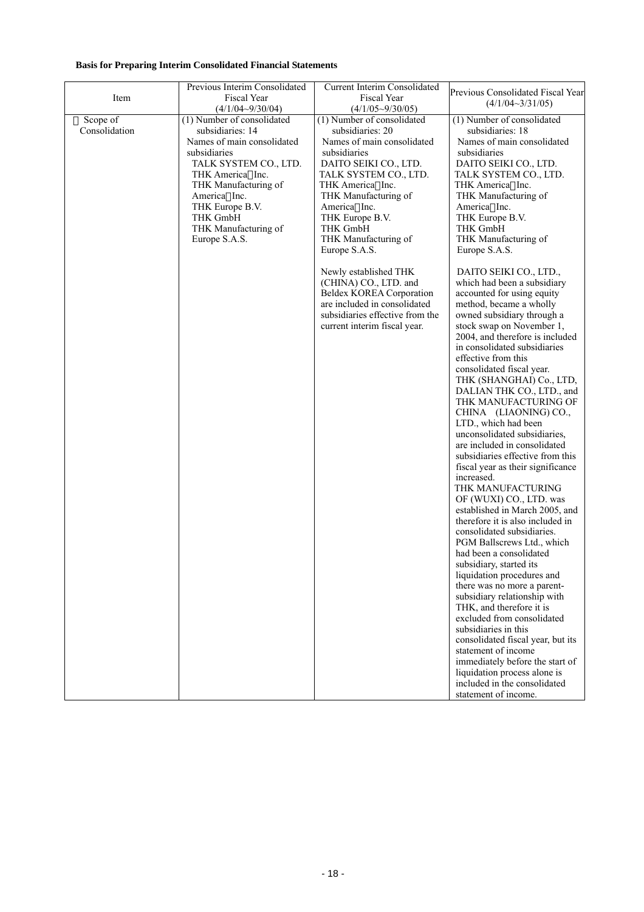**Basis for Preparing Interim Consolidated Financial Statements**

| Item | Previous Interim Consolidated Fiscal Year (4/1/04~9/30/04) | Current Interim Consolidated Fiscal Year (4/1/05~9/30/05) | Previous Consolidated Fiscal Year (4/1/04~3/31/05) |
|---|---|---|---|
| Scope of Consolidation | (1) Number of consolidated subsidiaries: 14<br>Names of main consolidated subsidiaries<br>TALK SYSTEM CO., LTD.<br>THK America Inc.<br>THK Manufacturing of America Inc.<br>THK Europe B.V.<br>THK GmbH<br>THK Manufacturing of Europe S.A.S. | (1) Number of consolidated subsidiaries: 20<br>Names of main consolidated subsidiaries<br>DAITO SEIKI CO., LTD.<br>TALK SYSTEM CO., LTD.<br>THK America Inc.<br>THK Manufacturing of America Inc.<br>THK Europe B.V.<br>THK GmbH<br>THK Manufacturing of Europe S.A.S.<br><br>Newly established THK (CHINA) CO., LTD. and Beldex KOREA Corporation are included in consolidated subsidiaries effective from the current interim fiscal year. | (1) Number of consolidated subsidiaries: 18<br>Names of main consolidated subsidiaries<br>DAITO SEIKI CO., LTD.<br>TALK SYSTEM CO., LTD.<br>THK America Inc.<br>THK Manufacturing of America Inc.<br>THK Europe B.V.<br>THK GmbH<br>THK Manufacturing of Europe S.A.S.<br><br>DAITO SEIKI CO., LTD., which had been a subsidiary accounted for using equity method, became a wholly owned subsidiary through a stock swap on November 1, 2004, and therefore is included in consolidated subsidiaries effective from this consolidated fiscal year.<br>THK (SHANGHAI) Co., LTD, DALIAN THK CO., LTD., and THK MANUFACTURING OF CHINA (LIAONING) CO., LTD., which had been unconsolidated subsidiaries, are included in consolidated subsidiaries effective from this fiscal year as their significance increased.<br>THK MANUFACTURING OF (WUXI) CO., LTD. was established in March 2005, and therefore it is also included in consolidated subsidiaries.<br>PGM Ballscrews Ltd., which had been a consolidated subsidiary, started its liquidation procedures and there was no more a parent-subsidiary relationship with THK, and therefore it is excluded from consolidated subsidiaries in this consolidated fiscal year, but its statement of income immediately before the start of liquidation process alone is included in the consolidated statement of income. |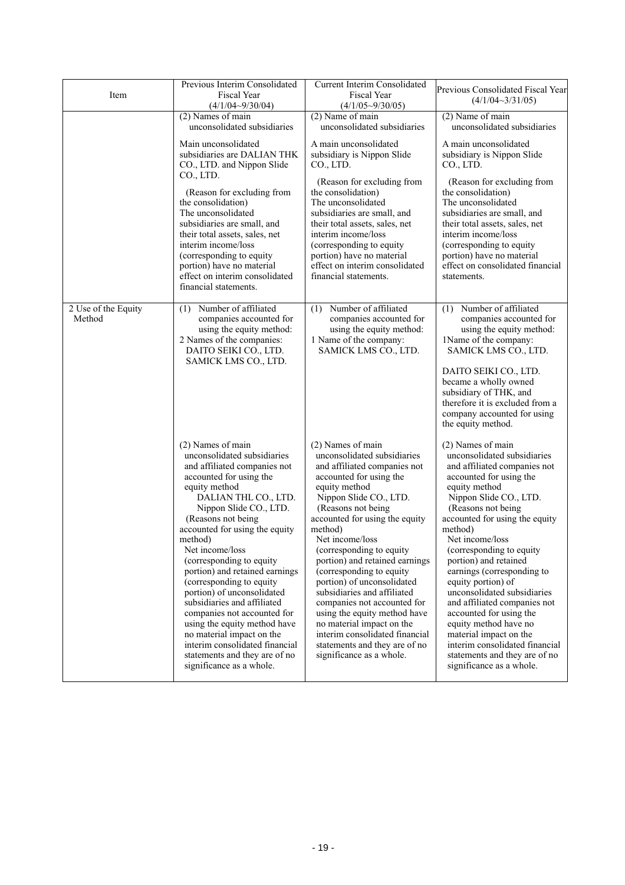| Item | Previous Interim Consolidated Fiscal Year (4/1/04~9/30/04) | Current Interim Consolidated Fiscal Year (4/1/05~9/30/05) | Previous Consolidated Fiscal Year (4/1/04~3/31/05) |
|---|---|---|---|
| | (2) Names of main unconsolidated subsidiaries<br><br>Main unconsolidated subsidiaries are DALIAN THK CO., LTD. and Nippon Slide CO., LTD.<br><br>(Reason for excluding from the consolidation)<br>The unconsolidated subsidiaries are small, and their total assets, sales, net interim income/loss (corresponding to equity portion) have no material effect on interim consolidated financial statements. | (2) Name of main unconsolidated subsidiaries<br><br>A main unconsolidated subsidiary is Nippon Slide CO., LTD.<br><br>(Reason for excluding from the consolidation)<br>The unconsolidated subsidiaries are small, and their total assets, sales, net interim income/loss (corresponding to equity portion) have no material effect on interim consolidated financial statements. | (2) Name of main unconsolidated subsidiaries<br><br>A main unconsolidated subsidiary is Nippon Slide CO., LTD.<br><br>(Reason for excluding from the consolidation)<br>The unconsolidated subsidiaries are small, and their total assets, sales, net interim income/loss (corresponding to equity portion) have no material effect on consolidated financial statements. |
| 2 Use of the Equity Method | (1) Number of affiliated companies accounted for using the equity method:<br>2 Names of the companies:<br>DAITO SEIKI CO., LTD.<br>SAMICK LMS CO., LTD. | (1) Number of affiliated companies accounted for using the equity method:<br>1 Name of the company:<br>SAMICK LMS CO., LTD. | (1) Number of affiliated companies accounted for using the equity method:<br>1Name of the company:<br>SAMICK LMS CO., LTD.<br><br>DAITO SEIKI CO., LTD. became a wholly owned subsidiary of THK, and therefore it is excluded from a company accounted for using the equity method. |
| | (2) Names of main unconsolidated subsidiaries and affiliated companies not accounted for using the equity method<br>DALIAN THL CO., LTD.<br>Nippon Slide CO., LTD.<br>(Reasons not being accounted for using the equity method)<br>Net income/loss (corresponding to equity portion) and retained earnings (corresponding to equity portion) of unconsolidated subsidiaries and affiliated companies not accounted for using the equity method have no material impact on the interim consolidated financial statements and they are of no significance as a whole. | (2) Names of main unconsolidated subsidiaries and affiliated companies not accounted for using the equity method<br>Nippon Slide CO., LTD.<br>(Reasons not being accounted for using the equity method)<br>Net income/loss (corresponding to equity portion) and retained earnings (corresponding to equity portion) of unconsolidated subsidiaries and affiliated companies not accounted for using the equity method have no material impact on the interim consolidated financial statements and they are of no significance as a whole. | (2) Names of main unconsolidated subsidiaries and affiliated companies not accounted for using the equity method<br>Nippon Slide CO., LTD.<br>(Reasons not being accounted for using the equity method)<br>Net income/loss (corresponding to equity portion) and retained earnings (corresponding to equity portion) of unconsolidated subsidiaries and affiliated companies not accounted for using the equity method have no material impact on the interim consolidated financial statements and they are of no significance as a whole. |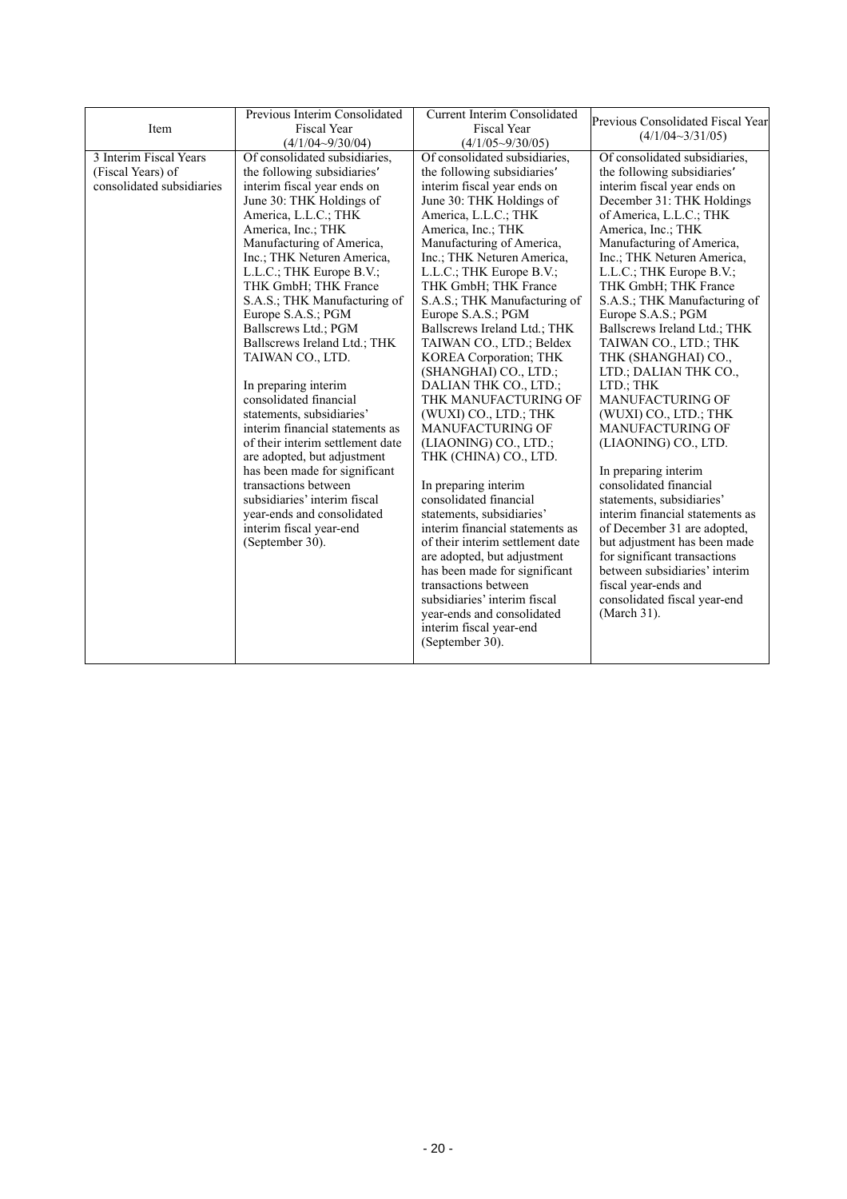| Item | Previous Interim Consolidated Fiscal Year (4/1/04~9/30/04) | Current Interim Consolidated Fiscal Year (4/1/05~9/30/05) | Previous Consolidated Fiscal Year (4/1/04~3/31/05) |
|---|---|---|---|
| 3 Interim Fiscal Years (Fiscal Years) of consolidated subsidiaries | Of consolidated subsidiaries, the following subsidiaries′ interim fiscal year ends on June 30: THK Holdings of America, L.L.C.; THK America, Inc.; THK Manufacturing of America, Inc.; THK Neturen America, L.L.C.; THK Europe B.V.; THK GmbH; THK France S.A.S.; THK Manufacturing of Europe S.A.S.; PGM Ballscrews Ltd.; PGM Ballscrews Ireland Ltd.; THK TAIWAN CO., LTD.<br><br>In preparing interim consolidated financial statements, subsidiaries' interim financial statements as of their interim settlement date are adopted, but adjustment has been made for significant transactions between subsidiaries' interim fiscal year-ends and consolidated interim fiscal year-end (September 30). | Of consolidated subsidiaries, the following subsidiaries′ interim fiscal year ends on June 30: THK Holdings of America, L.L.C.; THK America, Inc.; THK Manufacturing of America, Inc.; THK Neturen America, L.L.C.; THK Europe B.V.; THK GmbH; THK France S.A.S.; THK Manufacturing of Europe S.A.S.; PGM Ballscrews Ireland Ltd.; THK TAIWAN CO., LTD.; Beldex KOREA Corporation; THK (SHANGHAI) CO., LTD.; DALIAN THK CO., LTD.; THK MANUFACTURING OF (WUXI) CO., LTD.; THK MANUFACTURING OF (LIAONING) CO., LTD.; THK (CHINA) CO., LTD.<br><br>In preparing interim consolidated financial statements, subsidiaries' interim financial statements as of their interim settlement date are adopted, but adjustment has been made for significant transactions between subsidiaries' interim fiscal year-ends and consolidated interim fiscal year-end (September 30). | Of consolidated subsidiaries, the following subsidiaries′ interim fiscal year ends on December 31: THK Holdings of America, L.L.C.; THK America, Inc.; THK Manufacturing of America, Inc.; THK Neturen America, L.L.C.; THK Europe B.V.; THK GmbH; THK France S.A.S.; THK Manufacturing of Europe S.A.S.; PGM Ballscrews Ireland Ltd.; THK TAIWAN CO., LTD.; THK THK (SHANGHAI) CO., LTD.; DALIAN THK CO., LTD.; THK MANUFACTURING OF (WUXI) CO., LTD.; THK MANUFACTURING OF (LIAONING) CO., LTD.<br><br>In preparing interim consolidated financial statements, subsidiaries' interim financial statements as of December 31 are adopted, but adjustment has been made for significant transactions between subsidiaries' interim fiscal year-ends and consolidated fiscal year-end (March 31). |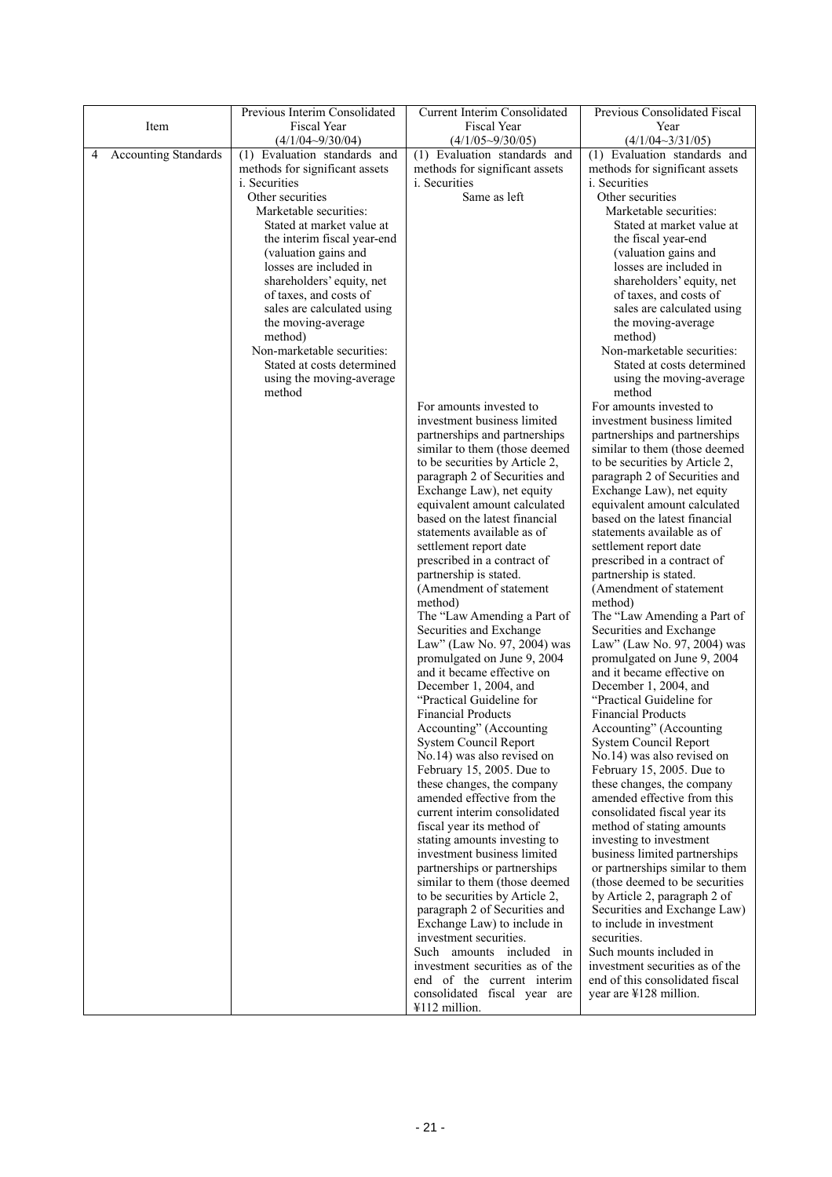| Item | Previous Interim Consolidated Fiscal Year (4/1/04~9/30/04) | Current Interim Consolidated Fiscal Year (4/1/05~9/30/05) | Previous Consolidated Fiscal Year (4/1/04~3/31/05) |
|---|---|---|---|
| 4 Accounting Standards | (1) Evaluation standards and methods for significant assets<br>i. Securities<br>Other securities<br>Marketable securities:<br>Stated at market value at the interim fiscal year-end (valuation gains and losses are included in shareholders' equity, net of taxes, and costs of sales are calculated using the moving-average method)<br>Non-marketable securities:<br>Stated at costs determined using the moving-average method | (1) Evaluation standards and methods for significant assets<br>i. Securities<br>Same as left<br><br>For amounts invested to investment business limited partnerships and partnerships similar to them (those deemed to be securities by Article 2, paragraph 2 of Securities and Exchange Law), net equity equivalent amount calculated based on the latest financial statements available as of settlement report date prescribed in a contract of partnership is stated.<br>(Amendment of statement method)<br>The "Law Amending a Part of Securities and Exchange Law" (Law No. 97, 2004) was promulgated on June 9, 2004 and it became effective on December 1, 2004, and "Practical Guideline for Financial Products Accounting" (Accounting System Council Report No.14) was also revised on February 15, 2005. Due to these changes, the company amended effective from the current interim consolidated fiscal year its method of stating amounts investing to investment business limited partnerships or partnerships similar to them (those deemed to be securities by Article 2, paragraph 2 of Securities and Exchange Law) to include in investment securities.<br>Such amounts included in investment securities as of the end of the current interim consolidated fiscal year are ¥112 million. | (1) Evaluation standards and methods for significant assets<br>i. Securities<br>Other securities<br>Marketable securities:<br>Stated at market value at the fiscal year-end (valuation gains and losses are included in shareholders' equity, net of taxes, and costs of sales are calculated using the moving-average method)<br>Non-marketable securities:<br>Stated at costs determined using the moving-average method<br>For amounts invested to investment business limited partnerships and partnerships similar to them (those deemed to be securities by Article 2, paragraph 2 of Securities and Exchange Law), net equity equivalent amount calculated based on the latest financial statements available as of settlement report date prescribed in a contract of partnership is stated.<br>(Amendment of statement method)<br>The "Law Amending a Part of Securities and Exchange Law" (Law No. 97, 2004) was promulgated on June 9, 2004 and it became effective on December 1, 2004, and "Practical Guideline for Financial Products Accounting" (Accounting System Council Report No.14) was also revised on February 15, 2005. Due to these changes, the company amended effective from this consolidated fiscal year its method of stating amounts investing to investment business limited partnerships or partnerships similar to them (those deemed to be securities by Article 2, paragraph 2 of Securities and Exchange Law) to include in investment securities.<br>Such mounts included in investment securities as of the end of this consolidated fiscal year are ¥128 million. |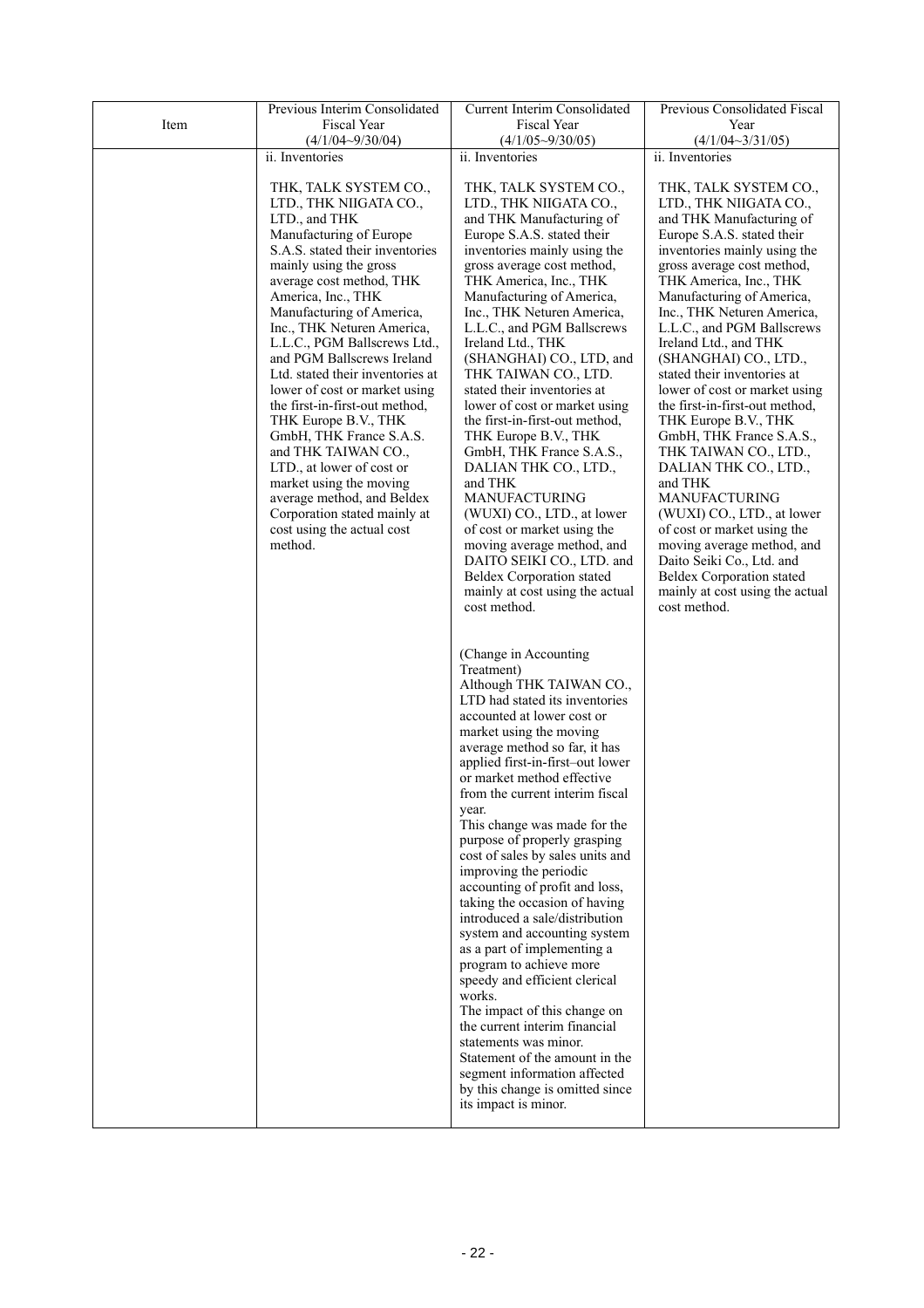| Item | Previous Interim Consolidated Fiscal Year (4/1/04~9/30/04) | Current Interim Consolidated Fiscal Year (4/1/05~9/30/05) | Previous Consolidated Fiscal Year (4/1/04~3/31/05) |
|---|---|---|---|
| | ii. Inventories<br><br>THK, TALK SYSTEM CO., LTD., THK NIIGATA CO., LTD., and THK Manufacturing of Europe S.A.S. stated their inventories mainly using the gross average cost method, THK America, Inc., THK Manufacturing of America, Inc., THK Neturen America, L.L.C., PGM Ballscrews Ltd., and PGM Ballscrews Ireland Ltd. stated their inventories at lower of cost or market using the first-in-first-out method, THK Europe B.V., THK GmbH, THK France S.A.S. and THK TAIWAN CO., LTD., at lower of cost or market using the moving average method, and Beldex Corporation stated mainly at cost using the actual cost method. | ii. Inventories<br><br>THK, TALK SYSTEM CO., LTD., THK NIIGATA CO., and THK Manufacturing of Europe S.A.S. stated their inventories mainly using the gross average cost method, THK America, Inc., THK Manufacturing of America, Inc., THK Neturen America, L.L.C., and PGM Ballscrews Ireland Ltd., THK (SHANGHAI) CO., LTD, and THK TAIWAN CO., LTD. stated their inventories at lower of cost or market using the first-in-first-out method, THK Europe B.V., THK GmbH, THK France S.A.S., DALIAN THK CO., LTD., and THK MANUFACTURING (WUXI) CO., LTD., at lower of cost or market using the moving average method, and DAITO SEIKI CO., LTD. and Beldex Corporation stated mainly at cost using the actual cost method.<br><br>(Change in Accounting Treatment)<br>Although THK TAIWAN CO., LTD had stated its inventories accounted at lower cost or market using the moving average method so far, it has applied first-in-first–out lower or market method effective from the current interim fiscal year.<br>This change was made for the purpose of properly grasping cost of sales by sales units and improving the periodic accounting of profit and loss, taking the occasion of having introduced a sale/distribution system and accounting system as a part of implementing a program to achieve more speedy and efficient clerical works.<br>The impact of this change on the current interim financial statements was minor.<br>Statement of the amount in the segment information affected by this change is omitted since its impact is minor. | ii. Inventories<br><br>THK, TALK SYSTEM CO., LTD., THK NIIGATA CO., and THK Manufacturing of Europe S.A.S. stated their inventories mainly using the gross average cost method, THK America, Inc., THK Manufacturing of America, Inc., THK Neturen America, L.L.C., and PGM Ballscrews Ireland Ltd., and THK (SHANGHAI) CO., LTD., stated their inventories at lower of cost or market using the first-in-first-out method, THK Europe B.V., THK GmbH, THK France S.A.S., THK TAIWAN CO., LTD., DALIAN THK CO., LTD., and THK MANUFACTURING (WUXI) CO., LTD., at lower of cost or market using the moving average method, and Daito Seiki Co., Ltd. and Beldex Corporation stated mainly at cost using the actual cost method. |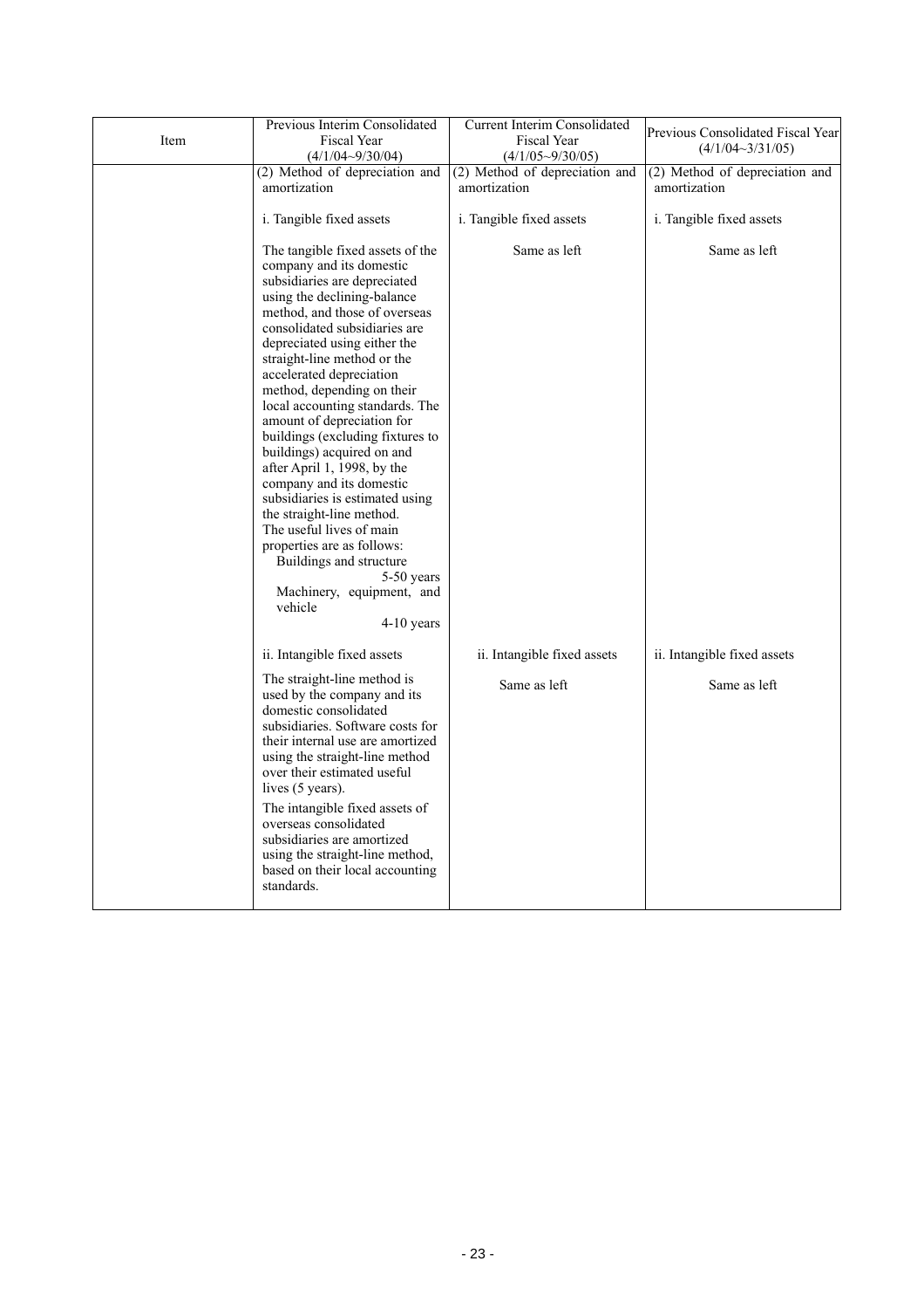| Item | Previous Interim Consolidated Fiscal Year (4/1/04~9/30/04) | Current Interim Consolidated Fiscal Year (4/1/05~9/30/05) | Previous Consolidated Fiscal Year (4/1/04~3/31/05) |
|---|---|---|---|
| | (2) Method of depreciation and amortization | (2) Method of depreciation and amortization | (2) Method of depreciation and amortization |
| | i. Tangible fixed assets | i. Tangible fixed assets | i. Tangible fixed assets |
| | The tangible fixed assets of the company and its domestic subsidiaries are depreciated using the declining-balance method, and those of overseas consolidated subsidiaries are depreciated using either the straight-line method or the accelerated depreciation method, depending on their local accounting standards. The amount of depreciation for buildings (excluding fixtures to buildings) acquired on and after April 1, 1998, by the company and its domestic subsidiaries is estimated using the straight-line method.<br>The useful lives of main properties are as follows:<br>Buildings and structure 5-50 years<br>Machinery, equipment, and vehicle 4-10 years | Same as left | Same as left |
| | ii. Intangible fixed assets | ii. Intangible fixed assets | ii. Intangible fixed assets |
| | The straight-line method is used by the company and its domestic consolidated subsidiaries. Software costs for their internal use are amortized using the straight-line method over their estimated useful lives (5 years).<br>The intangible fixed assets of overseas consolidated subsidiaries are amortized using the straight-line method, based on their local accounting standards. | Same as left | Same as left |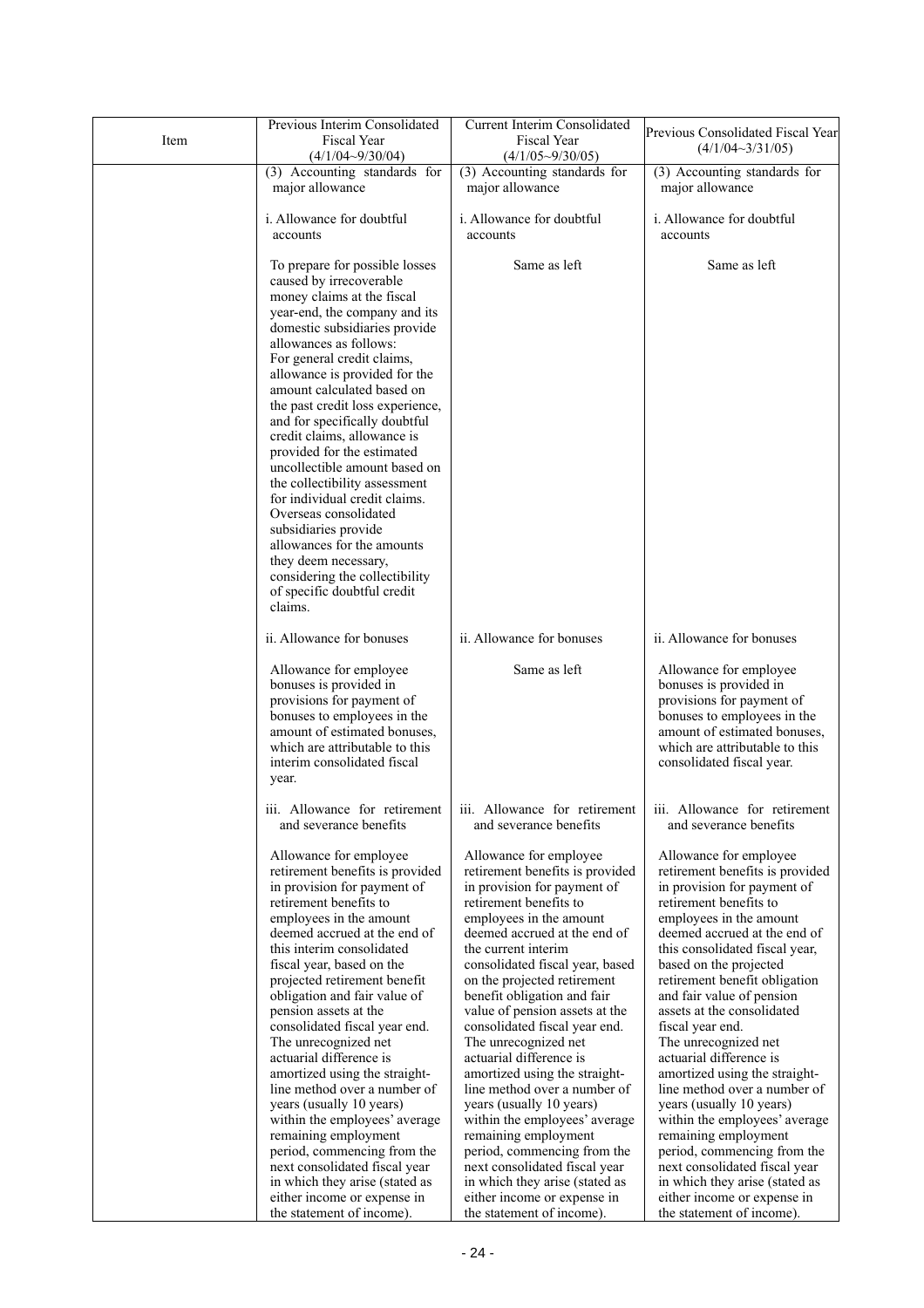| Item | Previous Interim Consolidated Fiscal Year (4/1/04~9/30/04) | Current Interim Consolidated Fiscal Year (4/1/05~9/30/05) | Previous Consolidated Fiscal Year (4/1/04~3/31/05) |
|---|---|---|---|
| | (3) Accounting standards for major allowance<br><br>i. Allowance for doubtful accounts<br><br>To prepare for possible losses caused by irrecoverable money claims at the fiscal year-end, the company and its domestic subsidiaries provide allowances as follows: For general credit claims, allowance is provided for the amount calculated based on the past credit loss experience, and for specifically doubtful credit claims, allowance is provided for the estimated uncollectible amount based on the collectibility assessment for individual credit claims. Overseas consolidated subsidiaries provide allowances for the amounts they deem necessary, considering the collectibility of specific doubtful credit claims. | (3) Accounting standards for major allowance<br><br>i. Allowance for doubtful accounts<br><br>Same as left | (3) Accounting standards for major allowance<br><br>i. Allowance for doubtful accounts<br><br>Same as left |
| | ii. Allowance for bonuses<br><br>Allowance for employee bonuses is provided in provisions for payment of bonuses to employees in the amount of estimated bonuses, which are attributable to this interim consolidated fiscal year. | ii. Allowance for bonuses<br><br>Same as left | ii. Allowance for bonuses<br><br>Allowance for employee bonuses is provided in provisions for payment of bonuses to employees in the amount of estimated bonuses, which are attributable to this consolidated fiscal year. |
| | iii. Allowance for retirement and severance benefits<br><br>Allowance for employee retirement benefits is provided in provision for payment of retirement benefits to employees in the amount deemed accrued at the end of this interim consolidated fiscal year, based on the projected retirement benefit obligation and fair value of pension assets at the consolidated fiscal year end. The unrecognized net actuarial difference is amortized using the straight-line method over a number of years (usually 10 years) within the employees' average remaining employment period, commencing from the next consolidated fiscal year in which they arise (stated as either income or expense in the statement of income). | iii. Allowance for retirement and severance benefits<br><br>Allowance for employee retirement benefits is provided in provision for payment of retirement benefits to employees in the amount deemed accrued at the end of the current interim consolidated fiscal year, based on the projected retirement benefit obligation and fair value of pension assets at the consolidated fiscal year end. The unrecognized net actuarial difference is amortized using the straight-line method over a number of years (usually 10 years) within the employees' average remaining employment period, commencing from the next consolidated fiscal year in which they arise (stated as either income or expense in the statement of income). | iii. Allowance for retirement and severance benefits<br><br>Allowance for employee retirement benefits is provided in provision for payment of retirement benefits to employees in the amount deemed accrued at the end of this consolidated fiscal year, based on the projected retirement benefit obligation and fair value of pension assets at the consolidated fiscal year end. The unrecognized net actuarial difference is amortized using the straight-line method over a number of years (usually 10 years) within the employees' average remaining employment period, commencing from the next consolidated fiscal year in which they arise (stated as either income or expense in the statement of income). |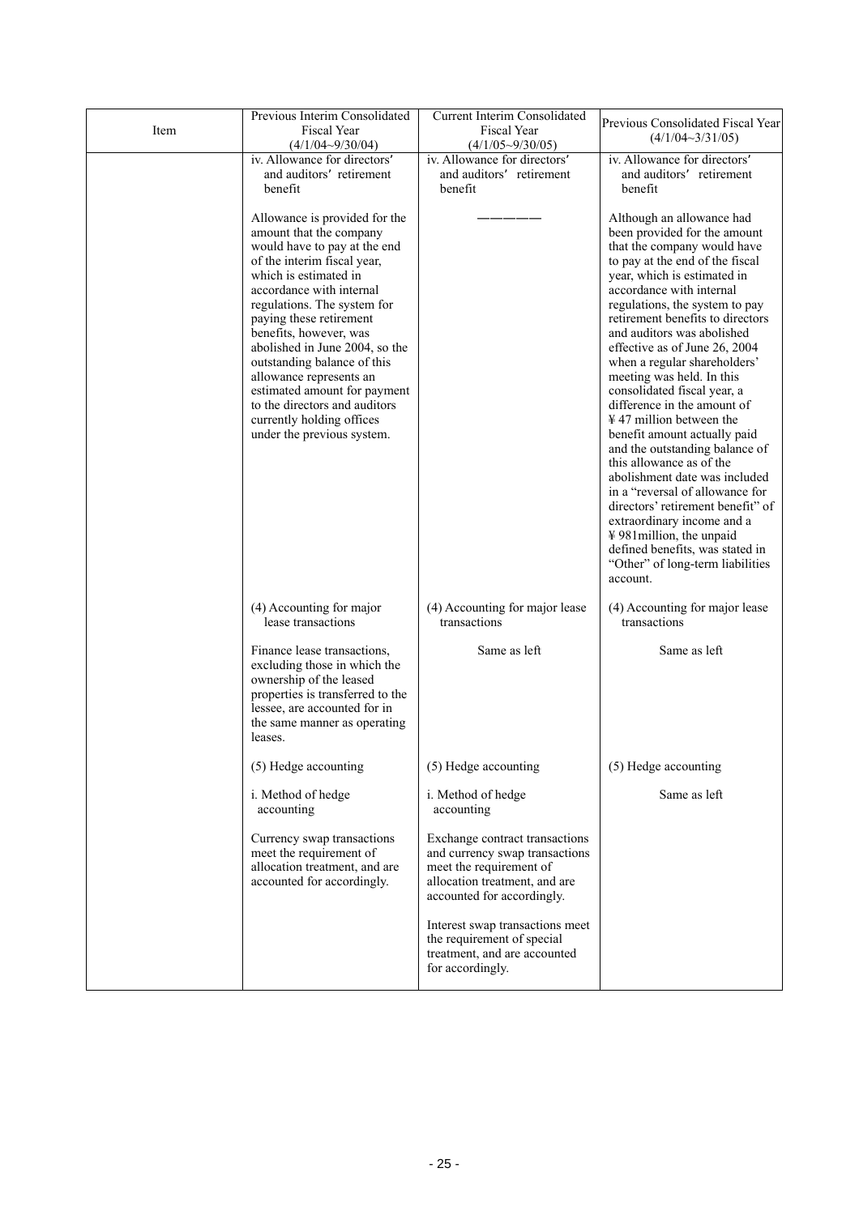| Item | Previous Interim Consolidated Fiscal Year (4/1/04~9/30/04) | Current Interim Consolidated Fiscal Year (4/1/05~9/30/05) | Previous Consolidated Fiscal Year (4/1/04~3/31/05) |
|---|---|---|---|
| | iv. Allowance for directors' and auditors' retirement benefit<br><br>Allowance is provided for the amount that the company would have to pay at the end of the interim fiscal year, which is estimated in accordance with internal regulations. The system for paying these retirement benefits, however, was abolished in June 2004, so the outstanding balance of this allowance represents an estimated amount for payment to the directors and auditors currently holding offices under the previous system. | iv. Allowance for directors' and auditors' retirement benefit<br><br>――――― | iv. Allowance for directors' and auditors' retirement benefit<br><br>Although an allowance had been provided for the amount that the company would have to pay at the end of the fiscal year, which is estimated in accordance with internal regulations, the system to pay retirement benefits to directors and auditors was abolished effective as of June 26, 2004 when a regular shareholders' meeting was held. In this consolidated fiscal year, a difference in the amount of ¥47 million between the benefit amount actually paid and the outstanding balance of this allowance as of the abolishment date was included in a "reversal of allowance for directors' retirement benefit" of extraordinary income and a ¥981million, the unpaid defined benefits, was stated in "Other" of long-term liabilities account. |
| | (4) Accounting for major lease transactions<br><br>Finance lease transactions, excluding those in which the ownership of the leased properties is transferred to the lessee, are accounted for in the same manner as operating leases. | (4) Accounting for major lease transactions<br><br>Same as left | (4) Accounting for major lease transactions<br><br>Same as left |
| | (5) Hedge accounting<br><br>i. Method of hedge accounting<br><br>Currency swap transactions meet the requirement of allocation treatment, and are accounted for accordingly. | (5) Hedge accounting<br><br>i. Method of hedge accounting<br><br>Exchange contract transactions and currency swap transactions meet the requirement of allocation treatment, and are accounted for accordingly.<br><br>Interest swap transactions meet the requirement of special treatment, and are accounted for accordingly. | (5) Hedge accounting<br><br>Same as left |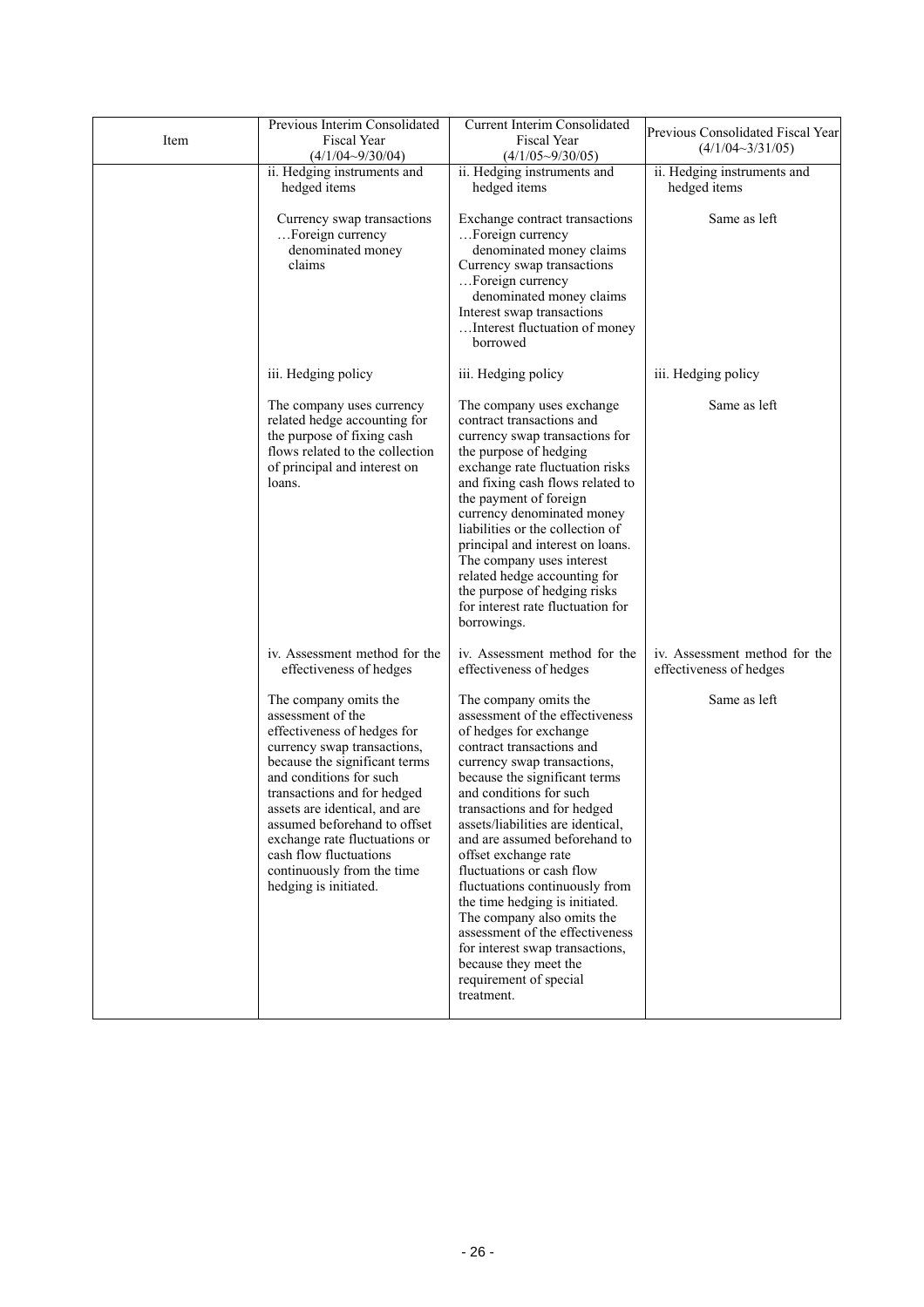| Item | Previous Interim Consolidated Fiscal Year (4/1/04~9/30/04) | Current Interim Consolidated Fiscal Year (4/1/05~9/30/05) | Previous Consolidated Fiscal Year (4/1/04~3/31/05) |
|---|---|---|---|
| | ii. Hedging instruments and hedged items<br><br>Currency swap transactions …Foreign currency denominated money claims | ii. Hedging instruments and hedged items<br><br>Exchange contract transactions …Foreign currency denominated money claims<br>Currency swap transactions …Foreign currency denominated money claims<br>Interest swap transactions …Interest fluctuation of money borrowed | ii. Hedging instruments and hedged items<br><br>Same as left |
| | iii. Hedging policy<br><br>The company uses currency related hedge accounting for the purpose of fixing cash flows related to the collection of principal and interest on loans. | iii. Hedging policy<br><br>The company uses exchange contract transactions and currency swap transactions for the purpose of hedging exchange rate fluctuation risks and fixing cash flows related to the payment of foreign currency denominated money liabilities or the collection of principal and interest on loans. The company uses interest related hedge accounting for the purpose of hedging risks for interest rate fluctuation for borrowings. | iii. Hedging policy<br><br>Same as left |
| | iv. Assessment method for the effectiveness of hedges<br><br>The company omits the assessment of the effectiveness of hedges for currency swap transactions, because the significant terms and conditions for such transactions and for hedged assets are identical, and are assumed beforehand to offset exchange rate fluctuations or cash flow fluctuations continuously from the time hedging is initiated. | iv. Assessment method for the effectiveness of hedges<br><br>The company omits the assessment of the effectiveness of hedges for exchange contract transactions and currency swap transactions, because the significant terms and conditions for such transactions and for hedged assets/liabilities are identical, and are assumed beforehand to offset exchange rate fluctuations or cash flow fluctuations continuously from the time hedging is initiated. The company also omits the assessment of the effectiveness for interest swap transactions, because they meet the requirement of special treatment. | iv. Assessment method for the effectiveness of hedges<br><br>Same as left |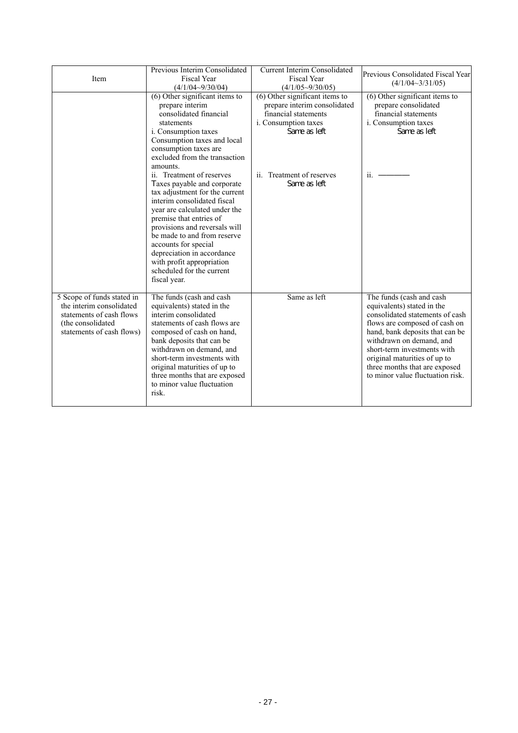| Item | Previous Interim Consolidated Fiscal Year (4/1/04~9/30/04) | Current Interim Consolidated Fiscal Year (4/1/05~9/30/05) | Previous Consolidated Fiscal Year (4/1/04~3/31/05) |
|---|---|---|---|
| | (6) Other significant items to prepare interim consolidated financial statements<br>i. Consumption taxes<br>Consumption taxes and local consumption taxes are excluded from the transaction amounts.<br>ii. Treatment of reserves<br>Taxes payable and corporate tax adjustment for the current interim consolidated fiscal year are calculated under the premise that entries of provisions and reversals will be made to and from reserve accounts for special depreciation in accordance with profit appropriation scheduled for the current fiscal year. | (6) Other significant items to prepare interim consolidated financial statements<br>i. Consumption taxes<br>Same as left<br>ii. Treatment of reserves<br>Same as left | (6) Other significant items to prepare consolidated financial statements<br>i. Consumption taxes<br>Same as left<br>ii. ———— |
| 5 Scope of funds stated in the interim consolidated statements of cash flows (the consolidated statements of cash flows) | The funds (cash and cash equivalents) stated in the interim consolidated statements of cash flows are composed of cash on hand, bank deposits that can be withdrawn on demand, and short-term investments with original maturities of up to three months that are exposed to minor value fluctuation risk. | Same as left | The funds (cash and cash equivalents) stated in the consolidated statements of cash flows are composed of cash on hand, bank deposits that can be withdrawn on demand, and short-term investments with original maturities of up to three months that are exposed to minor value fluctuation risk. |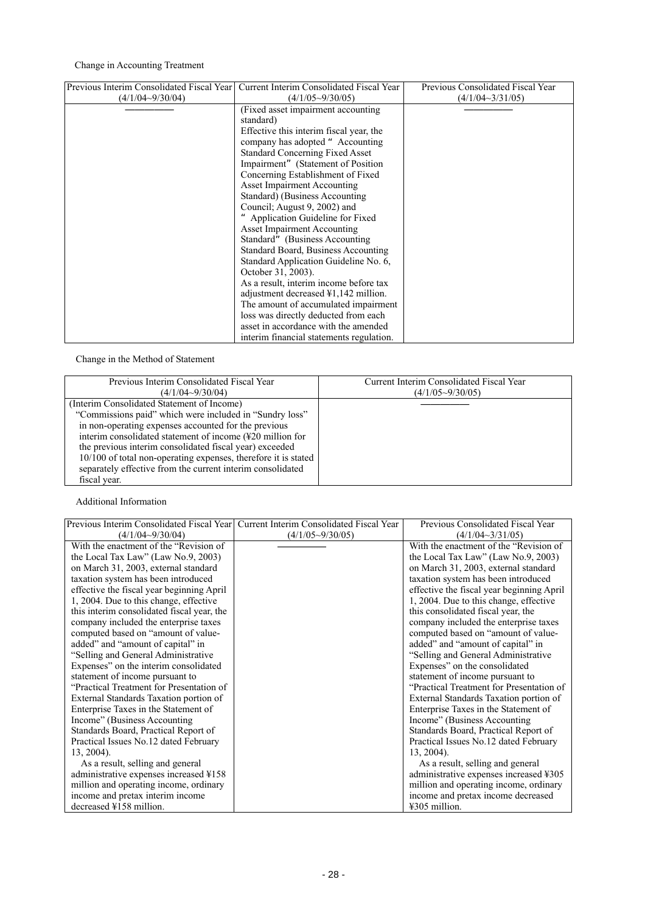Change in Accounting Treatment

| Previous Interim Consolidated Fiscal Year (4/1/04~9/30/04) | Current Interim Consolidated Fiscal Year (4/1/05~9/30/05) | Previous Consolidated Fiscal Year (4/1/04~3/31/05) |
|---|---|---|
| ―――――― | (Fixed asset impairment accounting standard) Effective this interim fiscal year, the company has adopted "Accounting Standard Concerning Fixed Asset Impairment" (Statement of Position Concerning Establishment of Fixed Asset Impairment Accounting Standard) (Business Accounting Council; August 9, 2002) and "Application Guideline for Fixed Asset Impairment Accounting Standard" (Business Accounting Standard Board, Business Accounting Standard Application Guideline No. 6, October 31, 2003). As a result, interim income before tax adjustment decreased ¥1,142 million. The amount of accumulated impairment loss was directly deducted from each asset in accordance with the amended interim financial statements regulation. | ―――――― |

Change in the Method of Statement

| Previous Interim Consolidated Fiscal Year (4/1/04~9/30/04) | Current Interim Consolidated Fiscal Year (4/1/05~9/30/05) |
|---|---|
| (Interim Consolidated Statement of Income) "Commissions paid" which were included in "Sundry loss" in non-operating expenses accounted for the previous interim consolidated statement of income (¥20 million for the previous interim consolidated fiscal year) exceeded 10/100 of total non-operating expenses, therefore it is stated separately effective from the current interim consolidated fiscal year. | ―――――― |

Additional Information

| Previous Interim Consolidated Fiscal Year (4/1/04~9/30/04) | Current Interim Consolidated Fiscal Year (4/1/05~9/30/05) | Previous Consolidated Fiscal Year (4/1/04~3/31/05) |
|---|---|---|
| With the enactment of the "Revision of the Local Tax Law" (Law No.9, 2003) on March 31, 2003, external standard taxation system has been introduced effective the fiscal year beginning April 1, 2004. Due to this change, effective this interim consolidated fiscal year, the company included the enterprise taxes computed based on "amount of value-added" and "amount of capital" in "Selling and General Administrative Expenses" on the interim consolidated statement of income pursuant to "Practical Treatment for Presentation of External Standards Taxation portion of Enterprise Taxes in the Statement of Income" (Business Accounting Standards Board, Practical Report of Practical Issues No.12 dated February 13, 2004). As a result, selling and general administrative expenses increased ¥158 million and operating income, ordinary income and pretax interim income decreased ¥158 million. | ―――――― | With the enactment of the "Revision of the Local Tax Law" (Law No.9, 2003) on March 31, 2003, external standard taxation system has been introduced effective the fiscal year beginning April 1, 2004. Due to this change, effective this consolidated fiscal year, the company included the enterprise taxes computed based on "amount of value-added" and "amount of capital" in "Selling and General Administrative Expenses" on the consolidated statement of income pursuant to "Practical Treatment for Presentation of External Standards Taxation portion of Enterprise Taxes in the Statement of Income" (Business Accounting Standards Board, Practical Report of Practical Issues No.12 dated February 13, 2004). As a result, selling and general administrative expenses increased ¥305 million and operating income, ordinary income and pretax income decreased ¥305 million. |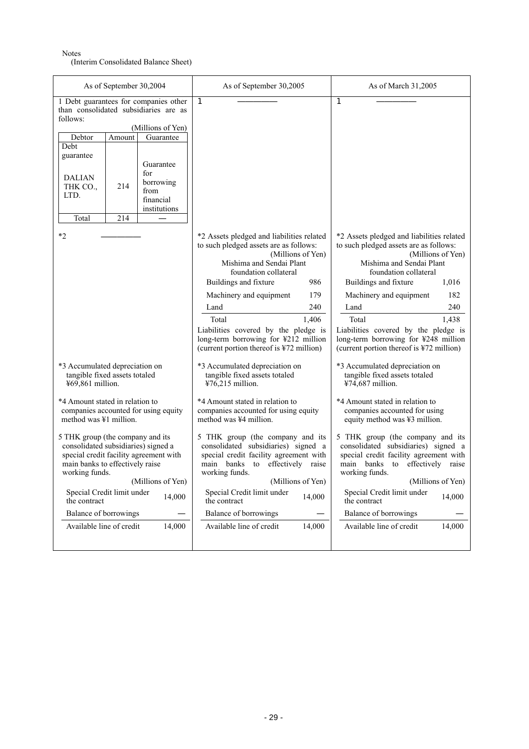Notes

(Interim Consolidated Balance Sheet)

| As of September 30,2004 | As of September 30,2005 | As of March 31,2005 |
|---|---|---|
| 1 Debt guarantees for companies other than consolidated subsidiaries are as follows:<br>(Millions of Yen)<br>Debtor / Amount / Guarantee<br>Debt guarantee<br>DALIAN THK CO., LTD. / 214 / Guarantee for borrowing from financial institutions<br>Total / 214 / — | 1 ―――――― | 1 ―――――― |
| *2 ―――――― | *2 Assets pledged and liabilities related to such pledged assets are as follows:<br>(Millions of Yen)<br>Mishima and Sendai Plant foundation collateral<br>Buildings and fixture 986<br>Machinery and equipment 179<br>Land 240<br>Total 1,406<br>Liabilities covered by the pledge is long-term borrowing for ¥212 million (current portion thereof is ¥72 million) | *2 Assets pledged and liabilities related to such pledged assets are as follows:<br>(Millions of Yen)<br>Mishima and Sendai Plant foundation collateral<br>Buildings and fixture 1,016<br>Machinery and equipment 182<br>Land 240<br>Total 1,438<br>Liabilities covered by the pledge is long-term borrowing for ¥248 million (current portion thereof is ¥72 million) |
| *3 Accumulated depreciation on tangible fixed assets totaled ¥69,861 million. | *3 Accumulated depreciation on tangible fixed assets totaled ¥76,215 million. | *3 Accumulated depreciation on tangible fixed assets totaled ¥74,687 million. |
| *4 Amount stated in relation to companies accounted for using equity method was ¥1 million. | *4 Amount stated in relation to companies accounted for using equity method was ¥4 million. | *4 Amount stated in relation to companies accounted for using equity method was ¥3 million. |
| 5 THK group (the company and its consolidated subsidiaries) signed a special credit facility agreement with main banks to effectively raise working funds.<br>(Millions of Yen)<br>Special Credit limit under the contract 14,000<br>Balance of borrowings —<br>Available line of credit 14,000 | 5 THK group (the company and its consolidated subsidiaries) signed a special credit facility agreement with main banks to effectively raise working funds.<br>(Millions of Yen)<br>Special Credit limit under the contract 14,000<br>Balance of borrowings —<br>Available line of credit 14,000 | 5 THK group (the company and its consolidated subsidiaries) signed a special credit facility agreement with main banks to effectively raise working funds.<br>(Millions of Yen)<br>Special Credit limit under the contract 14,000<br>Balance of borrowings —<br>Available line of credit 14,000 |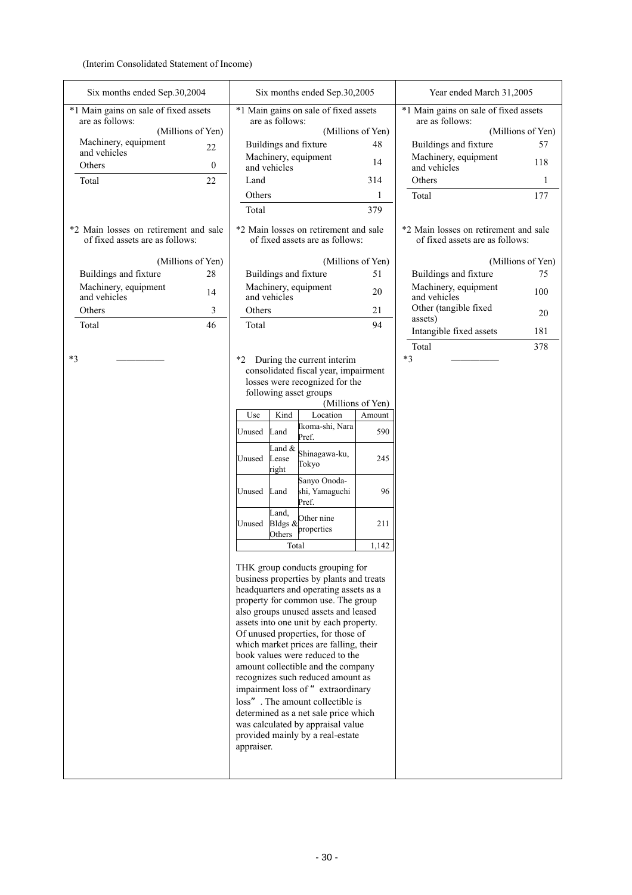(Interim Consolidated Statement of Income)

**Six months ended Sep.30,2004**

*1 Main gains on sale of fixed assets are as follows:

| | (Millions of Yen) |
|---|---|
| Machinery, equipment and vehicles | 22 |
| Others | 0 |
| Total | 22 |

*2 Main losses on retirement and sale of fixed assets are as follows:

| | (Millions of Yen) |
|---|---|
| Buildings and fixture | 28 |
| Machinery, equipment and vehicles | 14 |
| Others | 3 |
| Total | 46 |

*3 ――――――

**Six months ended Sep.30,2005**

*1 Main gains on sale of fixed assets are as follows:

| | (Millions of Yen) |
|---|---|
| Buildings and fixture | 48 |
| Machinery, equipment and vehicles | 14 |
| Land | 314 |
| Others | 1 |
| Total | 379 |

*2 Main losses on retirement and sale of fixed assets are as follows:

| | (Millions of Yen) |
|---|---|
| Buildings and fixture | 51 |
| Machinery, equipment and vehicles | 20 |
| Others | 21 |
| Total | 94 |

*2 During the current interim consolidated fiscal year, impairment losses were recognized for the following asset groups

(Millions of Yen)

| Use | Kind | Location | Amount |
|---|---|---|---|
| Unused | Land | Ikoma-shi, Nara Pref. | 590 |
| Unused | Land & Lease right | Shinagawa-ku, Tokyo | 245 |
| Unused | Land | Sanyo Onoda-shi, Yamaguchi Pref. | 96 |
| Unused | Land, Bldgs & Others | Other nine properties | 211 |
| Total | | | 1,142 |

THK group conducts grouping for business properties by plants and treats headquarters and operating assets as a property for common use. The group also groups unused assets and leased assets into one unit by each property. Of unused properties, for those of which market prices are falling, their book values were reduced to the amount collectible and the company recognizes such reduced amount as impairment loss of " extraordinary loss" . The amount collectible is determined as a net sale price which was calculated by appraisal value provided mainly by a real-estate appraiser.

**Year ended March 31,2005**

*1 Main gains on sale of fixed assets are as follows:

| | (Millions of Yen) |
|---|---|
| Buildings and fixture | 57 |
| Machinery, equipment and vehicles | 118 |
| Others | 1 |
| Total | 177 |

*2 Main losses on retirement and sale of fixed assets are as follows:

| | (Millions of Yen) |
|---|---|
| Buildings and fixture | 75 |
| Machinery, equipment and vehicles | 100 |
| Other (tangible fixed assets) | 20 |
| Intangible fixed assets | 181 |
| Total | 378 |

*3 ――――――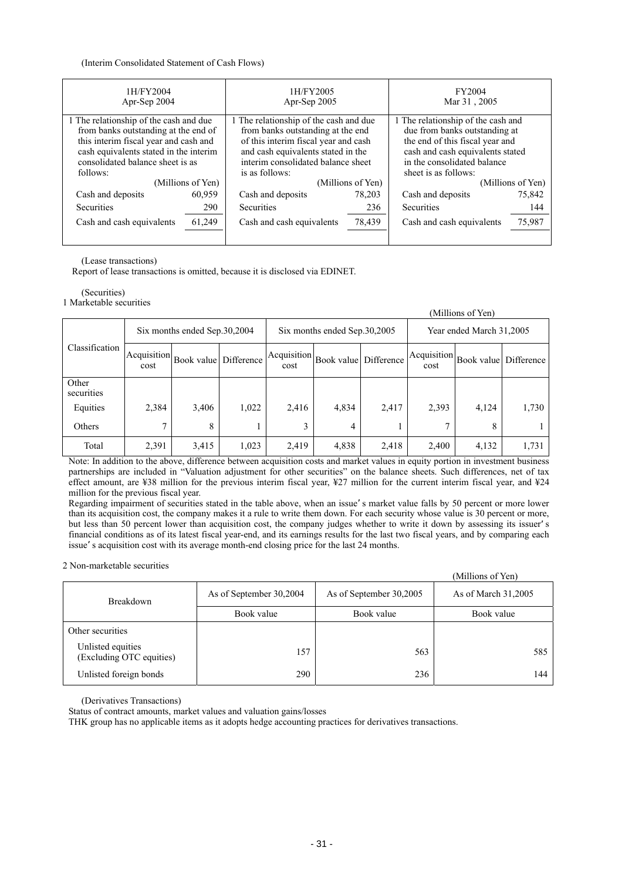(Interim Consolidated Statement of Cash Flows)

| 1H/FY2004<br>Apr-Sep 2004 | | 1H/FY2005<br>Apr-Sep 2005 | | FY2004<br>Mar 31 , 2005 | |
|---|---|---|---|---|---|
| 1 The relationship of the cash and due from banks outstanding at the end of this interim fiscal year and cash and cash equivalents stated in the interim consolidated balance sheet is as follows: | | 1 The relationship of the cash and due from banks outstanding at the end of this interim fiscal year and cash and cash equivalents stated in the interim consolidated balance sheet is as follows: | | 1 The relationship of the cash and due from banks outstanding at the end of this fiscal year and cash and cash equivalents stated in the consolidated balance sheet is as follows: | |
| | (Millions of Yen) | | (Millions of Yen) | | (Millions of Yen) |
| Cash and deposits | 60,959 | Cash and deposits | 78,203 | Cash and deposits | 75,842 |
| Securities | 290 | Securities | 236 | Securities | 144 |
| Cash and cash equivalents | 61,249 | Cash and cash equivalents | 78,439 | Cash and cash equivalents | 75,987 |

(Lease transactions)

Report of lease transactions is omitted, because it is disclosed via EDINET.

(Securities)

1 Marketable securities

(Millions of Yen)

| Classification | Six months ended Sep.30,2004 | | | Six months ended Sep.30,2005 | | | Year ended March 31,2005 | | |
|---|---|---|---|---|---|---|---|---|---|
| | Acquisition cost | Book value | Difference | Acquisition cost | Book value | Difference | Acquisition cost | Book value | Difference |
| Other securities | | | | | | | | | |
| Equities | 2,384 | 3,406 | 1,022 | 2,416 | 4,834 | 2,417 | 2,393 | 4,124 | 1,730 |
| Others | 7 | 8 | 1 | 3 | 4 | 1 | 7 | 8 | 1 |
| Total | 2,391 | 3,415 | 1,023 | 2,419 | 4,838 | 2,418 | 2,400 | 4,132 | 1,731 |

Note: In addition to the above, difference between acquisition costs and market values in equity portion in investment business partnerships are included in "Valuation adjustment for other securities" on the balance sheets. Such differences, net of tax effect amount, are ¥38 million for the previous interim fiscal year, ¥27 million for the current interim fiscal year, and ¥24 million for the previous fiscal year.

Regarding impairment of securities stated in the table above, when an issue's market value falls by 50 percent or more lower than its acquisition cost, the company makes it a rule to write them down. For each security whose value is 30 percent or more, but less than 50 percent lower than acquisition cost, the company judges whether to write it down by assessing its issuer's financial conditions as of its latest fiscal year-end, and its earnings results for the last two fiscal years, and by comparing each issue's acquisition cost with its average month-end closing price for the last 24 months.

2 Non-marketable securities

(Millions of Yen)

| Breakdown | As of September 30,2004 | As of September 30,2005 | As of March 31,2005 |
|---|---|---|---|
| | Book value | Book value | Book value |
| Other securities | | | |
| Unlisted equities (Excluding OTC equities) | 157 | 563 | 585 |
| Unlisted foreign bonds | 290 | 236 | 144 |

(Derivatives Transactions)

Status of contract amounts, market values and valuation gains/losses

THK group has no applicable items as it adopts hedge accounting practices for derivatives transactions.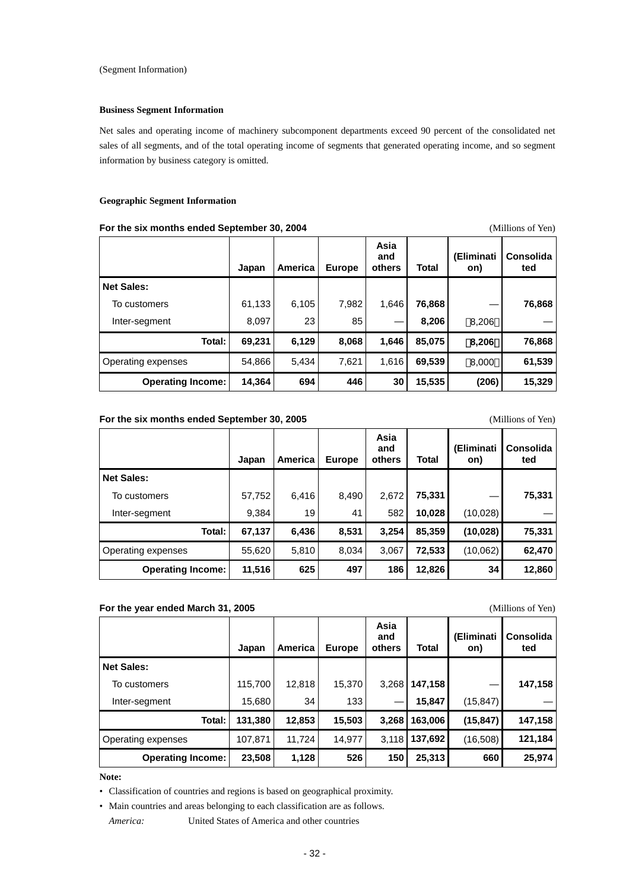(Segment Information)

**Business Segment Information**

Net sales and operating income of machinery subcomponent departments exceed 90 percent of the consolidated net sales of all segments, and of the total operating income of segments that generated operating income, and so segment information by business category is omitted.

**Geographic Segment Information**

**For the six months ended September 30, 2004** (Millions of Yen)

| | Japan | America | Europe | Asia and others | Total | (Elimination) | Consolidated |
|---|---|---|---|---|---|---|---|
| **Net Sales:** | | | | | | | |
| To customers | 61,133 | 6,105 | 7,982 | 1,646 | **76,868** | — | **76,868** |
| Inter-segment | 8,097 | 23 | 85 | — | **8,206** | (8,206) | — |
| **Total:** | **69,231** | **6,129** | **8,068** | **1,646** | **85,075** | **(8,206)** | **76,868** |
| Operating expenses | 54,866 | 5,434 | 7,621 | 1,616 | **69,539** | (8,000) | **61,539** |
| **Operating Income:** | **14,364** | **694** | **446** | **30** | **15,535** | **(206)** | **15,329** |

**For the six months ended September 30, 2005** (Millions of Yen)

| | Japan | America | Europe | Asia and others | Total | (Elimination) | Consolidated |
|---|---|---|---|---|---|---|---|
| **Net Sales:** | | | | | | | |
| To customers | 57,752 | 6,416 | 8,490 | 2,672 | **75,331** | — | **75,331** |
| Inter-segment | 9,384 | 19 | 41 | 582 | **10,028** | (10,028) | — |
| **Total:** | **67,137** | **6,436** | **8,531** | **3,254** | **85,359** | **(10,028)** | **75,331** |
| Operating expenses | 55,620 | 5,810 | 8,034 | 3,067 | **72,533** | (10,062) | **62,470** |
| **Operating Income:** | **11,516** | **625** | **497** | **186** | **12,826** | **34** | **12,860** |

**For the year ended March 31, 2005** (Millions of Yen)

| | Japan | America | Europe | Asia and others | Total | (Elimination) | Consolidated |
|---|---|---|---|---|---|---|---|
| **Net Sales:** | | | | | | | |
| To customers | 115,700 | 12,818 | 15,370 | 3,268 | **147,158** | — | **147,158** |
| Inter-segment | 15,680 | 34 | 133 | — | **15,847** | (15,847) | — |
| **Total:** | **131,380** | **12,853** | **15,503** | **3,268** | **163,006** | **(15,847)** | **147,158** |
| Operating expenses | 107,871 | 11,724 | 14,977 | 3,118 | **137,692** | (16,508) | **121,184** |
| **Operating Income:** | **23,508** | **1,128** | **526** | **150** | **25,313** | **660** | **25,974** |

**Note:**

- Classification of countries and regions is based on geographical proximity.
- Main countries and areas belonging to each classification are as follows.

  *America:* United States of America and other countries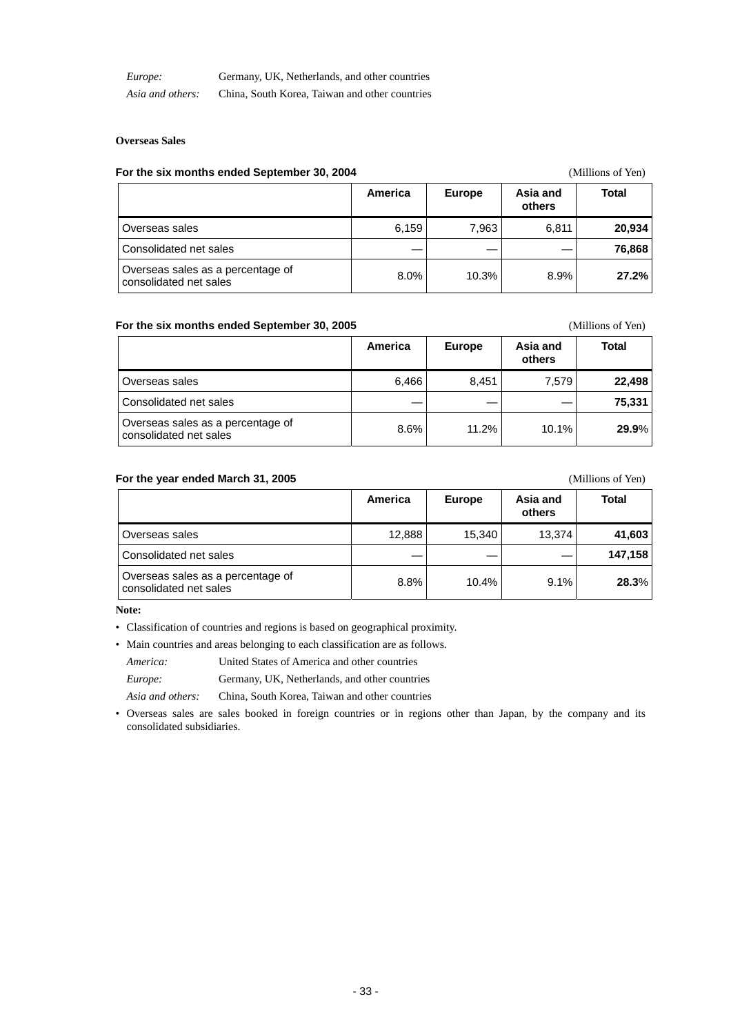*Europe:* Germany, UK, Netherlands, and other countries

*Asia and others:* China, South Korea, Taiwan and other countries

**Overseas Sales**

**For the six months ended September 30, 2004** (Millions of Yen)

| | America | Europe | Asia and others | Total |
|---|---|---|---|---|
| Overseas sales | 6,159 | 7,963 | 6,811 | **20,934** |
| Consolidated net sales | — | — | — | **76,868** |
| Overseas sales as a percentage of consolidated net sales | 8.0% | 10.3% | 8.9% | **27.2%** |

**For the six months ended September 30, 2005** (Millions of Yen)

| | America | Europe | Asia and others | Total |
|---|---|---|---|---|
| Overseas sales | 6,466 | 8,451 | 7,579 | **22,498** |
| Consolidated net sales | — | — | — | **75,331** |
| Overseas sales as a percentage of consolidated net sales | 8.6% | 11.2% | 10.1% | **29.9**% |

**For the year ended March 31, 2005** (Millions of Yen)

| | America | Europe | Asia and others | Total |
|---|---|---|---|---|
| Overseas sales | 12,888 | 15,340 | 13,374 | **41,603** |
| Consolidated net sales | — | — | — | **147,158** |
| Overseas sales as a percentage of consolidated net sales | 8.8% | 10.4% | 9.1% | **28.3**% |

**Note:**

- Classification of countries and regions is based on geographical proximity.
- Main countries and areas belonging to each classification are as follows.

  *America:* United States of America and other countries

  *Europe:* Germany, UK, Netherlands, and other countries

  *Asia and others:* China, South Korea, Taiwan and other countries
- Overseas sales are sales booked in foreign countries or in regions other than Japan, by the company and its consolidated subsidiaries.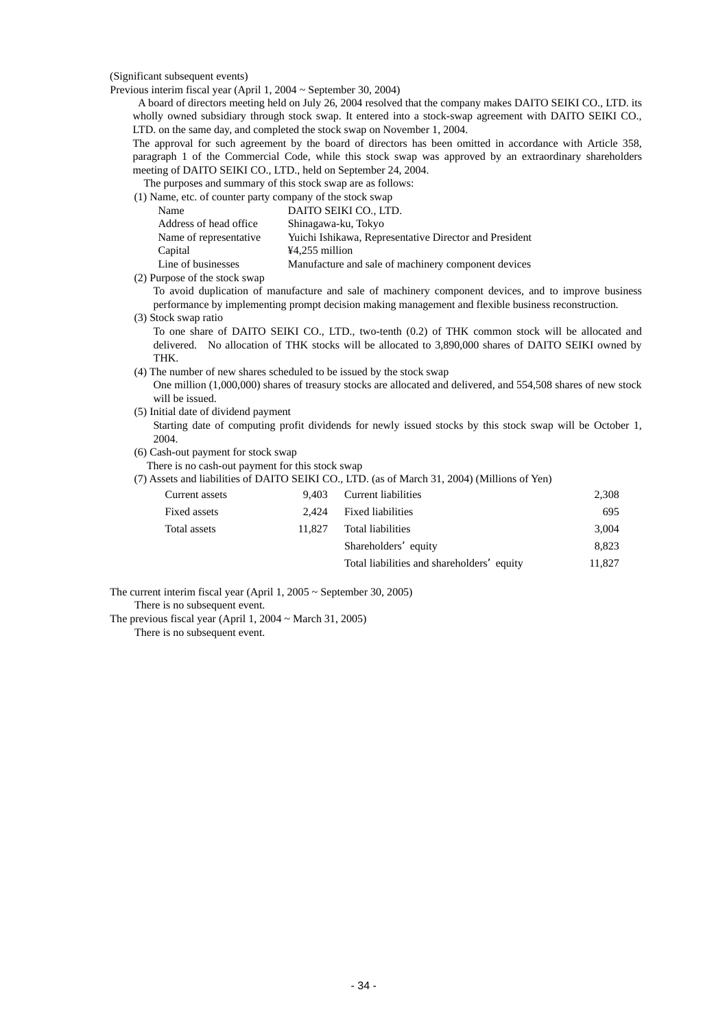(Significant subsequent events)

Previous interim fiscal year (April 1, 2004 ~ September 30, 2004)

A board of directors meeting held on July 26, 2004 resolved that the company makes DAITO SEIKI CO., LTD. its wholly owned subsidiary through stock swap. It entered into a stock-swap agreement with DAITO SEIKI CO., LTD. on the same day, and completed the stock swap on November 1, 2004.

The approval for such agreement by the board of directors has been omitted in accordance with Article 358, paragraph 1 of the Commercial Code, while this stock swap was approved by an extraordinary shareholders meeting of DAITO SEIKI CO., LTD., held on September 24, 2004.

The purposes and summary of this stock swap are as follows:

(1) Name, etc. of counter party company of the stock swap

| | |
|---|---|
| Name | DAITO SEIKI CO., LTD. |
| Address of head office | Shinagawa-ku, Tokyo |
| Name of representative | Yuichi Ishikawa, Representative Director and President |
| Capital | ¥4,255 million |
| Line of businesses | Manufacture and sale of machinery component devices |

(2) Purpose of the stock swap

To avoid duplication of manufacture and sale of machinery component devices, and to improve business performance by implementing prompt decision making management and flexible business reconstruction.

(3) Stock swap ratio

To one share of DAITO SEIKI CO., LTD., two-tenth (0.2) of THK common stock will be allocated and delivered. No allocation of THK stocks will be allocated to 3,890,000 shares of DAITO SEIKI owned by THK.

(4) The number of new shares scheduled to be issued by the stock swap

One million (1,000,000) shares of treasury stocks are allocated and delivered, and 554,508 shares of new stock will be issued.

(5) Initial date of dividend payment

Starting date of computing profit dividends for newly issued stocks by this stock swap will be October 1, 2004.

(6) Cash-out payment for stock swap

There is no cash-out payment for this stock swap

(7) Assets and liabilities of DAITO SEIKI CO., LTD. (as of March 31, 2004) (Millions of Yen)

| | | | |
|---|---:|---|---:|
| Current assets | 9,403 | Current liabilities | 2,308 |
| Fixed assets | 2,424 | Fixed liabilities | 695 |
| Total assets | 11,827 | Total liabilities | 3,004 |
| | | Shareholders' equity | 8,823 |
| | | Total liabilities and shareholders' equity | 11,827 |

The current interim fiscal year (April 1, 2005 ~ September 30, 2005)

There is no subsequent event.

The previous fiscal year (April 1, 2004 ~ March 31, 2005)

There is no subsequent event.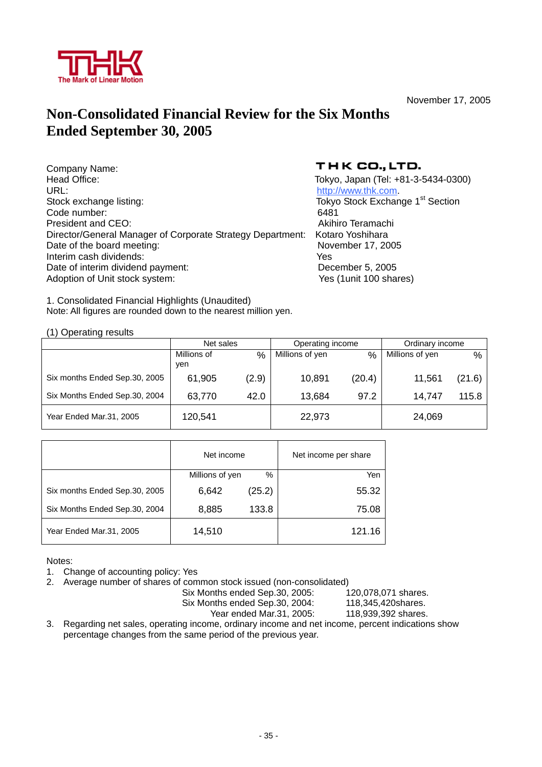THK
The Mark of Linear Motion

November 17, 2005

# Non-Consolidated Financial Review for the Six Months Ended September 30, 2005

| | |
|---|---|
| Company Name: | THK CO., LTD. |
| Head Office: | Tokyo, Japan (Tel: +81-3-5434-0300) |
| URL: | http://www.thk.com. |
| Stock exchange listing: | Tokyo Stock Exchange 1st Section |
| Code number: | 6481 |
| President and CEO: | Akihiro Teramachi |
| Director/General Manager of Corporate Strategy Department: | Kotaro Yoshihara |
| Date of the board meeting: | November 17, 2005 |
| Interim cash dividends: | Yes |
| Date of interim dividend payment: | December 5, 2005 |
| Adoption of Unit stock system: | Yes (1unit 100 shares) |

1. Consolidated Financial Highlights (Unaudited)
Note: All figures are rounded down to the nearest million yen.

(1) Operating results

| | Net sales | | Operating income | | Ordinary income | |
|---|---|---|---|---|---|---|
| | Millions of yen | % | Millions of yen | % | Millions of yen | % |
| Six months Ended Sep.30, 2005 | 61,905 | (2.9) | 10,891 | (20.4) | 11,561 | (21.6) |
| Six Months Ended Sep.30, 2004 | 63,770 | 42.0 | 13,684 | 97.2 | 14,747 | 115.8 |
| Year Ended Mar.31, 2005 | 120,541 | | 22,973 | | 24,069 | |

| | Net income | | Net income per share |
|---|---|---|---|
| | Millions of yen | % | Yen |
| Six months Ended Sep.30, 2005 | 6,642 | (25.2) | 55.32 |
| Six Months Ended Sep.30, 2004 | 8,885 | 133.8 | 75.08 |
| Year Ended Mar.31, 2005 | 14,510 | | 121.16 |

Notes:
1. Change of accounting policy: Yes
2. Average number of shares of common stock issued (non-consolidated)
   - Six Months ended Sep.30, 2005: 120,078,071 shares.
   - Six Months ended Sep.30, 2004: 118,345,420shares.
   - Year ended Mar.31, 2005: 118,939,392 shares.
3. Regarding net sales, operating income, ordinary income and net income, percent indications show percentage changes from the same period of the previous year.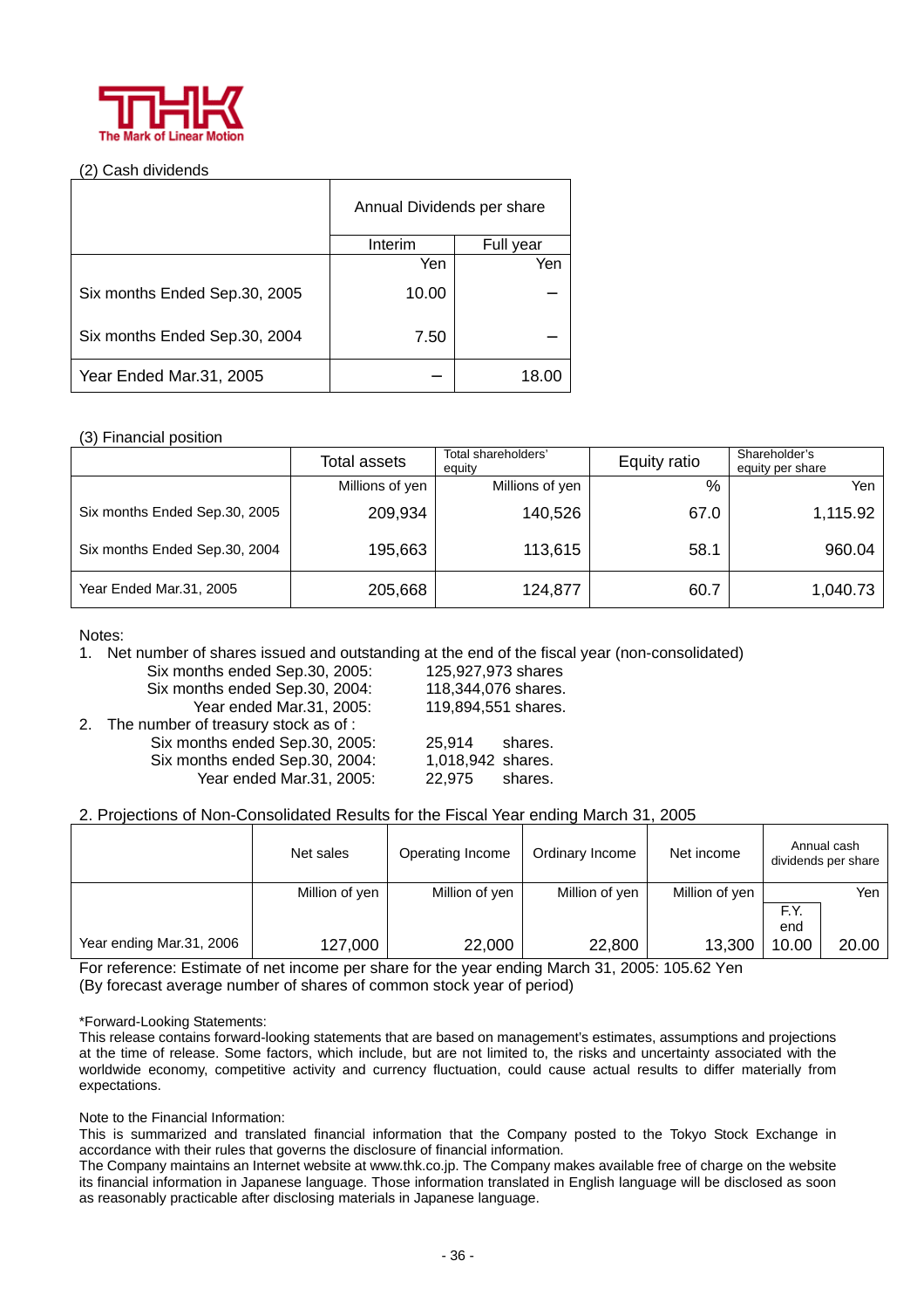THK
The Mark of Linear Motion

(2) Cash dividends

| | Annual Dividends per share | |
|---|---|---|
| | Interim | Full year |
| | Yen | Yen |
| Six months Ended Sep.30, 2005 | 10.00 | − |
| Six months Ended Sep.30, 2004 | 7.50 | − |
| Year Ended Mar.31, 2005 | − | 18.00 |

(3) Financial position

| | Total assets | Total shareholders' equity | Equity ratio | Shareholder's equity per share |
|---|---|---|---|---|
| | Millions of yen | Millions of yen | % | Yen |
| Six months Ended Sep.30, 2005 | 209,934 | 140,526 | 67.0 | 1,115.92 |
| Six months Ended Sep.30, 2004 | 195,663 | 113,615 | 58.1 | 960.04 |
| Year Ended Mar.31, 2005 | 205,668 | 124,877 | 60.7 | 1,040.73 |

Notes:

1. Net number of shares issued and outstanding at the end of the fiscal year (non-consolidated)
   - Six months ended Sep.30, 2005: 125,927,973 shares
   - Six months ended Sep.30, 2004: 118,344,076 shares.
   - Year ended Mar.31, 2005: 119,894,551 shares.
2. The number of treasury stock as of :
   - Six months ended Sep.30, 2005: 25,914 shares.
   - Six months ended Sep.30, 2004: 1,018,942 shares.
   - Year ended Mar.31, 2005: 22,975 shares.

2. Projections of Non-Consolidated Results for the Fiscal Year ending March 31, 2005

| | Net sales | Operating Income | Ordinary Income | Net income | Annual cash dividends per share | |
|---|---|---|---|---|---|---|
| | Million of yen | Million of yen | Million of yen | Million of yen | | Yen |
| | | | | | F.Y. end | |
| Year ending Mar.31, 2006 | 127,000 | 22,000 | 22,800 | 13,300 | 10.00 | 20.00 |

For reference: Estimate of net income per share for the year ending March 31, 2005: 105.62 Yen
(By forecast average number of shares of common stock year of period)

*Forward-Looking Statements:
This release contains forward-looking statements that are based on management's estimates, assumptions and projections at the time of release. Some factors, which include, but are not limited to, the risks and uncertainty associated with the worldwide economy, competitive activity and currency fluctuation, could cause actual results to differ materially from expectations.

Note to the Financial Information:
This is summarized and translated financial information that the Company posted to the Tokyo Stock Exchange in accordance with their rules that governs the disclosure of financial information.
The Company maintains an Internet website at www.thk.co.jp. The Company makes available free of charge on the website its financial information in Japanese language. Those information translated in English language will be disclosed as soon as reasonably practicable after disclosing materials in Japanese language.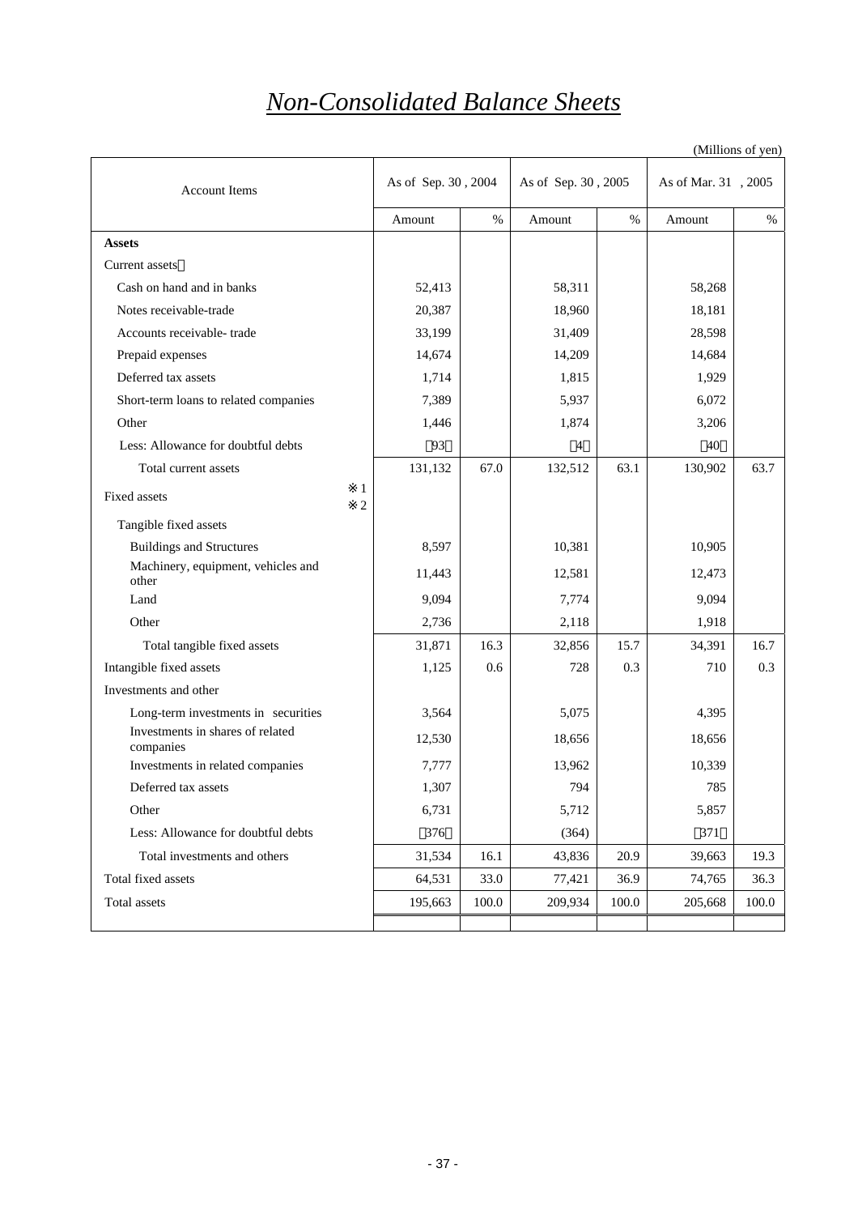# *Non-Consolidated Balance Sheets*

(Millions of yen)

| Account Items | As of Sep. 30 , 2004 | | As of Sep. 30 , 2005 | | As of Mar. 31 , 2005 | |
|---|---|---|---|---|---|---|
| | Amount | % | Amount | % | Amount | % |
| **Assets** | | | | | | |
| Current assets | | | | | | |
| Cash on hand and in banks | 52,413 | | 58,311 | | 58,268 | |
| Notes receivable-trade | 20,387 | | 18,960 | | 18,181 | |
| Accounts receivable- trade | 33,199 | | 31,409 | | 28,598 | |
| Prepaid expenses | 14,674 | | 14,209 | | 14,684 | |
| Deferred tax assets | 1,714 | | 1,815 | | 1,929 | |
| Short-term loans to related companies | 7,389 | | 5,937 | | 6,072 | |
| Other | 1,446 | | 1,874 | | 3,206 | |
| Less: Allowance for doubtful debts | (93) | | (4) | | (40) | |
| Total current assets | 131,132 | 67.0 | 132,512 | 63.1 | 130,902 | 63.7 |
| Fixed assets ※1 ※2 | | | | | | |
| Tangible fixed assets | | | | | | |
| Buildings and Structures | 8,597 | | 10,381 | | 10,905 | |
| Machinery, equipment, vehicles and other | 11,443 | | 12,581 | | 12,473 | |
| Land | 9,094 | | 7,774 | | 9,094 | |
| Other | 2,736 | | 2,118 | | 1,918 | |
| Total tangible fixed assets | 31,871 | 16.3 | 32,856 | 15.7 | 34,391 | 16.7 |
| Intangible fixed assets | 1,125 | 0.6 | 728 | 0.3 | 710 | 0.3 |
| Investments and other | | | | | | |
| Long-term investments in securities | 3,564 | | 5,075 | | 4,395 | |
| Investments in shares of related companies | 12,530 | | 18,656 | | 18,656 | |
| Investments in related companies | 7,777 | | 13,962 | | 10,339 | |
| Deferred tax assets | 1,307 | | 794 | | 785 | |
| Other | 6,731 | | 5,712 | | 5,857 | |
| Less: Allowance for doubtful debts | (376) | | (364) | | (371) | |
| Total investments and others | 31,534 | 16.1 | 43,836 | 20.9 | 39,663 | 19.3 |
| Total fixed assets | 64,531 | 33.0 | 77,421 | 36.9 | 74,765 | 36.3 |
| Total assets | 195,663 | 100.0 | 209,934 | 100.0 | 205,668 | 100.0 |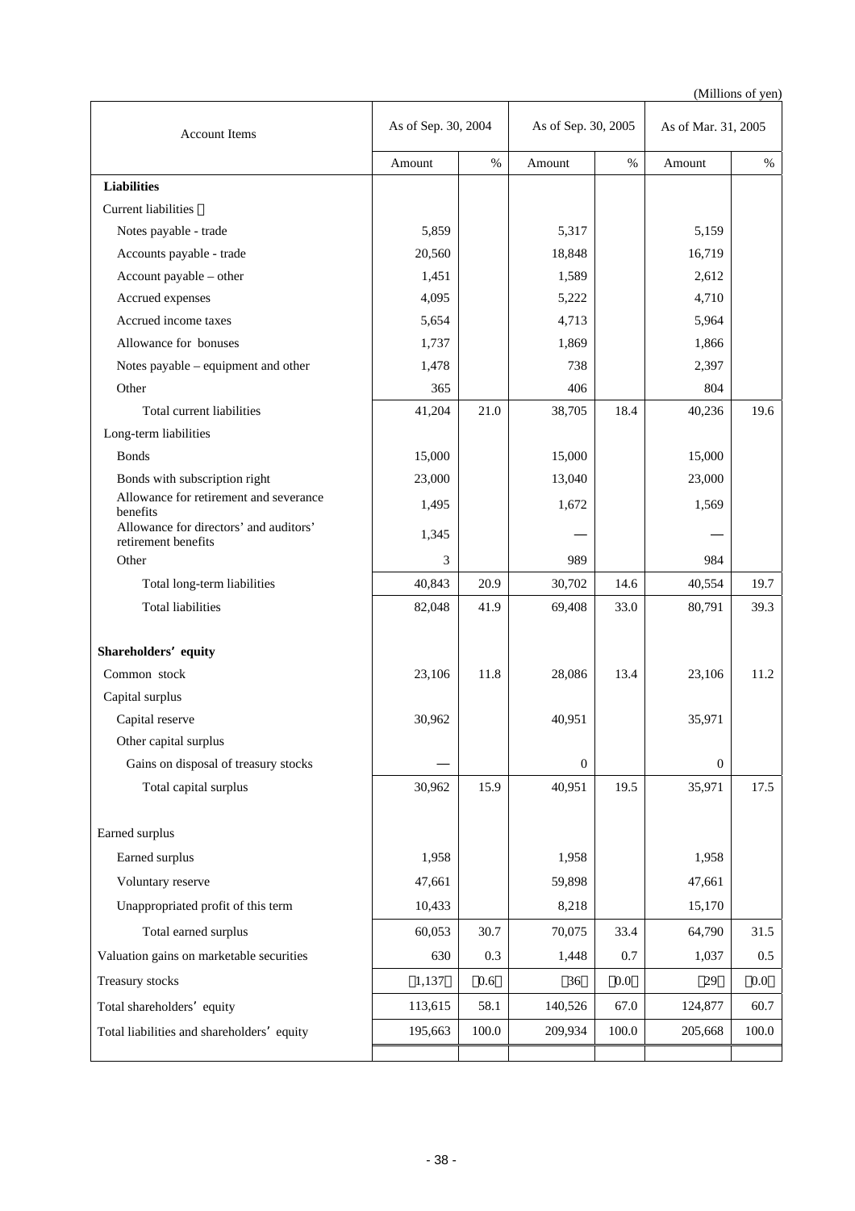(Millions of yen)

| Account Items | As of Sep. 30, 2004 | | As of Sep. 30, 2005 | | As of Mar. 31, 2005 | |
|---|---|---|---|---|---|---|
| | Amount | % | Amount | % | Amount | % |
| **Liabilities** | | | | | | |
| Current liabilities | | | | | | |
| Notes payable - trade | 5,859 | | 5,317 | | 5,159 | |
| Accounts payable - trade | 20,560 | | 18,848 | | 16,719 | |
| Account payable – other | 1,451 | | 1,589 | | 2,612 | |
| Accrued expenses | 4,095 | | 5,222 | | 4,710 | |
| Accrued income taxes | 5,654 | | 4,713 | | 5,964 | |
| Allowance for bonuses | 1,737 | | 1,869 | | 1,866 | |
| Notes payable – equipment and other | 1,478 | | 738 | | 2,397 | |
| Other | 365 | | 406 | | 804 | |
| Total current liabilities | 41,204 | 21.0 | 38,705 | 18.4 | 40,236 | 19.6 |
| Long-term liabilities | | | | | | |
| Bonds | 15,000 | | 15,000 | | 15,000 | |
| Bonds with subscription right | 23,000 | | 13,040 | | 23,000 | |
| Allowance for retirement and severance benefits | 1,495 | | 1,672 | | 1,569 | |
| Allowance for directors' and auditors' retirement benefits | 1,345 | | — | | — | |
| Other | 3 | | 989 | | 984 | |
| Total long-term liabilities | 40,843 | 20.9 | 30,702 | 14.6 | 40,554 | 19.7 |
| Total liabilities | 82,048 | 41.9 | 69,408 | 33.0 | 80,791 | 39.3 |
| **Shareholders' equity** | | | | | | |
| Common stock | 23,106 | 11.8 | 28,086 | 13.4 | 23,106 | 11.2 |
| Capital surplus | | | | | | |
| Capital reserve | 30,962 | | 40,951 | | 35,971 | |
| Other capital surplus | | | | | | |
| Gains on disposal of treasury stocks | — | | 0 | | 0 | |
| Total capital surplus | 30,962 | 15.9 | 40,951 | 19.5 | 35,971 | 17.5 |
| Earned surplus | | | | | | |
| Earned surplus | 1,958 | | 1,958 | | 1,958 | |
| Voluntary reserve | 47,661 | | 59,898 | | 47,661 | |
| Unappropriated profit of this term | 10,433 | | 8,218 | | 15,170 | |
| Total earned surplus | 60,053 | 30.7 | 70,075 | 33.4 | 64,790 | 31.5 |
| Valuation gains on marketable securities | 630 | 0.3 | 1,448 | 0.7 | 1,037 | 0.5 |
| Treasury stocks | (1,137) | (0.6) | (36) | (0.0) | (29) | (0.0) |
| Total shareholders' equity | 113,615 | 58.1 | 140,526 | 67.0 | 124,877 | 60.7 |
| Total liabilities and shareholders' equity | 195,663 | 100.0 | 209,934 | 100.0 | 205,668 | 100.0 |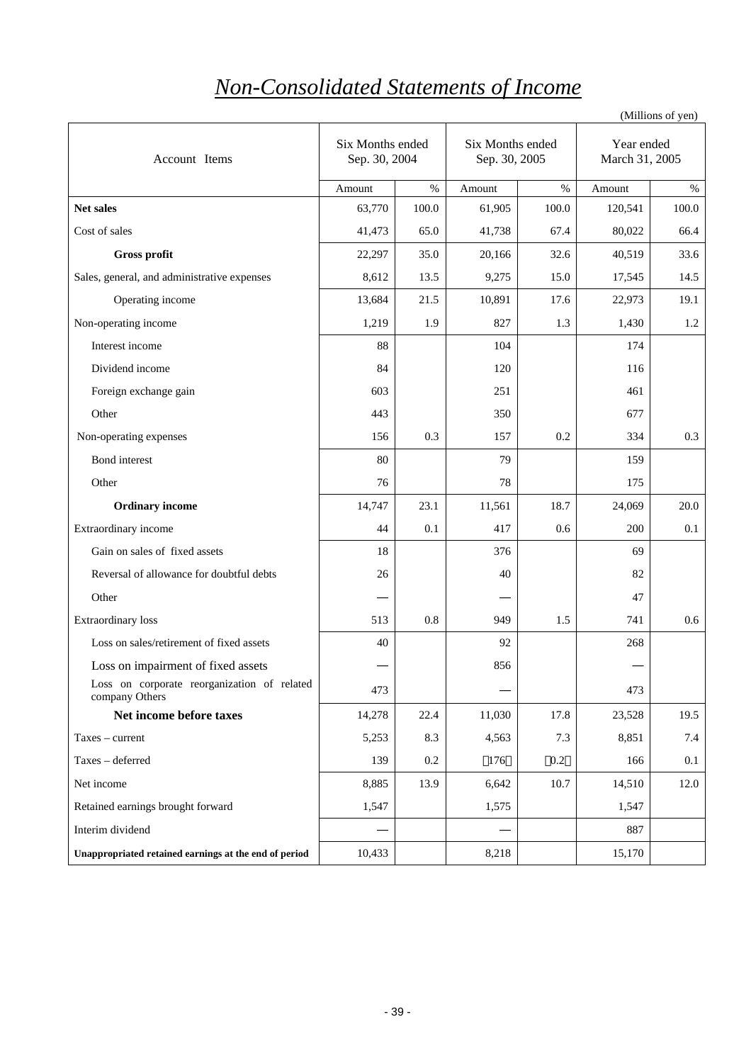# *Non-Consolidated Statements of Income*

(Millions of yen)

| Account Items | Six Months ended Sep. 30, 2004 | | Six Months ended Sep. 30, 2005 | | Year ended March 31, 2005 | |
|---|---|---|---|---|---|---|
| | Amount | % | Amount | % | Amount | % |
| **Net sales** | 63,770 | 100.0 | 61,905 | 100.0 | 120,541 | 100.0 |
| Cost of sales | 41,473 | 65.0 | 41,738 | 67.4 | 80,022 | 66.4 |
| **Gross profit** | 22,297 | 35.0 | 20,166 | 32.6 | 40,519 | 33.6 |
| Sales, general, and administrative expenses | 8,612 | 13.5 | 9,275 | 15.0 | 17,545 | 14.5 |
| Operating income | 13,684 | 21.5 | 10,891 | 17.6 | 22,973 | 19.1 |
| Non-operating income | 1,219 | 1.9 | 827 | 1.3 | 1,430 | 1.2 |
| Interest income | 88 | | 104 | | 174 | |
| Dividend income | 84 | | 120 | | 116 | |
| Foreign exchange gain | 603 | | 251 | | 461 | |
| Other | 443 | | 350 | | 677 | |
| Non-operating expenses | 156 | 0.3 | 157 | 0.2 | 334 | 0.3 |
| Bond interest | 80 | | 79 | | 159 | |
| Other | 76 | | 78 | | 175 | |
| **Ordinary income** | 14,747 | 23.1 | 11,561 | 18.7 | 24,069 | 20.0 |
| Extraordinary income | 44 | 0.1 | 417 | 0.6 | 200 | 0.1 |
| Gain on sales of fixed assets | 18 | | 376 | | 69 | |
| Reversal of allowance for doubtful debts | 26 | | 40 | | 82 | |
| Other | — | | — | | 47 | |
| Extraordinary loss | 513 | 0.8 | 949 | 1.5 | 741 | 0.6 |
| Loss on sales/retirement of fixed assets | 40 | | 92 | | 268 | |
| Loss on impairment of fixed assets | — | | 856 | | — | |
| Loss on corporate reorganization of related company Others | 473 | | — | | 473 | |
| **Net income before taxes** | 14,278 | 22.4 | 11,030 | 17.8 | 23,528 | 19.5 |
| Taxes – current | 5,253 | 8.3 | 4,563 | 7.3 | 8,851 | 7.4 |
| Taxes – deferred | 139 | 0.2 | (176) | (0.2) | 166 | 0.1 |
| Net income | 8,885 | 13.9 | 6,642 | 10.7 | 14,510 | 12.0 |
| Retained earnings brought forward | 1,547 | | 1,575 | | 1,547 | |
| Interim dividend | — | | — | | 887 | |
| **Unappropriated retained earnings at the end of period** | 10,433 | | 8,218 | | 15,170 | |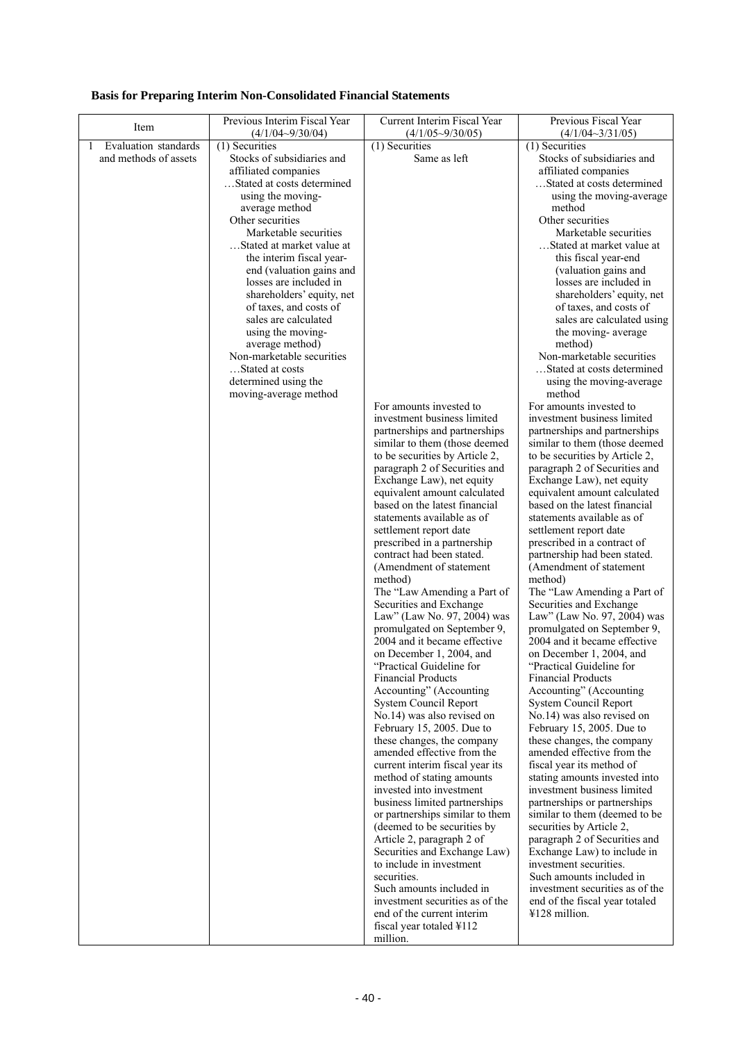**Basis for Preparing Interim Non-Consolidated Financial Statements**

| Item | Previous Interim Fiscal Year (4/1/04~9/30/04) | Current Interim Fiscal Year (4/1/05~9/30/05) | Previous Fiscal Year (4/1/04~3/31/05) |
|---|---|---|---|
| 1 Evaluation standards and methods of assets | (1) Securities<br>Stocks of subsidiaries and affiliated companies<br>…Stated at costs determined using the moving-average method<br>Other securities<br>Marketable securities<br>…Stated at market value at the interim fiscal year-end (valuation gains and losses are included in shareholders' equity, net of taxes, and costs of sales are calculated using the moving-average method)<br>Non-marketable securities<br>…Stated at costs determined using the moving-average method | (1) Securities<br>Same as left<br><br>For amounts invested to investment business limited partnerships and partnerships similar to them (those deemed to be securities by Article 2, paragraph 2 of Securities and Exchange Law), net equity equivalent amount calculated based on the latest financial statements available as of settlement report date prescribed in a partnership contract had been stated.<br>(Amendment of statement method)<br>The "Law Amending a Part of Securities and Exchange Law" (Law No. 97, 2004) was promulgated on September 9, 2004 and it became effective on December 1, 2004, and "Practical Guideline for Financial Products Accounting" (Accounting System Council Report No.14) was also revised on February 15, 2005. Due to these changes, the company amended effective from the current interim fiscal year its method of stating amounts invested into investment business limited partnerships or partnerships similar to them (deemed to be securities by Article 2, paragraph 2 of Securities and Exchange Law) to include in investment securities.<br>Such amounts included in investment securities as of the end of the current interim fiscal year totaled ¥112 million. | (1) Securities<br>Stocks of subsidiaries and affiliated companies<br>…Stated at costs determined using the moving-average method<br>Other securities<br>Marketable securities<br>…Stated at market value at this fiscal year-end (valuation gains and losses are included in shareholders' equity, net of taxes, and costs of sales are calculated using the moving- average method)<br>Non-marketable securities<br>…Stated at costs determined using the moving-average method<br>For amounts invested to investment business limited partnerships and partnerships similar to them (those deemed to be securities by Article 2, paragraph 2 of Securities and Exchange Law), net equity equivalent amount calculated based on the latest financial statements available as of settlement report date prescribed in a contract of partnership had been stated.<br>(Amendment of statement method)<br>The "Law Amending a Part of Securities and Exchange Law" (Law No. 97, 2004) was promulgated on September 9, 2004 and it became effective on December 1, 2004, and "Practical Guideline for Financial Products Accounting" (Accounting System Council Report No.14) was also revised on February 15, 2005. Due to these changes, the company amended effective from the fiscal year its method of stating amounts invested into investment business limited partnerships or partnerships similar to them (deemed to be securities by Article 2, paragraph 2 of Securities and Exchange Law) to include in investment securities.<br>Such amounts included in investment securities as of the end of the fiscal year totaled ¥128 million. |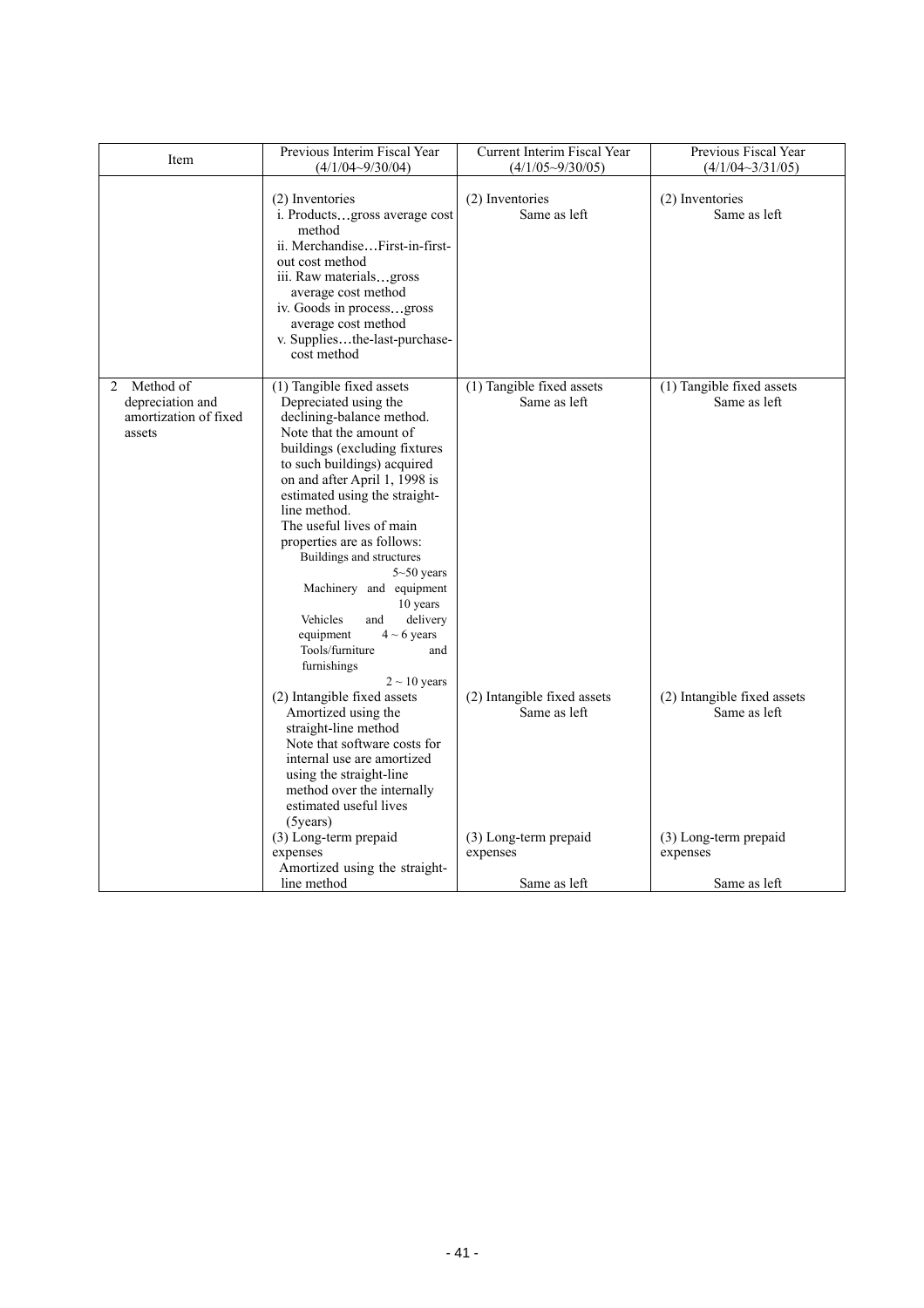| Item | Previous Interim Fiscal Year (4/1/04~9/30/04) | Current Interim Fiscal Year (4/1/05~9/30/05) | Previous Fiscal Year (4/1/04~3/31/05) |
|---|---|---|---|
| | (2) Inventories<br>i. Products…gross average cost method<br>ii. Merchandise…First-in-first-out cost method<br>iii. Raw materials…gross average cost method<br>iv. Goods in process…gross average cost method<br>v. Supplies…the-last-purchase-cost method | (2) Inventories<br>Same as left | (2) Inventories<br>Same as left |
| 2 Method of depreciation and amortization of fixed assets | (1) Tangible fixed assets<br>Depreciated using the declining-balance method.<br>Note that the amount of buildings (excluding fixtures to such buildings) acquired on and after April 1, 1998 is estimated using the straight-line method.<br>The useful lives of main properties are as follows:<br>Buildings and structures 5~50 years<br>Machinery and equipment 10 years<br>Vehicles and delivery equipment 4 ~ 6 years<br>Tools/furniture and furnishings 2 ~ 10 years | (1) Tangible fixed assets<br>Same as left | (1) Tangible fixed assets<br>Same as left |
| | (2) Intangible fixed assets<br>Amortized using the straight-line method<br>Note that software costs for internal use are amortized using the straight-line method over the internally estimated useful lives (5years) | (2) Intangible fixed assets<br>Same as left | (2) Intangible fixed assets<br>Same as left |
| | (3) Long-term prepaid expenses<br>Amortized using the straight-line method | (3) Long-term prepaid expenses<br>Same as left | (3) Long-term prepaid expenses<br>Same as left |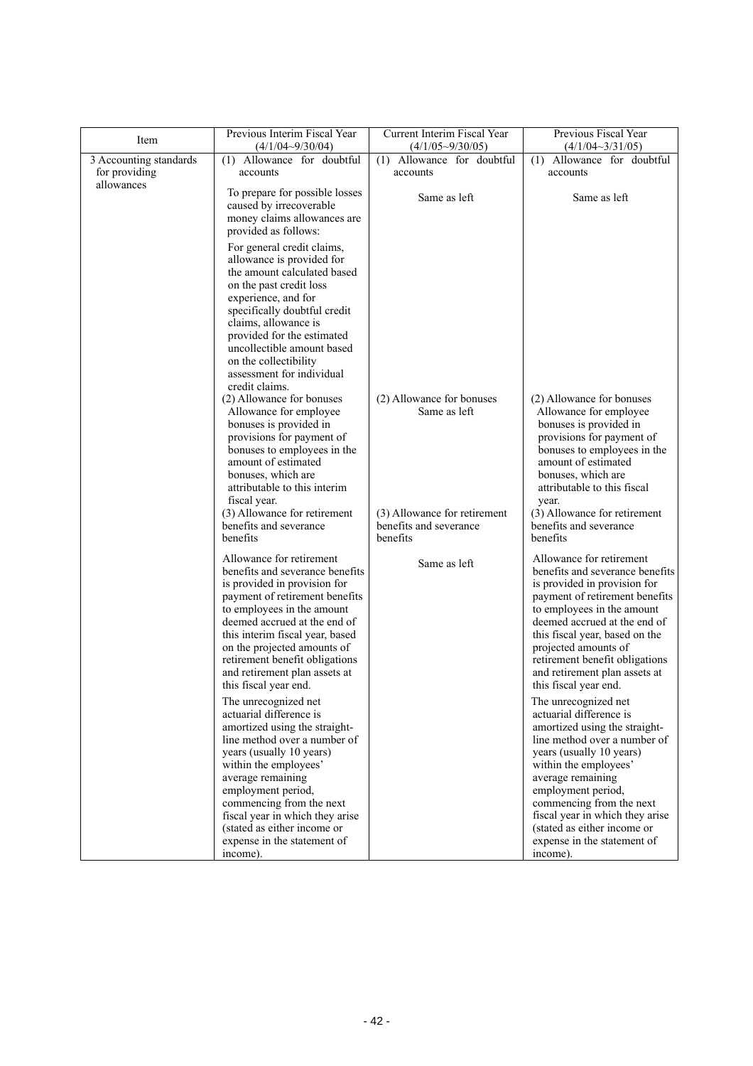| Item | Previous Interim Fiscal Year (4/1/04~9/30/04) | Current Interim Fiscal Year (4/1/05~9/30/05) | Previous Fiscal Year (4/1/04~3/31/05) |
|---|---|---|---|
| 3 Accounting standards for providing allowances | (1) Allowance for doubtful accounts<br><br>To prepare for possible losses caused by irrecoverable money claims allowances are provided as follows:<br><br>For general credit claims, allowance is provided for the amount calculated based on the past credit loss experience, and for specifically doubtful credit claims, allowance is provided for the estimated uncollectible amount based on the collectibility assessment for individual credit claims. | (1) Allowance for doubtful accounts<br><br>Same as left | (1) Allowance for doubtful accounts<br><br>Same as left |
| | (2) Allowance for bonuses<br>Allowance for employee bonuses is provided in provisions for payment of bonuses to employees in the amount of estimated bonuses, which are attributable to this interim fiscal year. | (2) Allowance for bonuses<br>Same as left | (2) Allowance for bonuses<br>Allowance for employee bonuses is provided in provisions for payment of bonuses to employees in the amount of estimated bonuses, which are attributable to this fiscal year. |
| | (3) Allowance for retirement benefits and severance benefits<br><br>Allowance for retirement benefits and severance benefits is provided in provision for payment of retirement benefits to employees in the amount deemed accrued at the end of this interim fiscal year, based on the projected amounts of retirement benefit obligations and retirement plan assets at this fiscal year end.<br><br>The unrecognized net actuarial difference is amortized using the straight-line method over a number of years (usually 10 years) within the employees' average remaining employment period, commencing from the next fiscal year in which they arise (stated as either income or expense in the statement of income). | (3) Allowance for retirement benefits and severance benefits<br><br>Same as left | (3) Allowance for retirement benefits and severance benefits<br><br>Allowance for retirement benefits and severance benefits is provided in provision for payment of retirement benefits to employees in the amount deemed accrued at the end of this fiscal year, based on the projected amounts of retirement benefit obligations and retirement plan assets at this fiscal year end.<br><br>The unrecognized net actuarial difference is amortized using the straight-line method over a number of years (usually 10 years) within the employees' average remaining employment period, commencing from the next fiscal year in which they arise (stated as either income or expense in the statement of income). |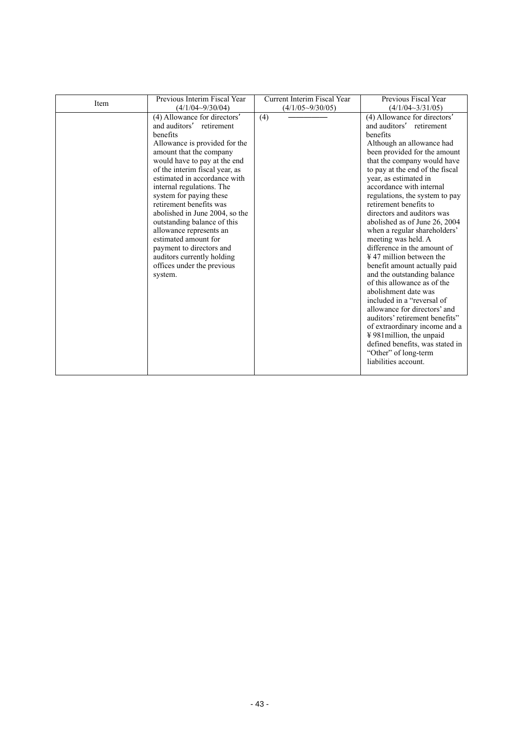| Item | Previous Interim Fiscal Year (4/1/04~9/30/04) | Current Interim Fiscal Year (4/1/05~9/30/05) | Previous Fiscal Year (4/1/04~3/31/05) |
|---|---|---|---|
| | (4) Allowance for directors' and auditors' retirement benefits<br>Allowance is provided for the amount that the company would have to pay at the end of the interim fiscal year, as estimated in accordance with internal regulations. The system for paying these retirement benefits was abolished in June 2004, so the outstanding balance of this allowance represents an estimated amount for payment to directors and auditors currently holding offices under the previous system. | (4) ―――――― | (4) Allowance for directors' and auditors' retirement benefits<br>Although an allowance had been provided for the amount that the company would have to pay at the end of the fiscal year, as estimated in accordance with internal regulations, the system to pay retirement benefits to directors and auditors was abolished as of June 26, 2004 when a regular shareholders' meeting was held. A difference in the amount of ¥47 million between the benefit amount actually paid and the outstanding balance of this allowance as of the abolishment date was included in a "reversal of allowance for directors' and auditors' retirement benefits" of extraordinary income and a ¥981million, the unpaid defined benefits, was stated in "Other" of long-term liabilities account. |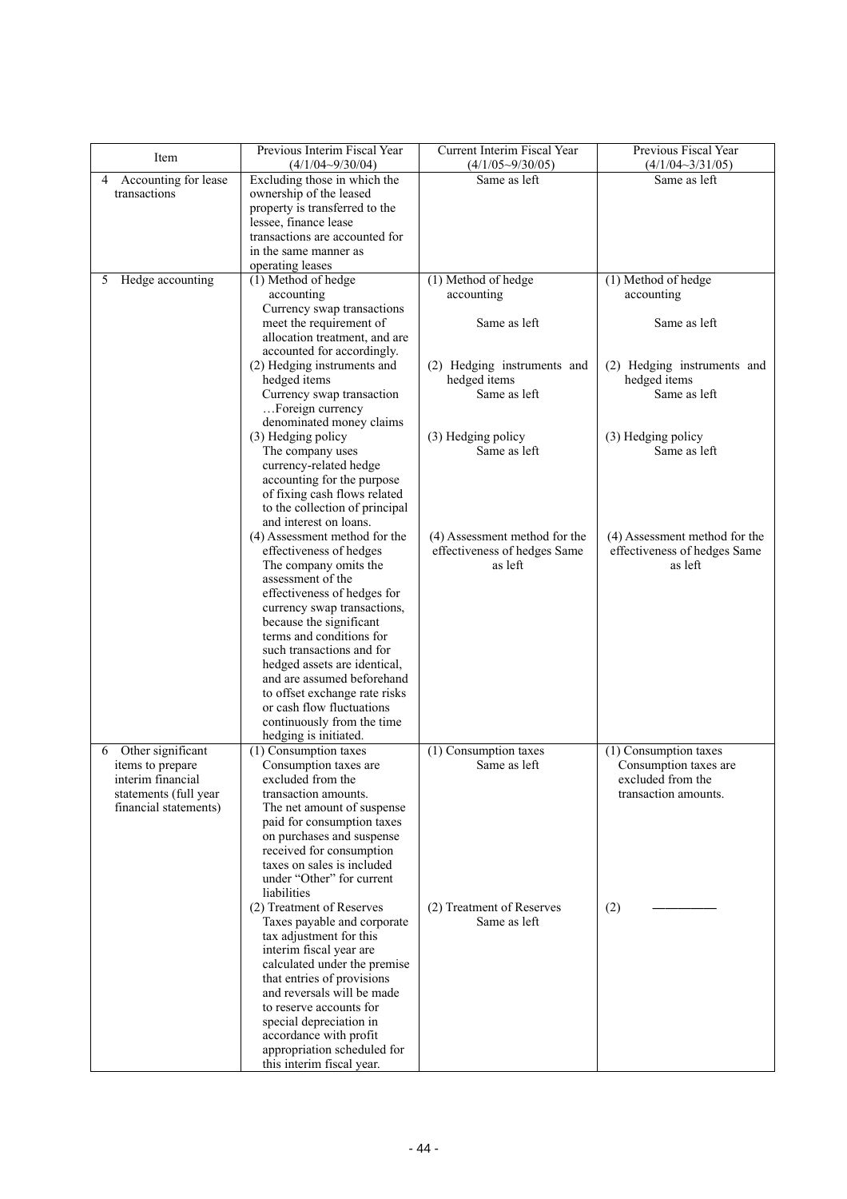| Item | Previous Interim Fiscal Year (4/1/04~9/30/04) | Current Interim Fiscal Year (4/1/05~9/30/05) | Previous Fiscal Year (4/1/04~3/31/05) |
|---|---|---|---|
| 4 Accounting for lease transactions | Excluding those in which the ownership of the leased property is transferred to the lessee, finance lease transactions are accounted for in the same manner as operating leases | Same as left | Same as left |
| 5 Hedge accounting | (1) Method of hedge accounting<br>Currency swap transactions meet the requirement of allocation treatment, and are accounted for accordingly.<br>(2) Hedging instruments and hedged items<br>Currency swap transaction …Foreign currency denominated money claims<br>(3) Hedging policy<br>The company uses currency-related hedge accounting for the purpose of fixing cash flows related to the collection of principal and interest on loans.<br>(4) Assessment method for the effectiveness of hedges<br>The company omits the assessment of the effectiveness of hedges for currency swap transactions, because the significant terms and conditions for such transactions and for hedged assets are identical, and are assumed beforehand to offset exchange rate risks or cash flow fluctuations continuously from the time hedging is initiated. | (1) Method of hedge accounting<br>Same as left<br>(2) Hedging instruments and hedged items<br>Same as left<br>(3) Hedging policy<br>Same as left<br>(4) Assessment method for the effectiveness of hedges Same as left | (1) Method of hedge accounting<br>Same as left<br>(2) Hedging instruments and hedged items<br>Same as left<br>(3) Hedging policy<br>Same as left<br>(4) Assessment method for the effectiveness of hedges Same as left |
| 6 Other significant items to prepare interim financial statements (full year financial statements) | (1) Consumption taxes<br>Consumption taxes are excluded from the transaction amounts.<br>The net amount of suspense paid for consumption taxes on purchases and suspense received for consumption taxes on sales is included under "Other" for current liabilities<br>(2) Treatment of Reserves<br>Taxes payable and corporate tax adjustment for this interim fiscal year are calculated under the premise that entries of provisions and reversals will be made to reserve accounts for special depreciation in accordance with profit appropriation scheduled for this interim fiscal year. | (1) Consumption taxes<br>Same as left<br>(2) Treatment of Reserves<br>Same as left | (1) Consumption taxes<br>Consumption taxes are excluded from the transaction amounts.<br>(2) ―――――― |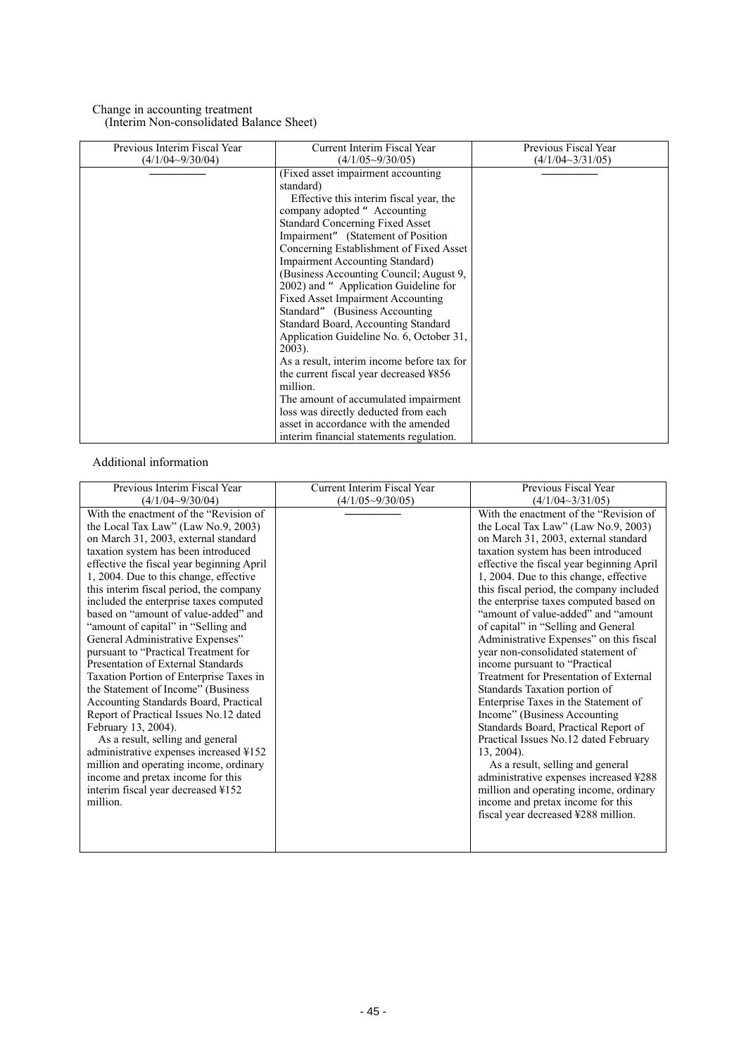Change in accounting treatment

(Interim Non-consolidated Balance Sheet)

| Previous Interim Fiscal Year (4/1/04~9/30/04) | Current Interim Fiscal Year (4/1/05~9/30/05) | Previous Fiscal Year (4/1/04~3/31/05) |
|---|---|---|
| ――――― | (Fixed asset impairment accounting standard)<br>Effective this interim fiscal year, the company adopted "Accounting Standard Concerning Fixed Asset Impairment" (Statement of Position Concerning Establishment of Fixed Asset Impairment Accounting Standard) (Business Accounting Council; August 9, 2002) and "Application Guideline for Fixed Asset Impairment Accounting Standard" (Business Accounting Standard Board, Accounting Standard Application Guideline No. 6, October 31, 2003).<br>As a result, interim income before tax for the current fiscal year decreased ¥856 million.<br>The amount of accumulated impairment loss was directly deducted from each asset in accordance with the amended interim financial statements regulation. | ――――― |

Additional information

| Previous Interim Fiscal Year (4/1/04~9/30/04) | Current Interim Fiscal Year (4/1/05~9/30/05) | Previous Fiscal Year (4/1/04~3/31/05) |
|---|---|---|
| With the enactment of the "Revision of the Local Tax Law" (Law No.9, 2003) on March 31, 2003, external standard taxation system has been introduced effective the fiscal year beginning April 1, 2004. Due to this change, effective this interim fiscal period, the company included the enterprise taxes computed based on "amount of value-added" and "amount of capital" in "Selling and General Administrative Expenses" pursuant to "Practical Treatment for Presentation of External Standards Taxation Portion of Enterprise Taxes in the Statement of Income" (Business Accounting Standards Board, Practical Report of Practical Issues No.12 dated February 13, 2004).<br>As a result, selling and general administrative expenses increased ¥152 million and operating income, ordinary income and pretax income for this interim fiscal year decreased ¥152 million. | ――――― | With the enactment of the "Revision of the Local Tax Law" (Law No.9, 2003) on March 31, 2003, external standard taxation system has been introduced effective the fiscal year beginning April 1, 2004. Due to this change, effective this fiscal period, the company included the enterprise taxes computed based on "amount of value-added" and "amount of capital" in "Selling and General Administrative Expenses" on this fiscal year non-consolidated statement of income pursuant to "Practical Treatment for Presentation of External Standards Taxation portion of Enterprise Taxes in the Statement of Income" (Business Accounting Standards Board, Practical Report of Practical Issues No.12 dated February 13, 2004).<br>As a result, selling and general administrative expenses increased ¥288 million and operating income, ordinary income and pretax income for this fiscal year decreased ¥288 million. |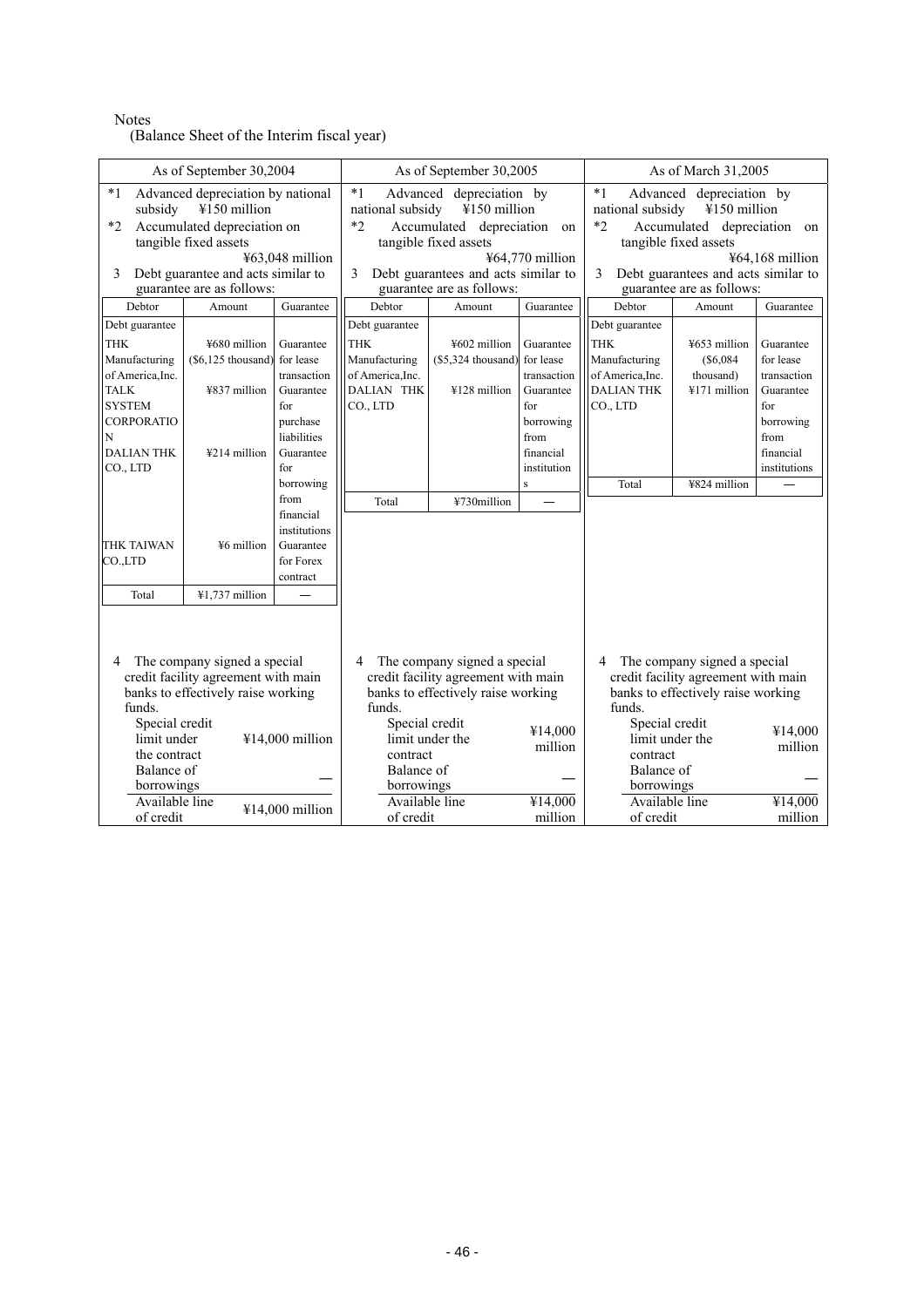Notes
(Balance Sheet of the Interim fiscal year)

| As of September 30,2004 | As of September 30,2005 | As of March 31,2005 |
|---|---|---|
| *1 Advanced depreciation by national subsidy ¥150 million | *1 Advanced depreciation by national subsidy ¥150 million | *1 Advanced depreciation by national subsidy ¥150 million |
| *2 Accumulated depreciation on tangible fixed assets ¥63,048 million | *2 Accumulated depreciation on tangible fixed assets ¥64,770 million | *2 Accumulated depreciation on tangible fixed assets ¥64,168 million |
| 3 Debt guarantee and acts similar to guarantee are as follows: | 3 Debt guarantees and acts similar to guarantee are as follows: | 3 Debt guarantees and acts similar to guarantee are as follows: |

As of September 30,2004

| Debtor | Amount | Guarantee |
|---|---|---|
| Debt guarantee | | |
| THK Manufacturing of America,Inc. | ¥680 million ($6,125 thousand) | Guarantee for lease transaction |
| TALK SYSTEM CORPORATION | ¥837 million | Guarantee for purchase liabilities |
| DALIAN THK CO., LTD | ¥214 million | Guarantee for borrowing from financial institutions |
| THK TAIWAN CO.,LTD | ¥6 million | Guarantee for Forex contract |
| Total | ¥1,737 million | — |

As of September 30,2005

| Debtor | Amount | Guarantee |
|---|---|---|
| Debt guarantee | | |
| THK Manufacturing of America,Inc. | ¥602 million ($5,324 thousand) | Guarantee for lease transaction |
| DALIAN THK CO., LTD | ¥128 million | Guarantee for borrowing from financial institutions |
| Total | ¥730million | — |

As of March 31,2005

| Debtor | Amount | Guarantee |
|---|---|---|
| Debt guarantee | | |
| THK Manufacturing of America,Inc. | ¥653 million ($6,084 thousand) | Guarantee for lease transaction |
| DALIAN THK CO., LTD | ¥171 million | Guarantee for borrowing from financial institutions |
| Total | ¥824 million | — |

4 The company signed a special credit facility agreement with main banks to effectively raise working funds.

| | As of September 30,2004 | As of September 30,2005 | As of March 31,2005 |
|---|---|---|---|
| Special credit limit under the contract | ¥14,000 million | ¥14,000 million | ¥14,000 million |
| Balance of borrowings | — | — | — |
| Available line of credit | ¥14,000 million | ¥14,000 million | ¥14,000 million |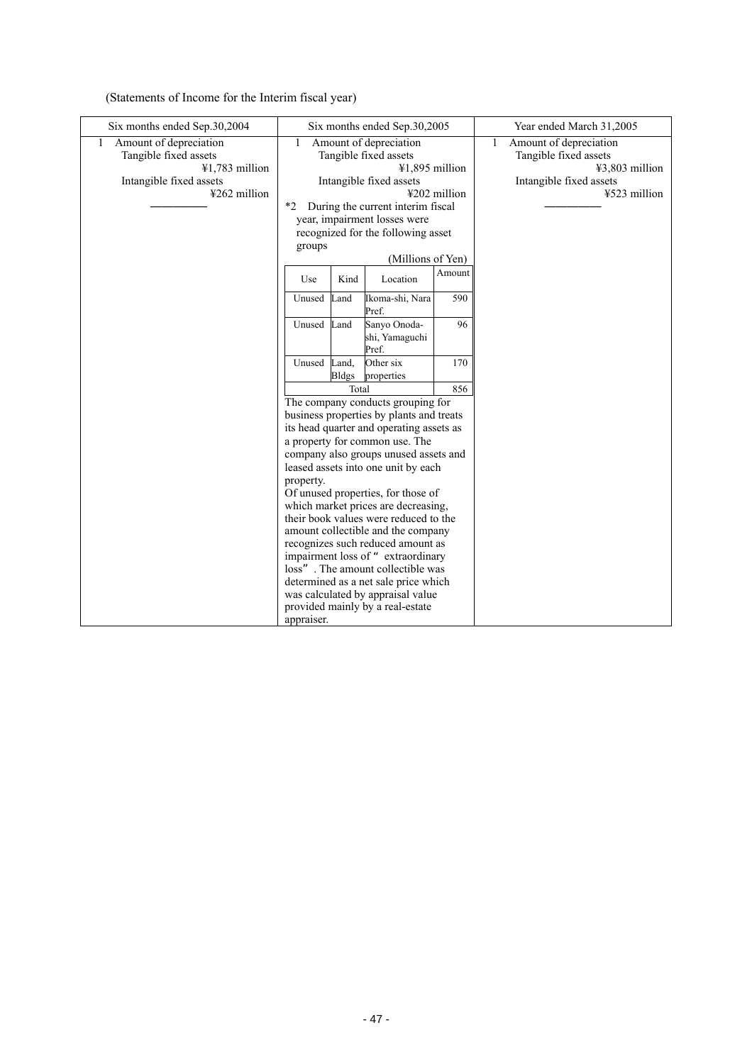(Statements of Income for the Interim fiscal year)

| Six months ended Sep.30,2004 | Six months ended Sep.30,2005 | Year ended March 31,2005 |
|---|---|---|
| 1 Amount of depreciation<br>Tangible fixed assets ¥1,783 million<br>Intangible fixed assets ¥262 million<br>―――――― | 1 Amount of depreciation<br>Tangible fixed assets ¥1,895 million<br>Intangible fixed assets ¥202 million<br>*2 During the current interim fiscal year, impairment losses were recognized for the following asset groups<br>(Millions of Yen)<br>Use / Kind / Location / Amount<br>Unused / Land / Ikoma-shi, Nara Pref. / 590<br>Unused / Land / Sanyo Onoda-shi, Yamaguchi Pref. / 96<br>Unused / Land, Bldgs / Other six properties / 170<br>Total / 856<br>The company conducts grouping for business properties by plants and treats its head quarter and operating assets as a property for common use. The company also groups unused assets and leased assets into one unit by each property.<br>Of unused properties, for those of which market prices are decreasing, their book values were reduced to the amount collectible and the company recognizes such reduced amount as impairment loss of "extraordinary loss". The amount collectible was determined as a net sale price which was calculated by appraisal value provided mainly by a real-estate appraiser. | 1 Amount of depreciation<br>Tangible fixed assets ¥3,803 million<br>Intangible fixed assets ¥523 million<br>―――――― |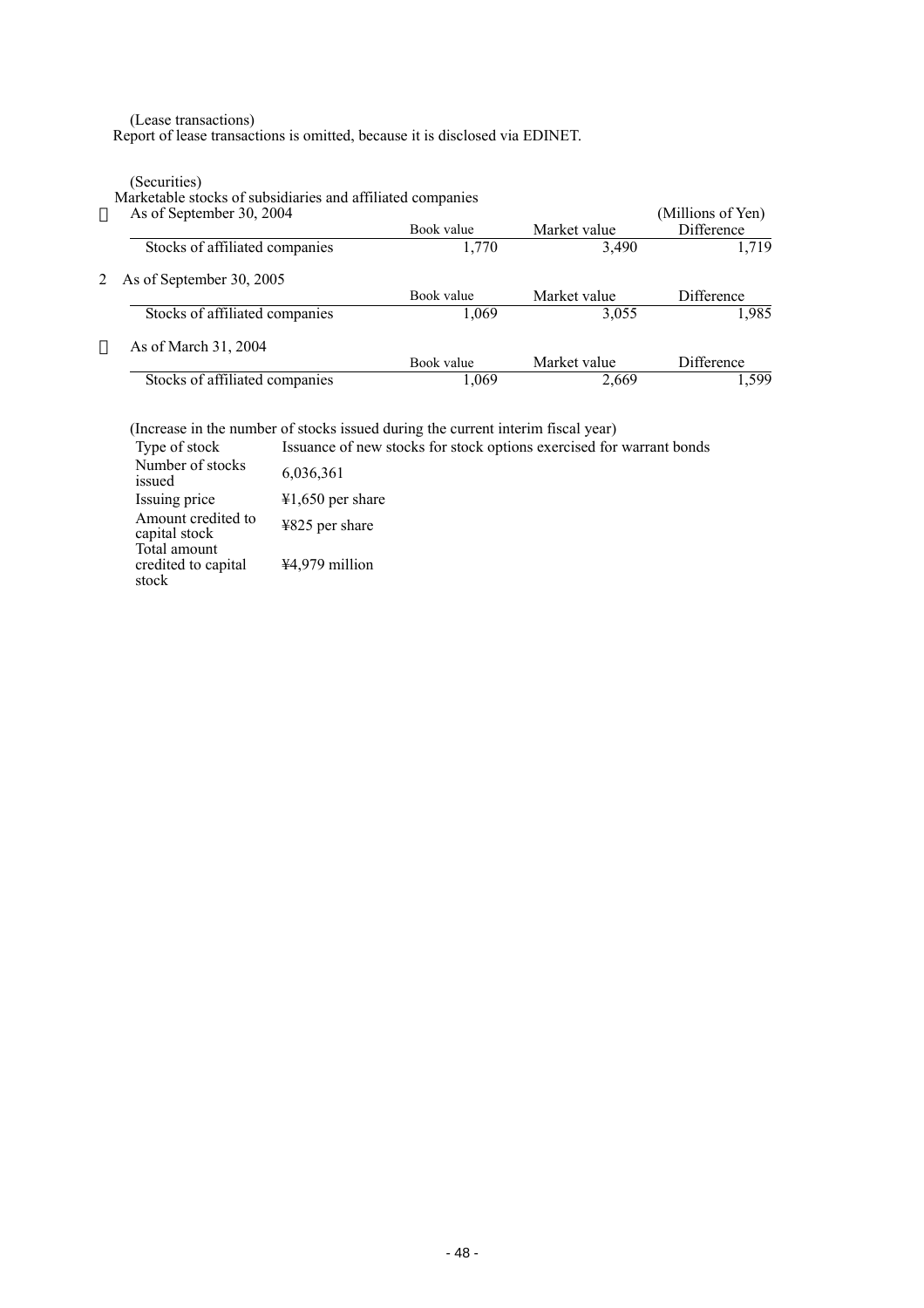(Lease transactions)

Report of lease transactions is omitted, because it is disclosed via EDINET.

(Securities)

Marketable stocks of subsidiaries and affiliated companies

 As of September 30, 2004

(Millions of Yen)

| | Book value | Market value | Difference |
|---|---|---|---|
| Stocks of affiliated companies | 1,770 | 3,490 | 1,719 |

2 As of September 30, 2005

| | Book value | Market value | Difference |
|---|---|---|---|
| Stocks of affiliated companies | 1,069 | 3,055 | 1,985 |

 As of March 31, 2004

| | Book value | Market value | Difference |
|---|---|---|---|
| Stocks of affiliated companies | 1,069 | 2,669 | 1,599 |

(Increase in the number of stocks issued during the current interim fiscal year)

| | |
|---|---|
| Type of stock | Issuance of new stocks for stock options exercised for warrant bonds |
| Number of stocks issued | 6,036,361 |
| Issuing price | ¥1,650 per share |
| Amount credited to capital stock | ¥825 per share |
| Total amount credited to capital stock | ¥4,979 million |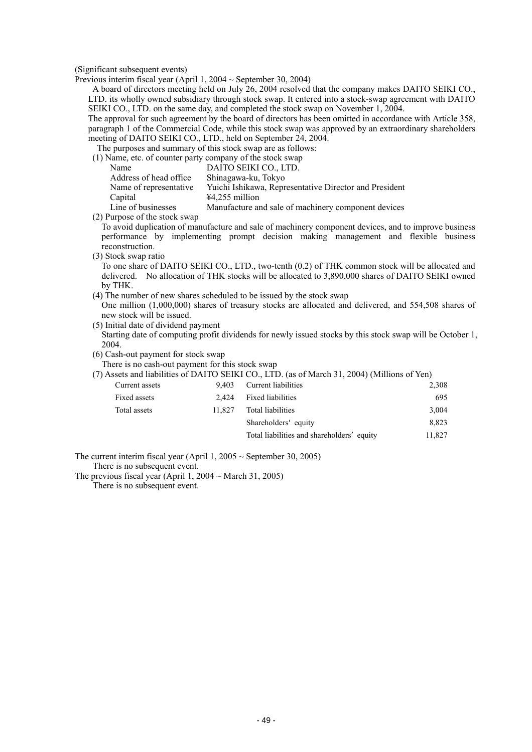(Significant subsequent events)

Previous interim fiscal year (April 1, 2004 ~ September 30, 2004)

A board of directors meeting held on July 26, 2004 resolved that the company makes DAITO SEIKI CO., LTD. its wholly owned subsidiary through stock swap. It entered into a stock-swap agreement with DAITO SEIKI CO., LTD. on the same day, and completed the stock swap on November 1, 2004.

The approval for such agreement by the board of directors has been omitted in accordance with Article 358, paragraph 1 of the Commercial Code, while this stock swap was approved by an extraordinary shareholders meeting of DAITO SEIKI CO., LTD., held on September 24, 2004.

The purposes and summary of this stock swap are as follows:

(1) Name, etc. of counter party company of the stock swap

| | |
|---|---|
| Name | DAITO SEIKI CO., LTD. |
| Address of head office | Shinagawa-ku, Tokyo |
| Name of representative | Yuichi Ishikawa, Representative Director and President |
| Capital | ¥4,255 million |
| Line of businesses | Manufacture and sale of machinery component devices |

(2) Purpose of the stock swap

To avoid duplication of manufacture and sale of machinery component devices, and to improve business performance by implementing prompt decision making management and flexible business reconstruction.

(3) Stock swap ratio

To one share of DAITO SEIKI CO., LTD., two-tenth (0.2) of THK common stock will be allocated and delivered. No allocation of THK stocks will be allocated to 3,890,000 shares of DAITO SEIKI owned by THK.

(4) The number of new shares scheduled to be issued by the stock swap

One million (1,000,000) shares of treasury stocks are allocated and delivered, and 554,508 shares of new stock will be issued.

(5) Initial date of dividend payment

Starting date of computing profit dividends for newly issued stocks by this stock swap will be October 1, 2004.

(6) Cash-out payment for stock swap

There is no cash-out payment for this stock swap

(7) Assets and liabilities of DAITO SEIKI CO., LTD. (as of March 31, 2004) (Millions of Yen)

| | | | |
|---|---|---|---|
| Current assets | 9,403 | Current liabilities | 2,308 |
| Fixed assets | 2,424 | Fixed liabilities | 695 |
| Total assets | 11,827 | Total liabilities | 3,004 |
| | | Shareholders' equity | 8,823 |
| | | Total liabilities and shareholders' equity | 11,827 |

The current interim fiscal year (April 1, 2005 ~ September 30, 2005)

There is no subsequent event.

The previous fiscal year (April 1, 2004 ~ March 31, 2005)

There is no subsequent event.